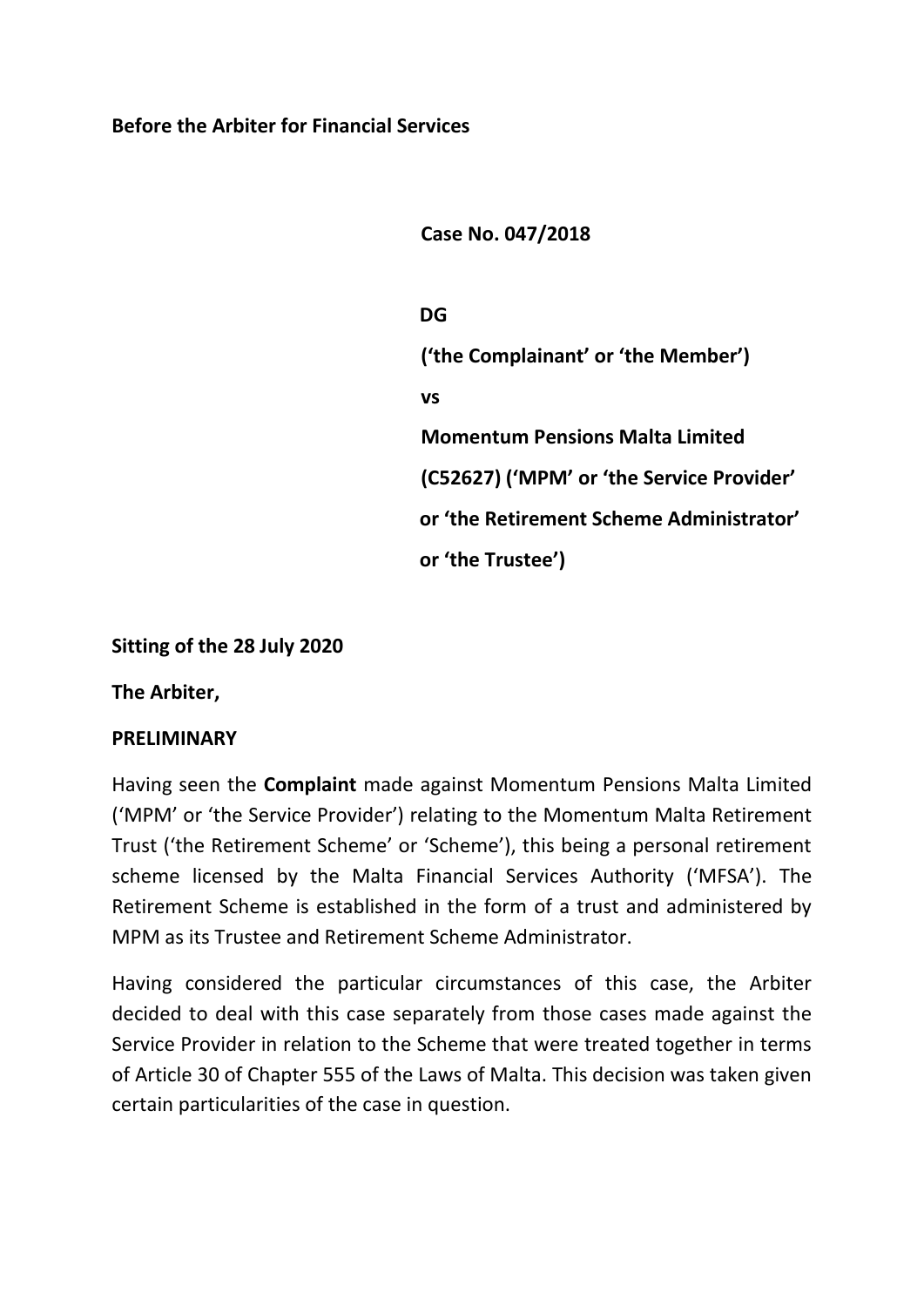**Before the Arbiter for Financial Services**

**Case No. 047/2018**

**DG**

**('the Complainant' or 'the Member')**

**vs**

**Momentum Pensions Malta Limited**

**(C52627) ('MPM' or 'the Service Provider'**

**or 'the Retirement Scheme Administrator'**

**or 'the Trustee')**

**Sitting of the 28 July 2020**

**The Arbiter,**

**PRELIMINARY**

Having seen the **Complaint** made against Momentum Pensions Malta Limited ('MPM' or 'the Service Provider') relating to the Momentum Malta Retirement Trust ('the Retirement Scheme' or 'Scheme'), this being a personal retirement scheme licensed by the Malta Financial Services Authority ('MFSA'). The Retirement Scheme is established in the form of a trust and administered by MPM as its Trustee and Retirement Scheme Administrator.

Having considered the particular circumstances of this case, the Arbiter decided to deal with this case separately from those cases made against the Service Provider in relation to the Scheme that were treated together in terms of Article 30 of Chapter 555 of the Laws of Malta. This decision was taken given certain particularities of the case in question.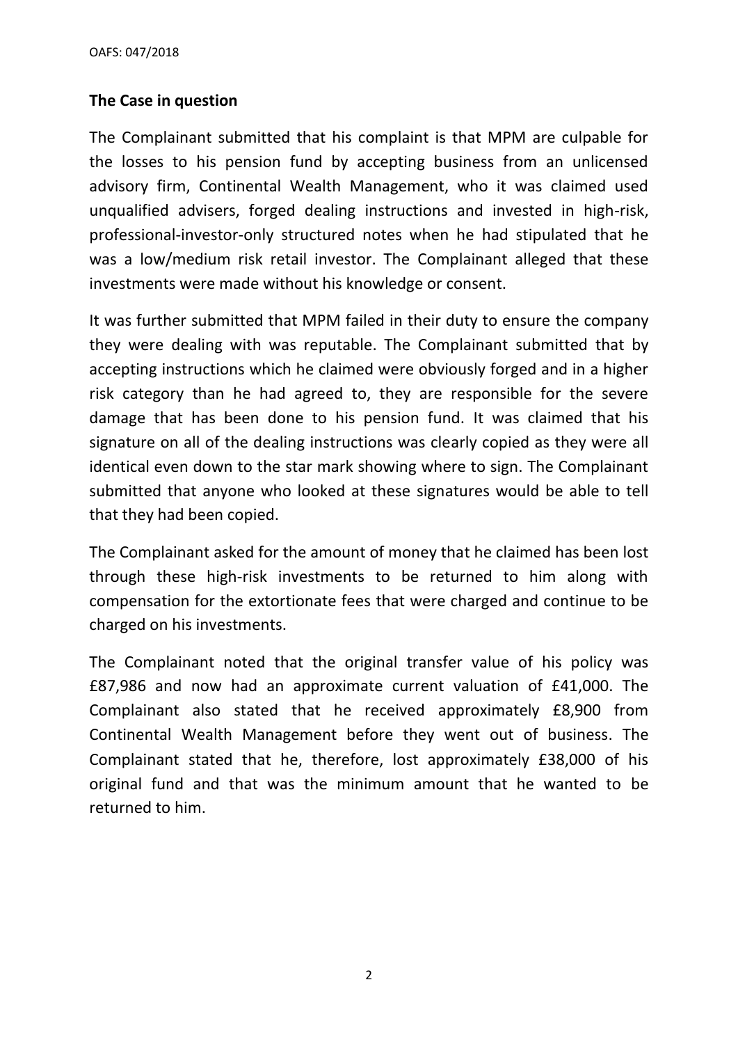**The Case in question**

The Complainant submitted that his complaint is that MPM are culpable for the losses to his pension fund by accepting business from an unlicensed advisory firm, Continental Wealth Management, who it was claimed used unqualified advisers, forged dealing instructions and invested in high-risk, professional-investor-only structured notes when he had stipulated that he was a low/medium risk retail investor. The Complainant alleged that these investments were made without his knowledge or consent.

It was further submitted that MPM failed in their duty to ensure the company they were dealing with was reputable. The Complainant submitted that by accepting instructions which he claimed were obviously forged and in a higher risk category than he had agreed to, they are responsible for the severe damage that has been done to his pension fund. It was claimed that his signature on all of the dealing instructions was clearly copied as they were all identical even down to the star mark showing where to sign. The Complainant submitted that anyone who looked at these signatures would be able to tell that they had been copied.

The Complainant asked for the amount of money that he claimed has been lost through these high-risk investments to be returned to him along with compensation for the extortionate fees that were charged and continue to be charged on his investments.

The Complainant noted that the original transfer value of his policy was £87,986 and now had an approximate current valuation of £41,000. The Complainant also stated that he received approximately £8,900 from Continental Wealth Management before they went out of business. The Complainant stated that he, therefore, lost approximately £38,000 of his original fund and that was the minimum amount that he wanted to be returned to him.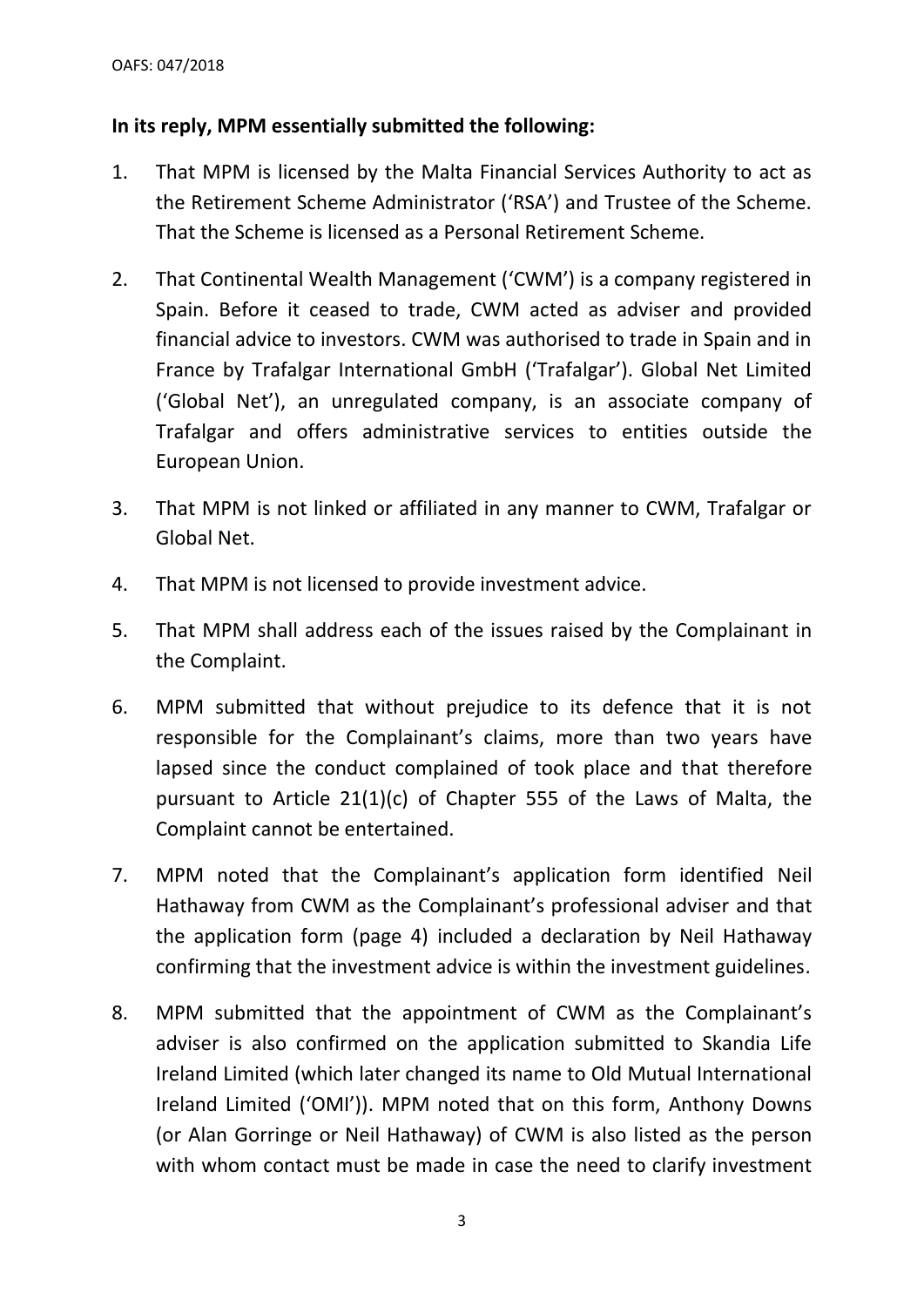**In its reply, MPM essentially submitted the following:**

1. That MPM is licensed by the Malta Financial Services Authority to act as the Retirement Scheme Administrator ('RSA') and Trustee of the Scheme. That the Scheme is licensed as a Personal Retirement Scheme.

2. That Continental Wealth Management ('CWM') is a company registered in Spain. Before it ceased to trade, CWM acted as adviser and provided financial advice to investors. CWM was authorised to trade in Spain and in France by Trafalgar International GmbH ('Trafalgar'). Global Net Limited ('Global Net'), an unregulated company, is an associate company of Trafalgar and offers administrative services to entities outside the European Union.

3. That MPM is not linked or affiliated in any manner to CWM, Trafalgar or Global Net.

4. That MPM is not licensed to provide investment advice.

5. That MPM shall address each of the issues raised by the Complainant in the Complaint.

6. MPM submitted that without prejudice to its defence that it is not responsible for the Complainant's claims, more than two years have lapsed since the conduct complained of took place and that therefore pursuant to Article 21(1)(c) of Chapter 555 of the Laws of Malta, the Complaint cannot be entertained.

7. MPM noted that the Complainant's application form identified Neil Hathaway from CWM as the Complainant's professional adviser and that the application form (page 4) included a declaration by Neil Hathaway confirming that the investment advice is within the investment guidelines.

8. MPM submitted that the appointment of CWM as the Complainant's adviser is also confirmed on the application submitted to Skandia Life Ireland Limited (which later changed its name to Old Mutual International Ireland Limited ('OMI')). MPM noted that on this form, Anthony Downs (or Alan Gorringe or Neil Hathaway) of CWM is also listed as the person with whom contact must be made in case the need to clarify investment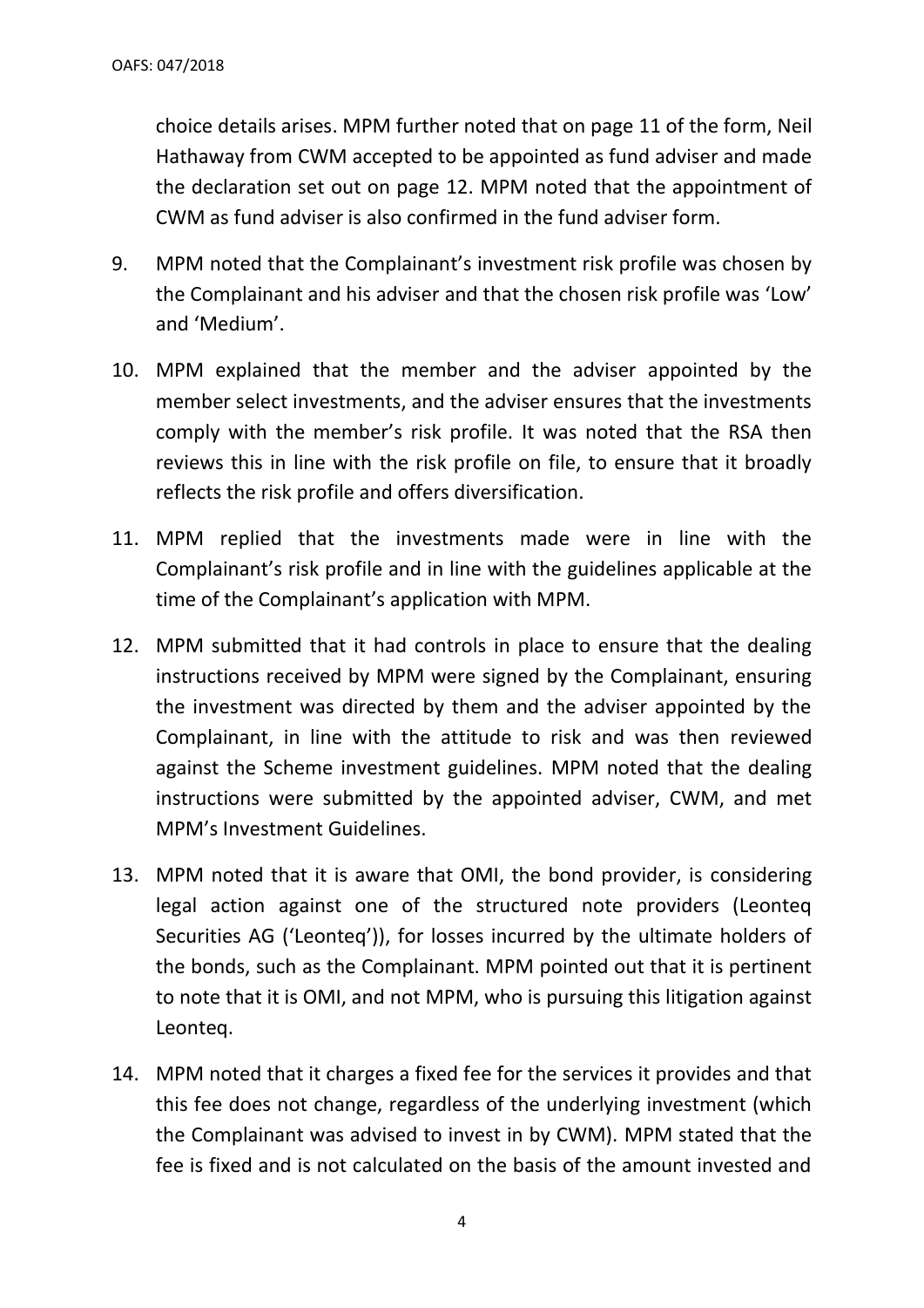choice details arises. MPM further noted that on page 11 of the form, Neil Hathaway from CWM accepted to be appointed as fund adviser and made the declaration set out on page 12. MPM noted that the appointment of CWM as fund adviser is also confirmed in the fund adviser form.

9. MPM noted that the Complainant's investment risk profile was chosen by the Complainant and his adviser and that the chosen risk profile was 'Low' and 'Medium'.

10. MPM explained that the member and the adviser appointed by the member select investments, and the adviser ensures that the investments comply with the member's risk profile. It was noted that the RSA then reviews this in line with the risk profile on file, to ensure that it broadly reflects the risk profile and offers diversification.

11. MPM replied that the investments made were in line with the Complainant's risk profile and in line with the guidelines applicable at the time of the Complainant's application with MPM.

12. MPM submitted that it had controls in place to ensure that the dealing instructions received by MPM were signed by the Complainant, ensuring the investment was directed by them and the adviser appointed by the Complainant, in line with the attitude to risk and was then reviewed against the Scheme investment guidelines. MPM noted that the dealing instructions were submitted by the appointed adviser, CWM, and met MPM's Investment Guidelines.

13. MPM noted that it is aware that OMI, the bond provider, is considering legal action against one of the structured note providers (Leonteq Securities AG ('Leonteq')), for losses incurred by the ultimate holders of the bonds, such as the Complainant. MPM pointed out that it is pertinent to note that it is OMI, and not MPM, who is pursuing this litigation against Leonteq.

14. MPM noted that it charges a fixed fee for the services it provides and that this fee does not change, regardless of the underlying investment (which the Complainant was advised to invest in by CWM). MPM stated that the fee is fixed and is not calculated on the basis of the amount invested and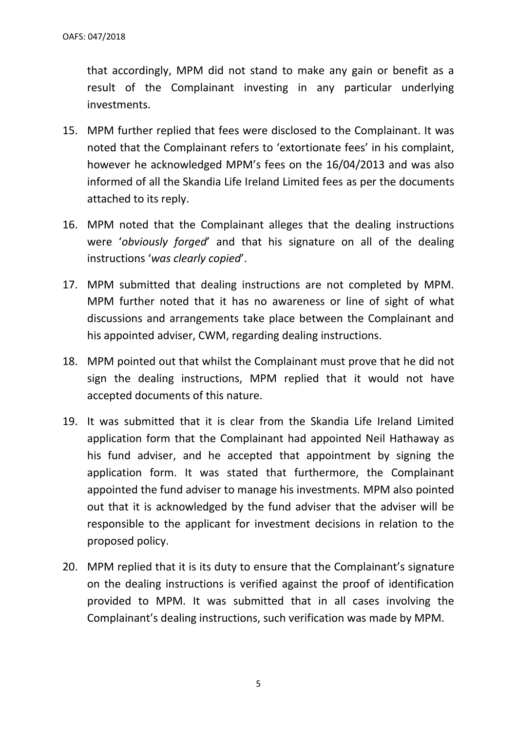that accordingly, MPM did not stand to make any gain or benefit as a result of the Complainant investing in any particular underlying investments.

15. MPM further replied that fees were disclosed to the Complainant. It was noted that the Complainant refers to 'extortionate fees' in his complaint, however he acknowledged MPM's fees on the 16/04/2013 and was also informed of all the Skandia Life Ireland Limited fees as per the documents attached to its reply.

16. MPM noted that the Complainant alleges that the dealing instructions were '*obviously forged*' and that his signature on all of the dealing instructions '*was clearly copied*'.

17. MPM submitted that dealing instructions are not completed by MPM. MPM further noted that it has no awareness or line of sight of what discussions and arrangements take place between the Complainant and his appointed adviser, CWM, regarding dealing instructions.

18. MPM pointed out that whilst the Complainant must prove that he did not sign the dealing instructions, MPM replied that it would not have accepted documents of this nature.

19. It was submitted that it is clear from the Skandia Life Ireland Limited application form that the Complainant had appointed Neil Hathaway as his fund adviser, and he accepted that appointment by signing the application form. It was stated that furthermore, the Complainant appointed the fund adviser to manage his investments. MPM also pointed out that it is acknowledged by the fund adviser that the adviser will be responsible to the applicant for investment decisions in relation to the proposed policy.

20. MPM replied that it is its duty to ensure that the Complainant's signature on the dealing instructions is verified against the proof of identification provided to MPM. It was submitted that in all cases involving the Complainant's dealing instructions, such verification was made by MPM.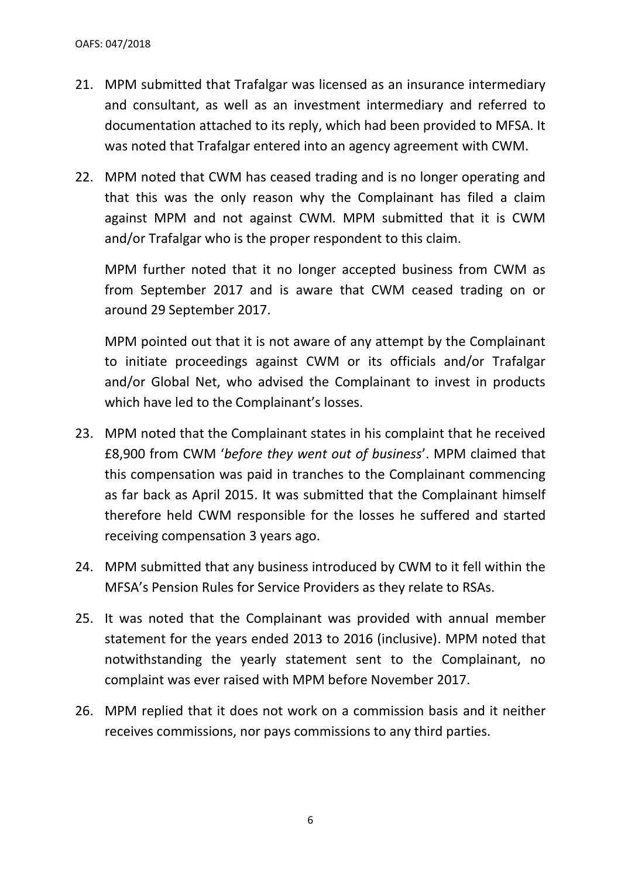21. MPM submitted that Trafalgar was licensed as an insurance intermediary and consultant, as well as an investment intermediary and referred to documentation attached to its reply, which had been provided to MFSA. It was noted that Trafalgar entered into an agency agreement with CWM.

22. MPM noted that CWM has ceased trading and is no longer operating and that this was the only reason why the Complainant has filed a claim against MPM and not against CWM. MPM submitted that it is CWM and/or Trafalgar who is the proper respondent to this claim.

    MPM further noted that it no longer accepted business from CWM as from September 2017 and is aware that CWM ceased trading on or around 29 September 2017.

    MPM pointed out that it is not aware of any attempt by the Complainant to initiate proceedings against CWM or its officials and/or Trafalgar and/or Global Net, who advised the Complainant to invest in products which have led to the Complainant's losses.

23. MPM noted that the Complainant states in his complaint that he received £8,900 from CWM '*before they went out of business*'. MPM claimed that this compensation was paid in tranches to the Complainant commencing as far back as April 2015. It was submitted that the Complainant himself therefore held CWM responsible for the losses he suffered and started receiving compensation 3 years ago.

24. MPM submitted that any business introduced by CWM to it fell within the MFSA's Pension Rules for Service Providers as they relate to RSAs.

25. It was noted that the Complainant was provided with annual member statement for the years ended 2013 to 2016 (inclusive). MPM noted that notwithstanding the yearly statement sent to the Complainant, no complaint was ever raised with MPM before November 2017.

26. MPM replied that it does not work on a commission basis and it neither receives commissions, nor pays commissions to any third parties.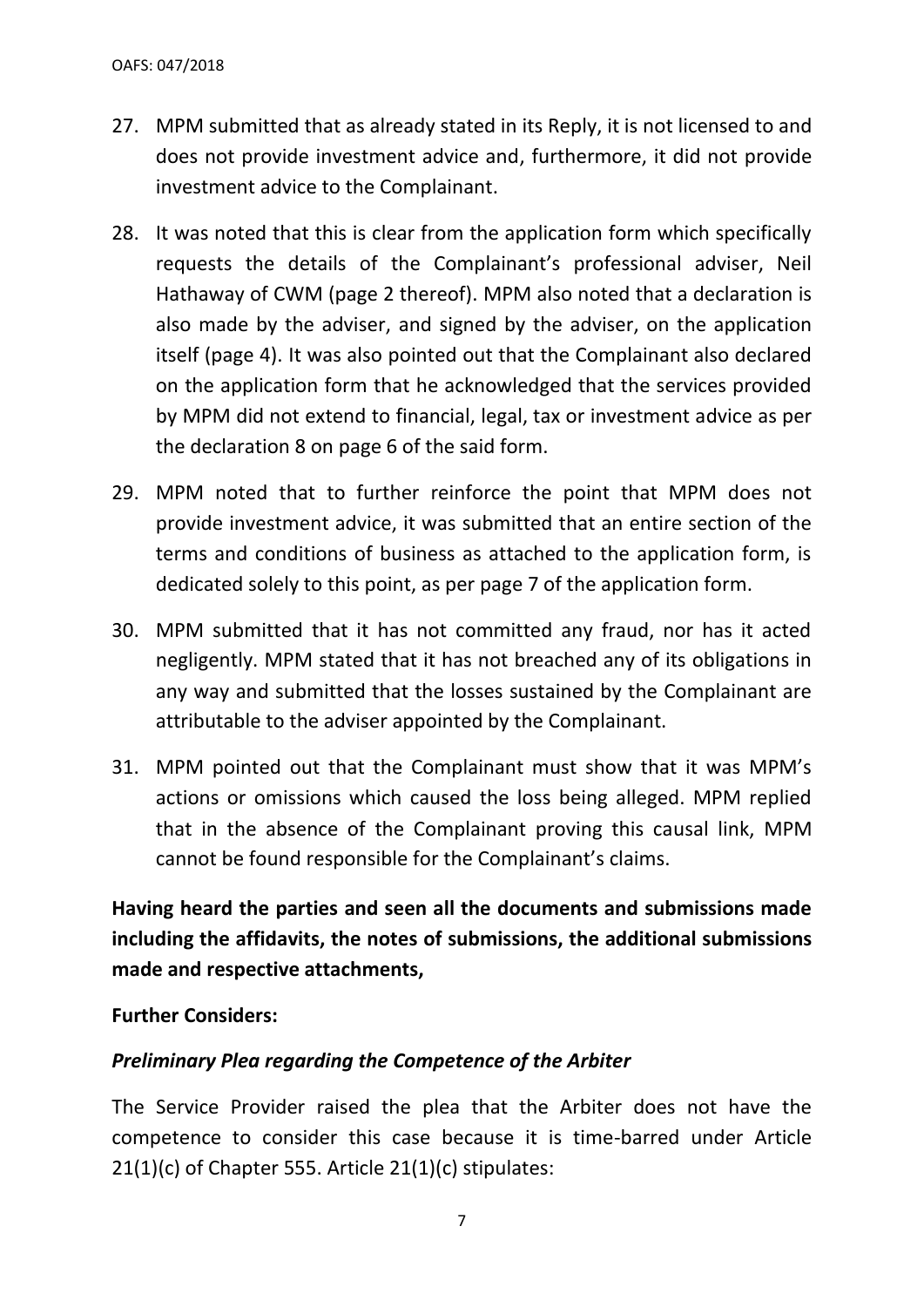27. MPM submitted that as already stated in its Reply, it is not licensed to and does not provide investment advice and, furthermore, it did not provide investment advice to the Complainant.

28. It was noted that this is clear from the application form which specifically requests the details of the Complainant's professional adviser, Neil Hathaway of CWM (page 2 thereof). MPM also noted that a declaration is also made by the adviser, and signed by the adviser, on the application itself (page 4). It was also pointed out that the Complainant also declared on the application form that he acknowledged that the services provided by MPM did not extend to financial, legal, tax or investment advice as per the declaration 8 on page 6 of the said form.

29. MPM noted that to further reinforce the point that MPM does not provide investment advice, it was submitted that an entire section of the terms and conditions of business as attached to the application form, is dedicated solely to this point, as per page 7 of the application form.

30. MPM submitted that it has not committed any fraud, nor has it acted negligently. MPM stated that it has not breached any of its obligations in any way and submitted that the losses sustained by the Complainant are attributable to the adviser appointed by the Complainant.

31. MPM pointed out that the Complainant must show that it was MPM's actions or omissions which caused the loss being alleged. MPM replied that in the absence of the Complainant proving this causal link, MPM cannot be found responsible for the Complainant's claims.

**Having heard the parties and seen all the documents and submissions made including the affidavits, the notes of submissions, the additional submissions made and respective attachments,**

**Further Considers:**

***Preliminary Plea regarding the Competence of the Arbiter***

The Service Provider raised the plea that the Arbiter does not have the competence to consider this case because it is time-barred under Article 21(1)(c) of Chapter 555. Article 21(1)(c) stipulates: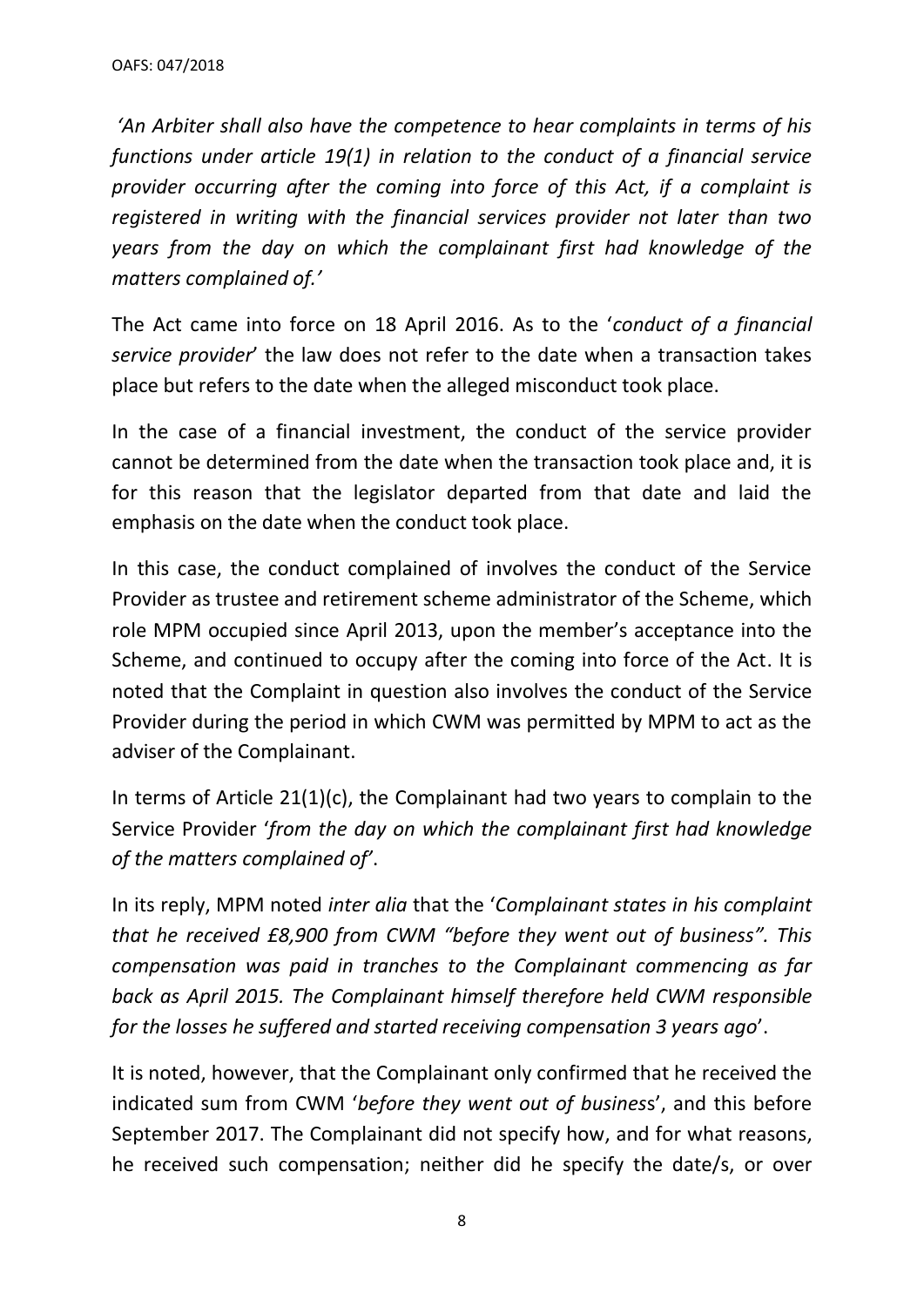*'An Arbiter shall also have the competence to hear complaints in terms of his functions under article 19(1) in relation to the conduct of a financial service provider occurring after the coming into force of this Act, if a complaint is registered in writing with the financial services provider not later than two years from the day on which the complainant first had knowledge of the matters complained of.'*

The Act came into force on 18 April 2016. As to the '*conduct of a financial service provider*' the law does not refer to the date when a transaction takes place but refers to the date when the alleged misconduct took place.

In the case of a financial investment, the conduct of the service provider cannot be determined from the date when the transaction took place and, it is for this reason that the legislator departed from that date and laid the emphasis on the date when the conduct took place.

In this case, the conduct complained of involves the conduct of the Service Provider as trustee and retirement scheme administrator of the Scheme, which role MPM occupied since April 2013, upon the member's acceptance into the Scheme, and continued to occupy after the coming into force of the Act. It is noted that the Complaint in question also involves the conduct of the Service Provider during the period in which CWM was permitted by MPM to act as the adviser of the Complainant.

In terms of Article 21(1)(c), the Complainant had two years to complain to the Service Provider '*from the day on which the complainant first had knowledge of the matters complained of*'.

In its reply, MPM noted *inter alia* that the '*Complainant states in his complaint that he received £8,900 from CWM "before they went out of business". This compensation was paid in tranches to the Complainant commencing as far back as April 2015. The Complainant himself therefore held CWM responsible for the losses he suffered and started receiving compensation 3 years ago*'.

It is noted, however, that the Complainant only confirmed that he received the indicated sum from CWM '*before they went out of business*', and this before September 2017. The Complainant did not specify how, and for what reasons, he received such compensation; neither did he specify the date/s, or over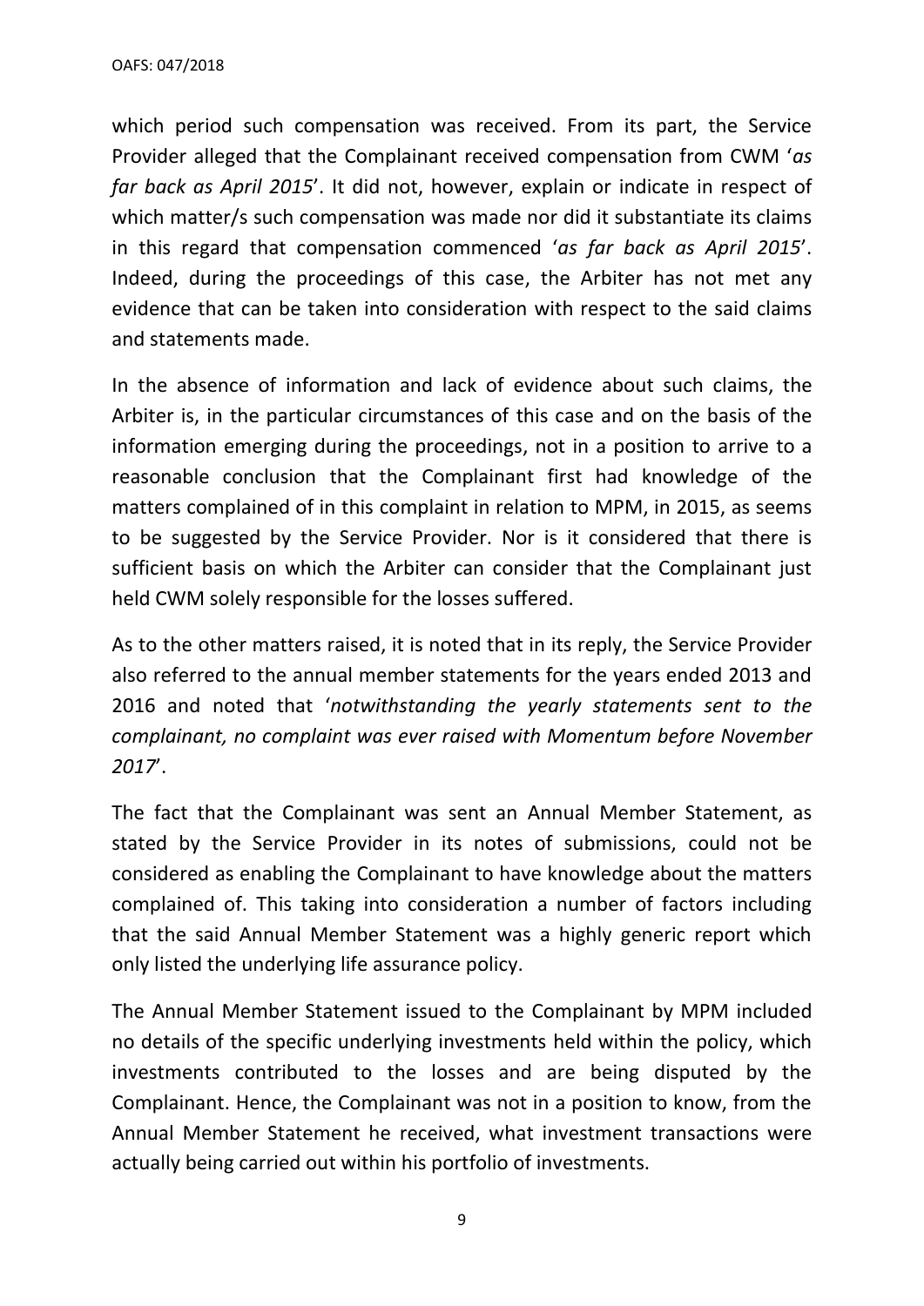which period such compensation was received. From its part, the Service Provider alleged that the Complainant received compensation from CWM '*as far back as April 2015*'. It did not, however, explain or indicate in respect of which matter/s such compensation was made nor did it substantiate its claims in this regard that compensation commenced '*as far back as April 2015*'. Indeed, during the proceedings of this case, the Arbiter has not met any evidence that can be taken into consideration with respect to the said claims and statements made.

In the absence of information and lack of evidence about such claims, the Arbiter is, in the particular circumstances of this case and on the basis of the information emerging during the proceedings, not in a position to arrive to a reasonable conclusion that the Complainant first had knowledge of the matters complained of in this complaint in relation to MPM, in 2015, as seems to be suggested by the Service Provider. Nor is it considered that there is sufficient basis on which the Arbiter can consider that the Complainant just held CWM solely responsible for the losses suffered.

As to the other matters raised, it is noted that in its reply, the Service Provider also referred to the annual member statements for the years ended 2013 and 2016 and noted that '*notwithstanding the yearly statements sent to the complainant, no complaint was ever raised with Momentum before November 2017*'.

The fact that the Complainant was sent an Annual Member Statement, as stated by the Service Provider in its notes of submissions, could not be considered as enabling the Complainant to have knowledge about the matters complained of. This taking into consideration a number of factors including that the said Annual Member Statement was a highly generic report which only listed the underlying life assurance policy.

The Annual Member Statement issued to the Complainant by MPM included no details of the specific underlying investments held within the policy, which investments contributed to the losses and are being disputed by the Complainant. Hence, the Complainant was not in a position to know, from the Annual Member Statement he received, what investment transactions were actually being carried out within his portfolio of investments.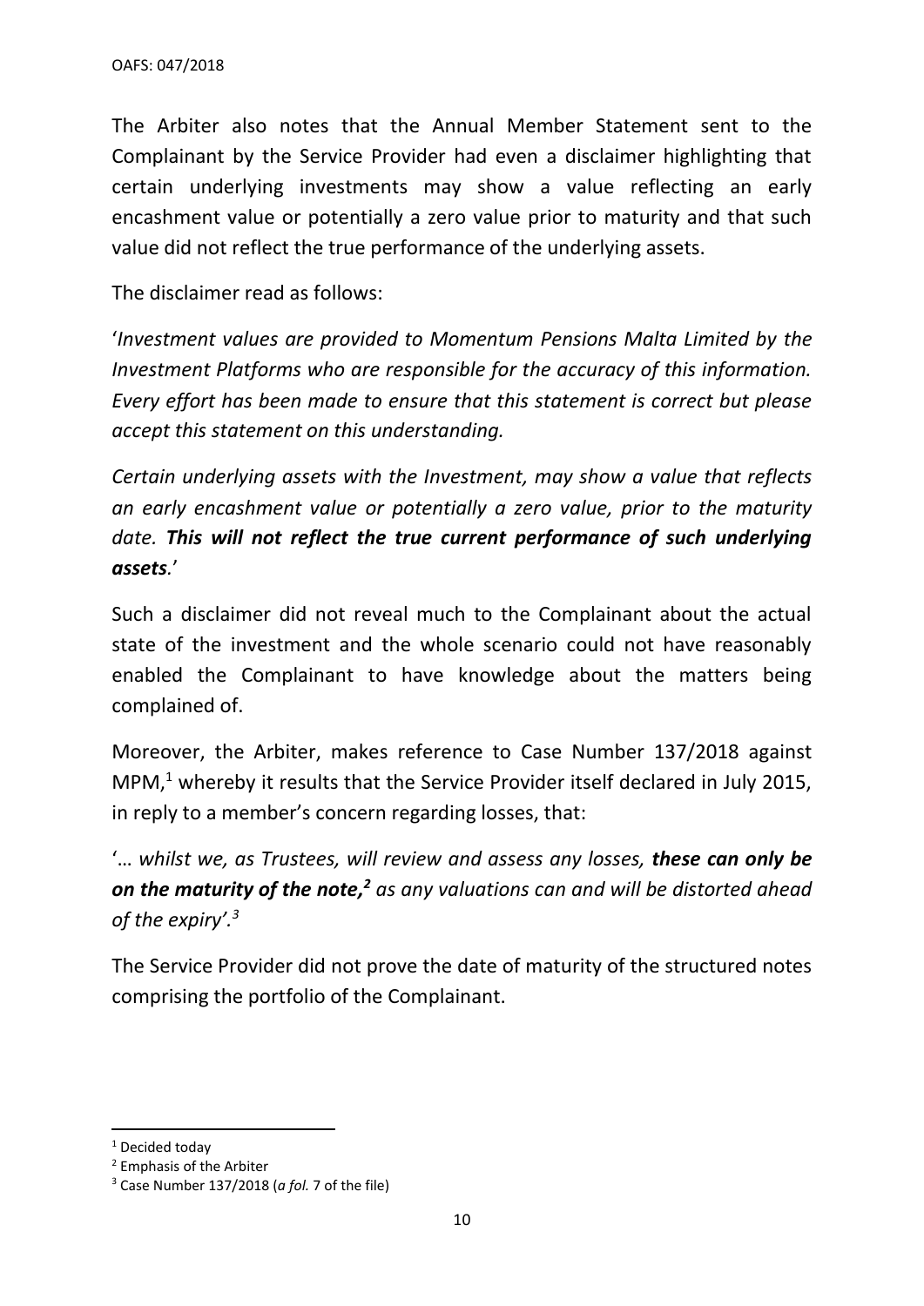The Arbiter also notes that the Annual Member Statement sent to the Complainant by the Service Provider had even a disclaimer highlighting that certain underlying investments may show a value reflecting an early encashment value or potentially a zero value prior to maturity and that such value did not reflect the true performance of the underlying assets.

The disclaimer read as follows:

'*Investment values are provided to Momentum Pensions Malta Limited by the Investment Platforms who are responsible for the accuracy of this information. Every effort has been made to ensure that this statement is correct but please accept this statement on this understanding.*

*Certain underlying assets with the Investment, may show a value that reflects an early encashment value or potentially a zero value, prior to the maturity date.* ***This will not reflect the true current performance of such underlying assets****.*'

Such a disclaimer did not reveal much to the Complainant about the actual state of the investment and the whole scenario could not have reasonably enabled the Complainant to have knowledge about the matters being complained of.

Moreover, the Arbiter, makes reference to Case Number 137/2018 against MPM,[1] whereby it results that the Service Provider itself declared in July 2015, in reply to a member's concern regarding losses, that:

'*… whilst we, as Trustees, will review and assess any losses,* ***these can only be on the maturity of the note,***[2] *as any valuations can and will be distorted ahead of the expiry'.*[3]

The Service Provider did not prove the date of maturity of the structured notes comprising the portfolio of the Complainant.

---

[1] Decided today

[2] Emphasis of the Arbiter

[3] Case Number 137/2018 (*a fol.* 7 of the file)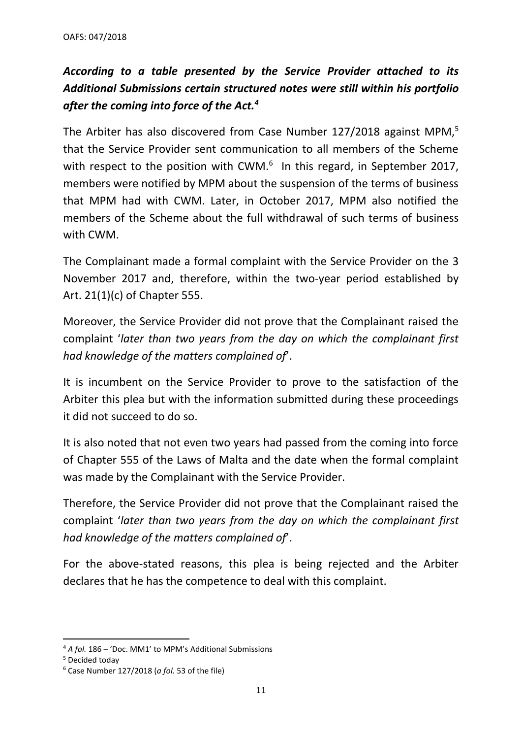***According to a table presented by the Service Provider attached to its Additional Submissions certain structured notes were still within his portfolio after the coming into force of the Act.[4]***

The Arbiter has also discovered from Case Number 127/2018 against MPM,[5] that the Service Provider sent communication to all members of the Scheme with respect to the position with CWM.[6] In this regard, in September 2017, members were notified by MPM about the suspension of the terms of business that MPM had with CWM. Later, in October 2017, MPM also notified the members of the Scheme about the full withdrawal of such terms of business with CWM.

The Complainant made a formal complaint with the Service Provider on the 3 November 2017 and, therefore, within the two-year period established by Art. 21(1)(c) of Chapter 555.

Moreover, the Service Provider did not prove that the Complainant raised the complaint '*later than two years from the day on which the complainant first had knowledge of the matters complained of*'.

It is incumbent on the Service Provider to prove to the satisfaction of the Arbiter this plea but with the information submitted during these proceedings it did not succeed to do so.

It is also noted that not even two years had passed from the coming into force of Chapter 555 of the Laws of Malta and the date when the formal complaint was made by the Complainant with the Service Provider.

Therefore, the Service Provider did not prove that the Complainant raised the complaint '*later than two years from the day on which the complainant first had knowledge of the matters complained of*'.

For the above-stated reasons, this plea is being rejected and the Arbiter declares that he has the competence to deal with this complaint.

---

[4] *A fol.* 186 – 'Doc. MM1' to MPM's Additional Submissions

[5] Decided today

[6] Case Number 127/2018 (*a fol.* 53 of the file)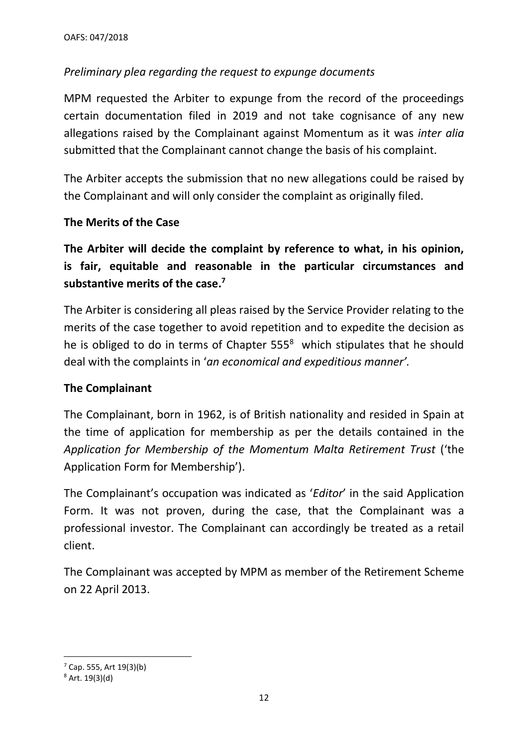*Preliminary plea regarding the request to expunge documents*

MPM requested the Arbiter to expunge from the record of the proceedings certain documentation filed in 2019 and not take cognisance of any new allegations raised by the Complainant against Momentum as it was *inter alia* submitted that the Complainant cannot change the basis of his complaint.

The Arbiter accepts the submission that no new allegations could be raised by the Complainant and will only consider the complaint as originally filed.

**The Merits of the Case**

**The Arbiter will decide the complaint by reference to what, in his opinion, is fair, equitable and reasonable in the particular circumstances and substantive merits of the case.[7]**

The Arbiter is considering all pleas raised by the Service Provider relating to the merits of the case together to avoid repetition and to expedite the decision as he is obliged to do in terms of Chapter 555[8] which stipulates that he should deal with the complaints in '*an economical and expeditious manner'.*

**The Complainant**

The Complainant, born in 1962, is of British nationality and resided in Spain at the time of application for membership as per the details contained in the *Application for Membership of the Momentum Malta Retirement Trust* ('the Application Form for Membership').

The Complainant's occupation was indicated as '*Editor*' in the said Application Form. It was not proven, during the case, that the Complainant was a professional investor. The Complainant can accordingly be treated as a retail client.

The Complainant was accepted by MPM as member of the Retirement Scheme on 22 April 2013.

---

[7] Cap. 555, Art 19(3)(b)

[8] Art. 19(3)(d)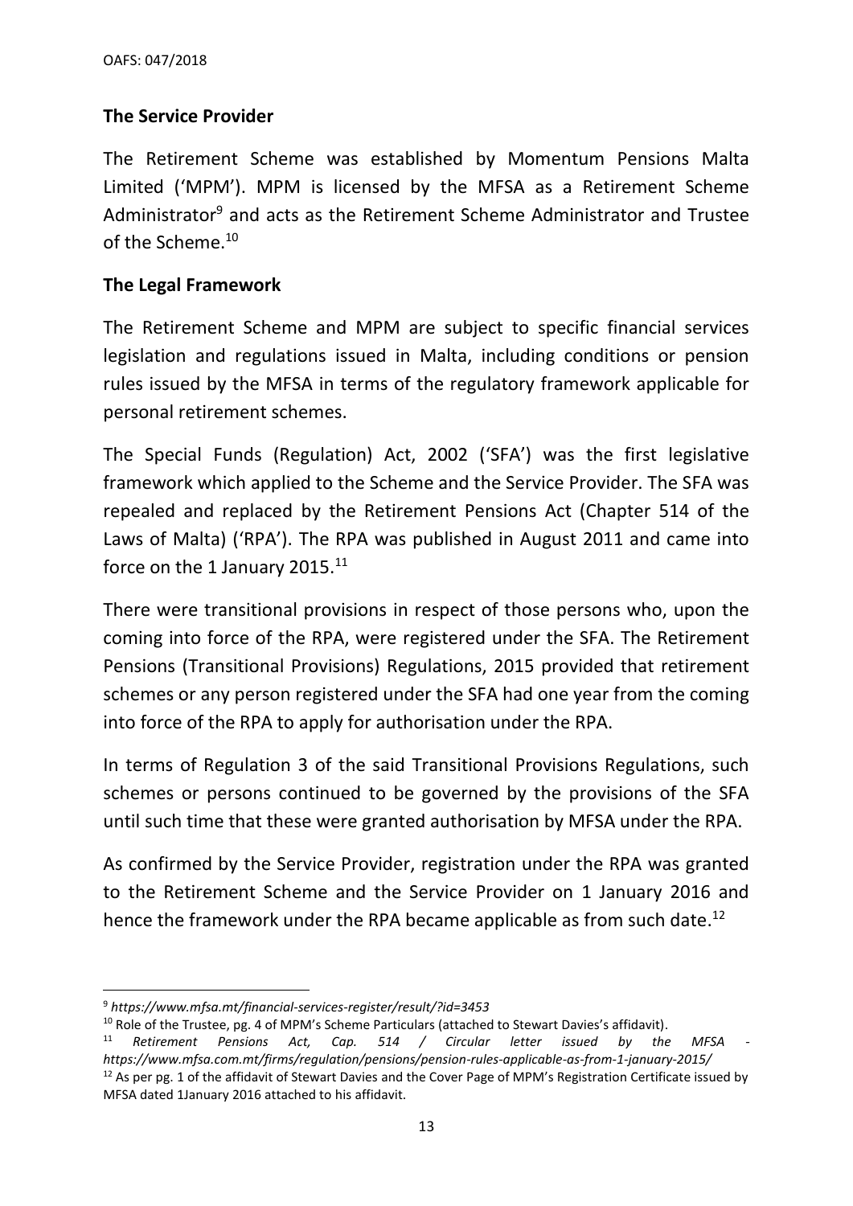**The Service Provider**

The Retirement Scheme was established by Momentum Pensions Malta Limited ('MPM'). MPM is licensed by the MFSA as a Retirement Scheme Administrator[9] and acts as the Retirement Scheme Administrator and Trustee of the Scheme.[10]

**The Legal Framework**

The Retirement Scheme and MPM are subject to specific financial services legislation and regulations issued in Malta, including conditions or pension rules issued by the MFSA in terms of the regulatory framework applicable for personal retirement schemes.

The Special Funds (Regulation) Act, 2002 ('SFA') was the first legislative framework which applied to the Scheme and the Service Provider. The SFA was repealed and replaced by the Retirement Pensions Act (Chapter 514 of the Laws of Malta) ('RPA'). The RPA was published in August 2011 and came into force on the 1 January 2015.[11]

There were transitional provisions in respect of those persons who, upon the coming into force of the RPA, were registered under the SFA. The Retirement Pensions (Transitional Provisions) Regulations, 2015 provided that retirement schemes or any person registered under the SFA had one year from the coming into force of the RPA to apply for authorisation under the RPA.

In terms of Regulation 3 of the said Transitional Provisions Regulations, such schemes or persons continued to be governed by the provisions of the SFA until such time that these were granted authorisation by MFSA under the RPA.

As confirmed by the Service Provider, registration under the RPA was granted to the Retirement Scheme and the Service Provider on 1 January 2016 and hence the framework under the RPA became applicable as from such date.[12]

---

[9] *https://www.mfsa.mt/financial-services-register/result/?id=3453*

[10] Role of the Trustee, pg. 4 of MPM's Scheme Particulars (attached to Stewart Davies's affidavit).

[11] *Retirement Pensions Act, Cap. 514 / Circular letter issued by the MFSA - https://www.mfsa.com.mt/firms/regulation/pensions/pension-rules-applicable-as-from-1-january-2015/*

[12] As per pg. 1 of the affidavit of Stewart Davies and the Cover Page of MPM's Registration Certificate issued by MFSA dated 1January 2016 attached to his affidavit.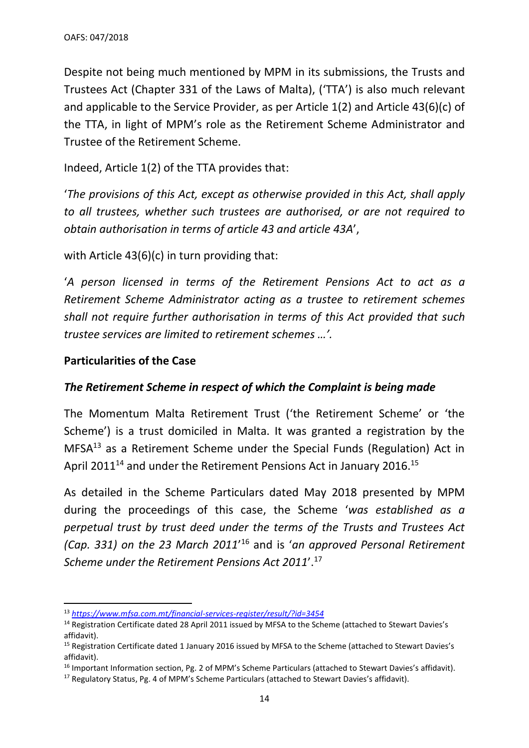Despite not being much mentioned by MPM in its submissions, the Trusts and Trustees Act (Chapter 331 of the Laws of Malta), ('TTA') is also much relevant and applicable to the Service Provider, as per Article 1(2) and Article 43(6)(c) of the TTA, in light of MPM's role as the Retirement Scheme Administrator and Trustee of the Retirement Scheme.

Indeed, Article 1(2) of the TTA provides that:

'*The provisions of this Act, except as otherwise provided in this Act, shall apply to all trustees, whether such trustees are authorised, or are not required to obtain authorisation in terms of article 43 and article 43A*',

with Article 43(6)(c) in turn providing that:

'*A person licensed in terms of the Retirement Pensions Act to act as a Retirement Scheme Administrator acting as a trustee to retirement schemes shall not require further authorisation in terms of this Act provided that such trustee services are limited to retirement schemes …'.*

**Particularities of the Case**

***The Retirement Scheme in respect of which the Complaint is being made***

The Momentum Malta Retirement Trust ('the Retirement Scheme' or 'the Scheme') is a trust domiciled in Malta. It was granted a registration by the MFSA[13] as a Retirement Scheme under the Special Funds (Regulation) Act in April 2011[14] and under the Retirement Pensions Act in January 2016.[15]

As detailed in the Scheme Particulars dated May 2018 presented by MPM during the proceedings of this case, the Scheme '*was established as a perpetual trust by trust deed under the terms of the Trusts and Trustees Act (Cap. 331) on the 23 March 2011*'[16] and is '*an approved Personal Retirement Scheme under the Retirement Pensions Act 2011*'.[17]

---

[13] *https://www.mfsa.com.mt/financial-services-register/result/?id=3454*

[14] Registration Certificate dated 28 April 2011 issued by MFSA to the Scheme (attached to Stewart Davies's affidavit).

[15] Registration Certificate dated 1 January 2016 issued by MFSA to the Scheme (attached to Stewart Davies's affidavit).

[16] Important Information section, Pg. 2 of MPM's Scheme Particulars (attached to Stewart Davies's affidavit).

[17] Regulatory Status, Pg. 4 of MPM's Scheme Particulars (attached to Stewart Davies's affidavit).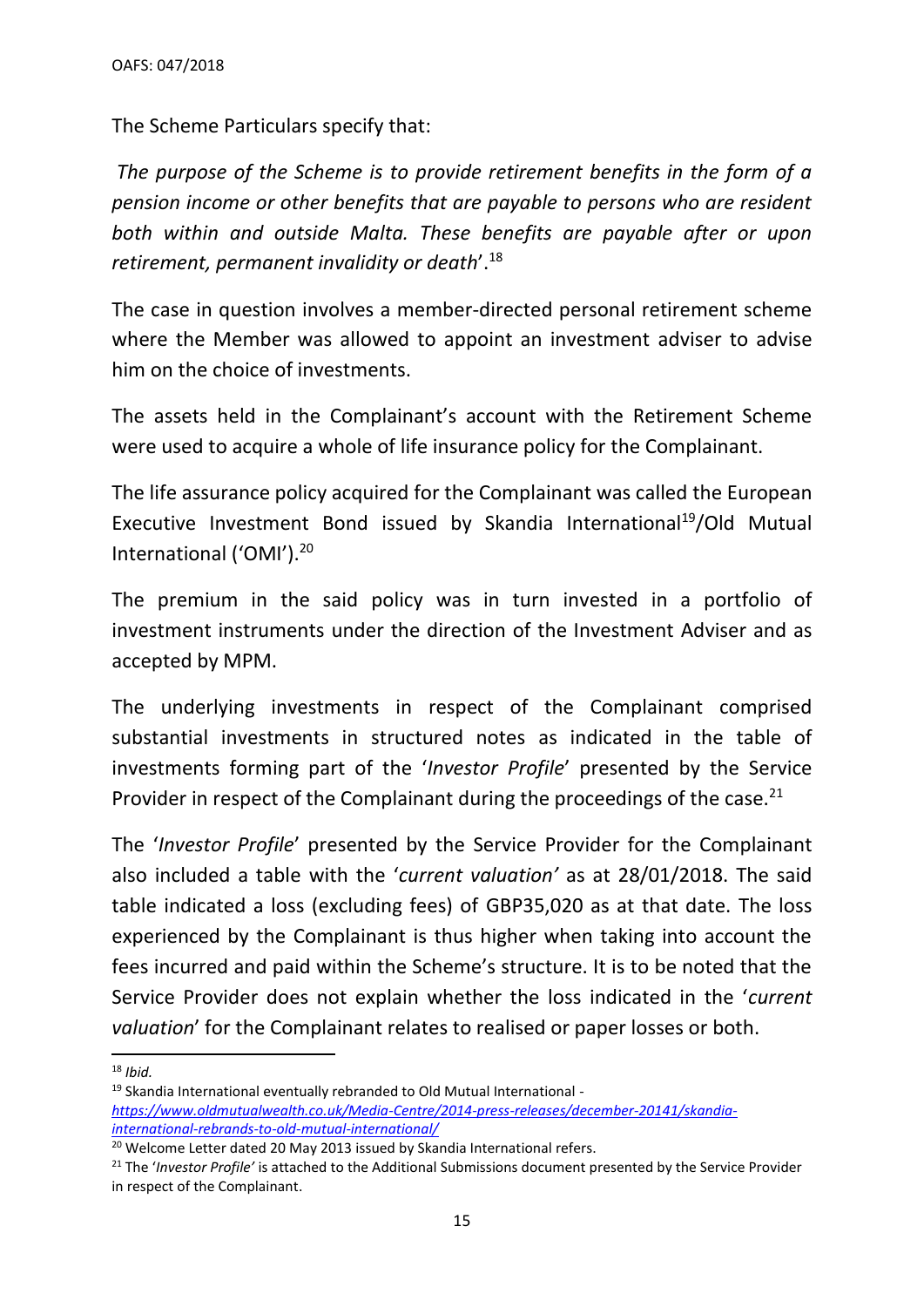The Scheme Particulars specify that:

*The purpose of the Scheme is to provide retirement benefits in the form of a pension income or other benefits that are payable to persons who are resident both within and outside Malta. These benefits are payable after or upon retirement, permanent invalidity or death*'.[18]

The case in question involves a member-directed personal retirement scheme where the Member was allowed to appoint an investment adviser to advise him on the choice of investments.

The assets held in the Complainant's account with the Retirement Scheme were used to acquire a whole of life insurance policy for the Complainant.

The life assurance policy acquired for the Complainant was called the European Executive Investment Bond issued by Skandia International[19]/Old Mutual International ('OMI').[20]

The premium in the said policy was in turn invested in a portfolio of investment instruments under the direction of the Investment Adviser and as accepted by MPM.

The underlying investments in respect of the Complainant comprised substantial investments in structured notes as indicated in the table of investments forming part of the '*Investor Profile*' presented by the Service Provider in respect of the Complainant during the proceedings of the case.[21]

The '*Investor Profile*' presented by the Service Provider for the Complainant also included a table with the '*current valuation'* as at 28/01/2018. The said table indicated a loss (excluding fees) of GBP35,020 as at that date. The loss experienced by the Complainant is thus higher when taking into account the fees incurred and paid within the Scheme's structure. It is to be noted that the Service Provider does not explain whether the loss indicated in the '*current valuation*' for the Complainant relates to realised or paper losses or both.

---

[18] *Ibid.*

[19] Skandia International eventually rebranded to Old Mutual International - *https://www.oldmutualwealth.co.uk/Media-Centre/2014-press-releases/december-20141/skandia-international-rebrands-to-old-mutual-international/*

[20] Welcome Letter dated 20 May 2013 issued by Skandia International refers.

[21] The '*Investor Profile'* is attached to the Additional Submissions document presented by the Service Provider in respect of the Complainant.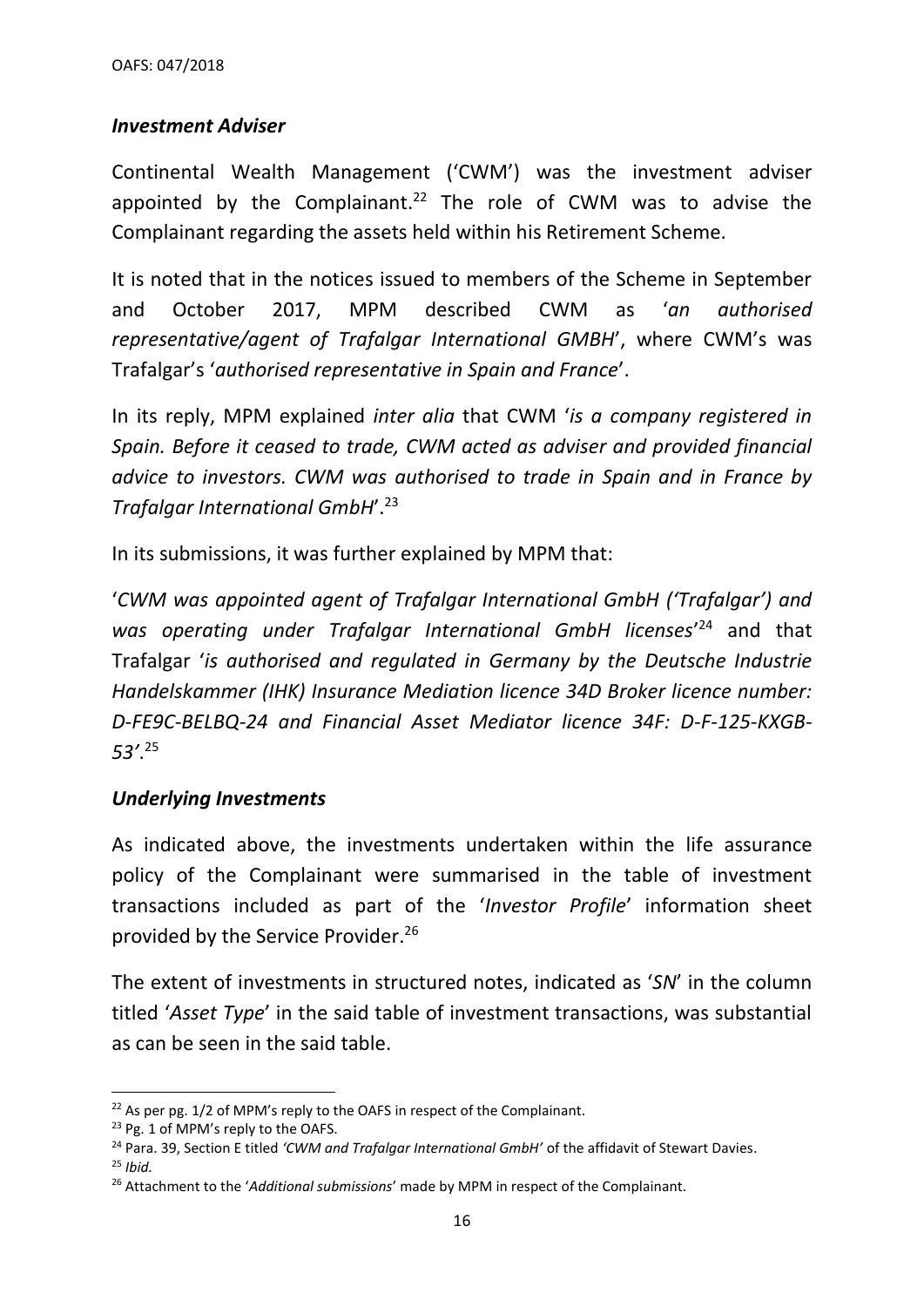### *Investment Adviser*

Continental Wealth Management ('CWM') was the investment adviser appointed by the Complainant.[22] The role of CWM was to advise the Complainant regarding the assets held within his Retirement Scheme.

It is noted that in the notices issued to members of the Scheme in September and October 2017, MPM described CWM as '*an authorised representative/agent of Trafalgar International GMBH*', where CWM's was Trafalgar's '*authorised representative in Spain and France*'.

In its reply, MPM explained *inter alia* that CWM '*is a company registered in Spain. Before it ceased to trade, CWM acted as adviser and provided financial advice to investors. CWM was authorised to trade in Spain and in France by Trafalgar International GmbH*'.[23]

In its submissions, it was further explained by MPM that:

'*CWM was appointed agent of Trafalgar International GmbH ('Trafalgar') and was operating under Trafalgar International GmbH licenses*'[24] and that Trafalgar '*is authorised and regulated in Germany by the Deutsche Industrie Handelskammer (IHK) Insurance Mediation licence 34D Broker licence number: D-FE9C-BELBQ-24 and Financial Asset Mediator licence 34F: D-F-125-KXGB-53'*.[25]

### *Underlying Investments*

As indicated above, the investments undertaken within the life assurance policy of the Complainant were summarised in the table of investment transactions included as part of the '*Investor Profile*' information sheet provided by the Service Provider.[26]

The extent of investments in structured notes, indicated as '*SN*' in the column titled '*Asset Type*' in the said table of investment transactions, was substantial as can be seen in the said table.

---

[22] As per pg. 1/2 of MPM's reply to the OAFS in respect of the Complainant.

[23] Pg. 1 of MPM's reply to the OAFS.

[24] Para. 39, Section E titled *'CWM and Trafalgar International GmbH'* of the affidavit of Stewart Davies.

[25] *Ibid.*

[26] Attachment to the '*Additional submissions*' made by MPM in respect of the Complainant.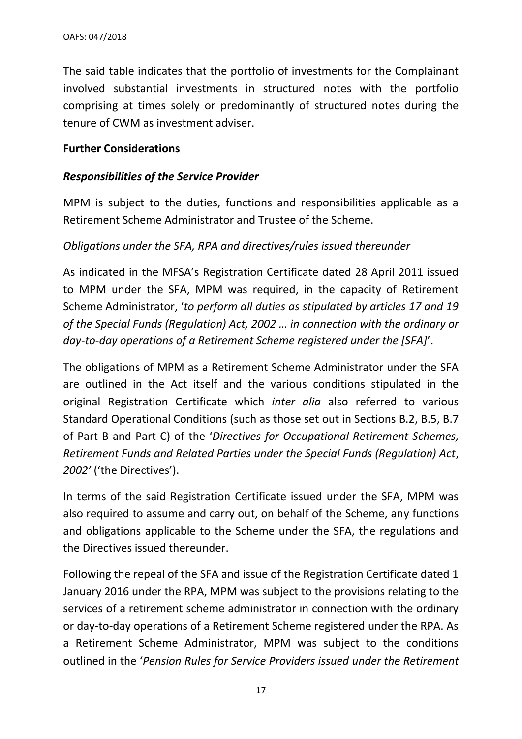The said table indicates that the portfolio of investments for the Complainant involved substantial investments in structured notes with the portfolio comprising at times solely or predominantly of structured notes during the tenure of CWM as investment adviser.

**Further Considerations**

***Responsibilities of the Service Provider***

MPM is subject to the duties, functions and responsibilities applicable as a Retirement Scheme Administrator and Trustee of the Scheme.

*Obligations under the SFA, RPA and directives/rules issued thereunder*

As indicated in the MFSA's Registration Certificate dated 28 April 2011 issued to MPM under the SFA, MPM was required, in the capacity of Retirement Scheme Administrator, '*to perform all duties as stipulated by articles 17 and 19 of the Special Funds (Regulation) Act, 2002 … in connection with the ordinary or day-to-day operations of a Retirement Scheme registered under the [SFA]*'.

The obligations of MPM as a Retirement Scheme Administrator under the SFA are outlined in the Act itself and the various conditions stipulated in the original Registration Certificate which *inter alia* also referred to various Standard Operational Conditions (such as those set out in Sections B.2, B.5, B.7 of Part B and Part C) of the '*Directives for Occupational Retirement Schemes, Retirement Funds and Related Parties under the Special Funds (Regulation) Act, 2002'* ('the Directives').

In terms of the said Registration Certificate issued under the SFA, MPM was also required to assume and carry out, on behalf of the Scheme, any functions and obligations applicable to the Scheme under the SFA, the regulations and the Directives issued thereunder.

Following the repeal of the SFA and issue of the Registration Certificate dated 1 January 2016 under the RPA, MPM was subject to the provisions relating to the services of a retirement scheme administrator in connection with the ordinary or day-to-day operations of a Retirement Scheme registered under the RPA. As a Retirement Scheme Administrator, MPM was subject to the conditions outlined in the '*Pension Rules for Service Providers issued under the Retirement*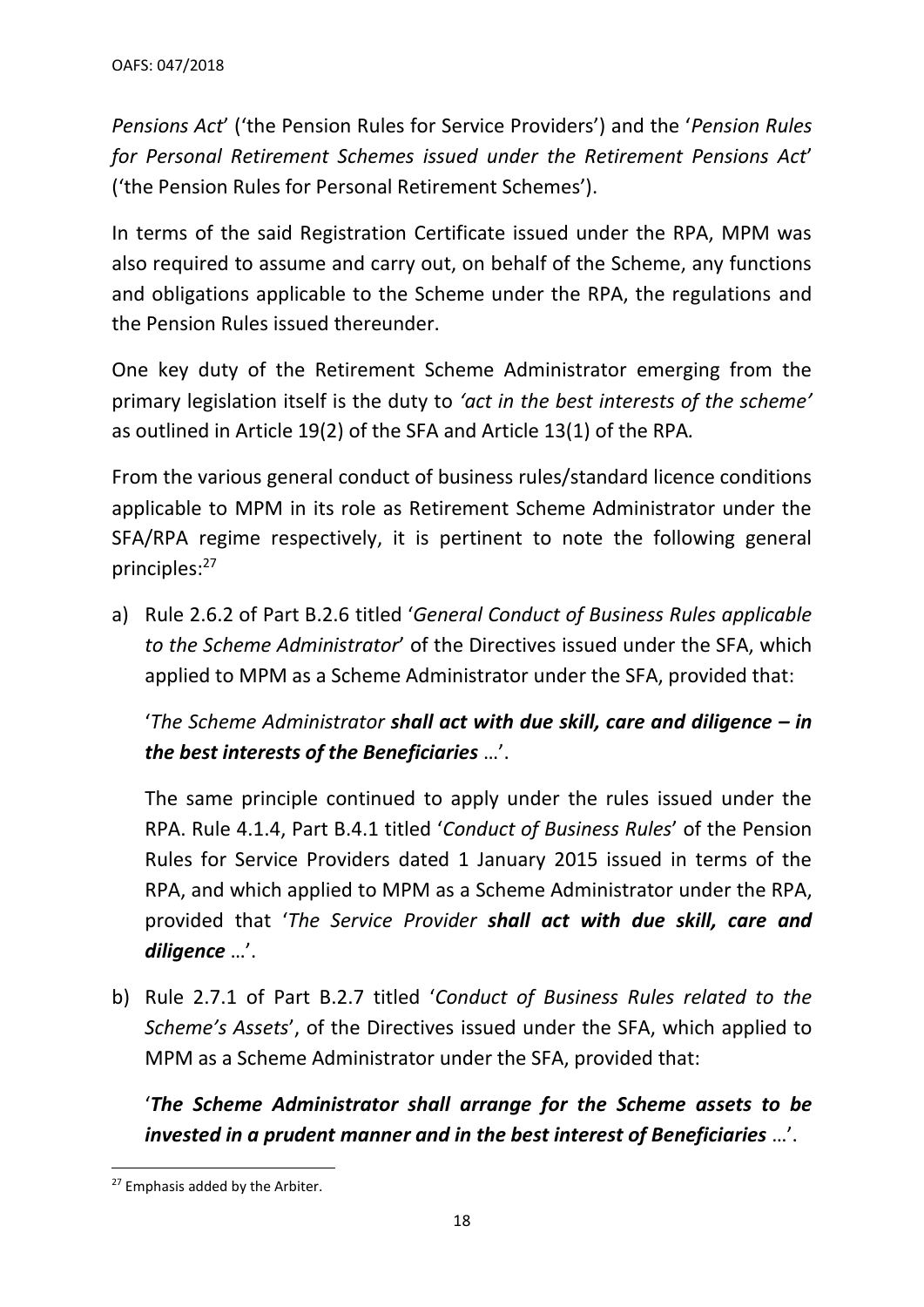*Pensions Act*' ('the Pension Rules for Service Providers') and the '*Pension Rules for Personal Retirement Schemes issued under the Retirement Pensions Act*' ('the Pension Rules for Personal Retirement Schemes').

In terms of the said Registration Certificate issued under the RPA, MPM was also required to assume and carry out, on behalf of the Scheme, any functions and obligations applicable to the Scheme under the RPA, the regulations and the Pension Rules issued thereunder.

One key duty of the Retirement Scheme Administrator emerging from the primary legislation itself is the duty to *'act in the best interests of the scheme'* as outlined in Article 19(2) of the SFA and Article 13(1) of the RPA.

From the various general conduct of business rules/standard licence conditions applicable to MPM in its role as Retirement Scheme Administrator under the SFA/RPA regime respectively, it is pertinent to note the following general principles:[27]

a) Rule 2.6.2 of Part B.2.6 titled '*General Conduct of Business Rules applicable to the Scheme Administrator*' of the Directives issued under the SFA, which applied to MPM as a Scheme Administrator under the SFA, provided that:

   '*The Scheme Administrator* ***shall act with due skill, care and diligence – in the best interests of the Beneficiaries*** …'.

   The same principle continued to apply under the rules issued under the RPA. Rule 4.1.4, Part B.4.1 titled '*Conduct of Business Rules*' of the Pension Rules for Service Providers dated 1 January 2015 issued in terms of the RPA, and which applied to MPM as a Scheme Administrator under the RPA, provided that '*The Service Provider* ***shall act with due skill, care and diligence*** …'.

b) Rule 2.7.1 of Part B.2.7 titled '*Conduct of Business Rules related to the Scheme's Assets*', of the Directives issued under the SFA, which applied to MPM as a Scheme Administrator under the SFA, provided that:

   '***The Scheme Administrator shall arrange for the Scheme assets to be invested in a prudent manner and in the best interest of Beneficiaries*** …'.

[27] Emphasis added by the Arbiter.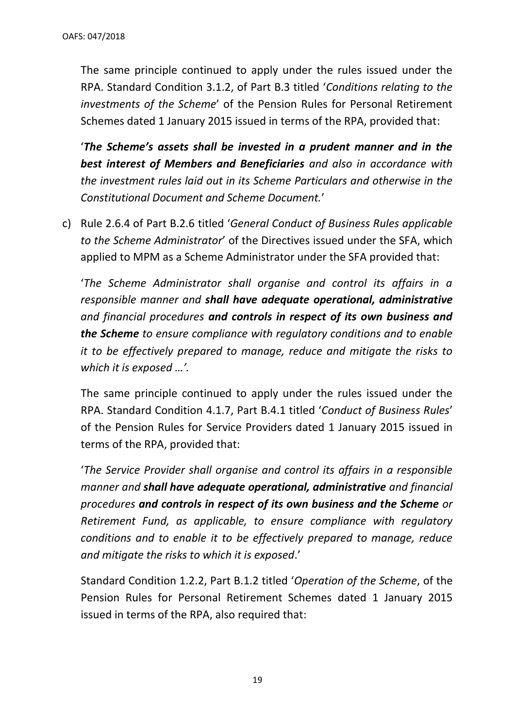The same principle continued to apply under the rules issued under the RPA. Standard Condition 3.1.2, of Part B.3 titled '*Conditions relating to the investments of the Scheme*' of the Pension Rules for Personal Retirement Schemes dated 1 January 2015 issued in terms of the RPA, provided that:

'***The Scheme's assets shall be invested in a prudent manner and in the best interest of Members and Beneficiaries** and also in accordance with the investment rules laid out in its Scheme Particulars and otherwise in the Constitutional Document and Scheme Document.*'

c) Rule 2.6.4 of Part B.2.6 titled '*General Conduct of Business Rules applicable to the Scheme Administrator*' of the Directives issued under the SFA, which applied to MPM as a Scheme Administrator under the SFA provided that:

'*The Scheme Administrator shall organise and control its affairs in a responsible manner and **shall have adequate operational, administrative** and financial procedures **and controls in respect of its own business and the Scheme** to ensure compliance with regulatory conditions and to enable it to be effectively prepared to manage, reduce and mitigate the risks to which it is exposed …'.*

The same principle continued to apply under the rules issued under the RPA. Standard Condition 4.1.7, Part B.4.1 titled '*Conduct of Business Rules*' of the Pension Rules for Service Providers dated 1 January 2015 issued in terms of the RPA, provided that:

'*The Service Provider shall organise and control its affairs in a responsible manner and **shall have adequate operational, administrative** and financial procedures **and controls in respect of its own business and the Scheme** or Retirement Fund, as applicable, to ensure compliance with regulatory conditions and to enable it to be effectively prepared to manage, reduce and mitigate the risks to which it is exposed*.'

Standard Condition 1.2.2, Part B.1.2 titled '*Operation of the Scheme*, of the Pension Rules for Personal Retirement Schemes dated 1 January 2015 issued in terms of the RPA, also required that: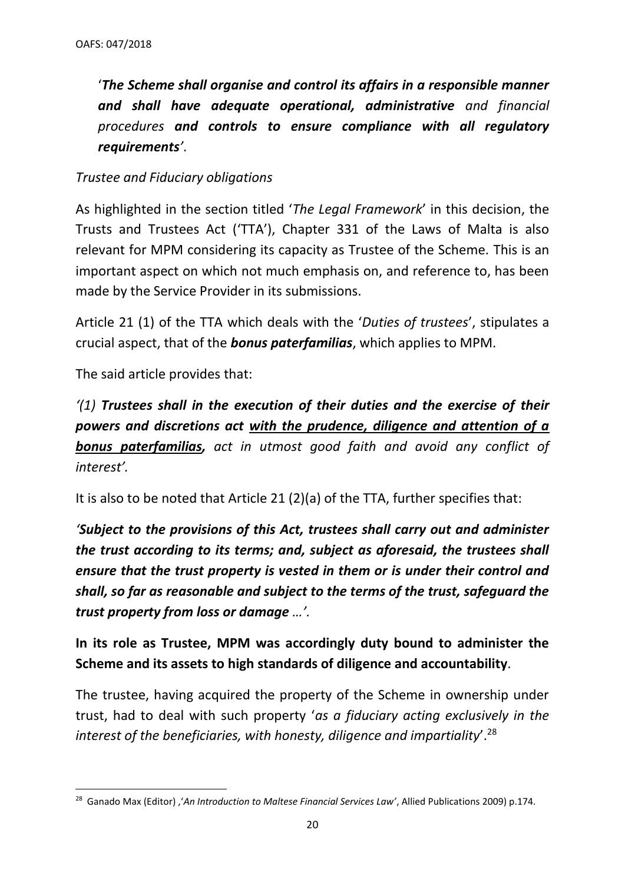'***The Scheme shall organise and control its affairs in a responsible manner and shall have adequate operational, administrative*** *and financial procedures* ***and controls to ensure compliance with all regulatory requirements***'.

*Trustee and Fiduciary obligations*

As highlighted in the section titled '*The Legal Framework*' in this decision, the Trusts and Trustees Act ('TTA'), Chapter 331 of the Laws of Malta is also relevant for MPM considering its capacity as Trustee of the Scheme. This is an important aspect on which not much emphasis on, and reference to, has been made by the Service Provider in its submissions.

Article 21 (1) of the TTA which deals with the '*Duties of trustees*', stipulates a crucial aspect, that of the ***bonus paterfamilias***, which applies to MPM.

The said article provides that:

*'(1)* ***Trustees shall in the execution of their duties and the exercise of their powers and discretions act <u>with the prudence, diligence and attention of a bonus paterfamilias,</u>*** *act in utmost good faith and avoid any conflict of interest'.*

It is also to be noted that Article 21 (2)(a) of the TTA, further specifies that:

*'****Subject to the provisions of this Act, trustees shall carry out and administer the trust according to its terms; and, subject as aforesaid, the trustees shall ensure that the trust property is vested in them or is under their control and shall, so far as reasonable and subject to the terms of the trust, safeguard the trust property from loss or damage*** *…'.*

**In its role as Trustee, MPM was accordingly duty bound to administer the Scheme and its assets to high standards of diligence and accountability**.

The trustee, having acquired the property of the Scheme in ownership under trust, had to deal with such property '*as a fiduciary acting exclusively in the interest of the beneficiaries, with honesty, diligence and impartiality*'.[28]

---

[28] Ganado Max (Editor) ,'*An Introduction to Maltese Financial Services Law'*, Allied Publications 2009) p.174.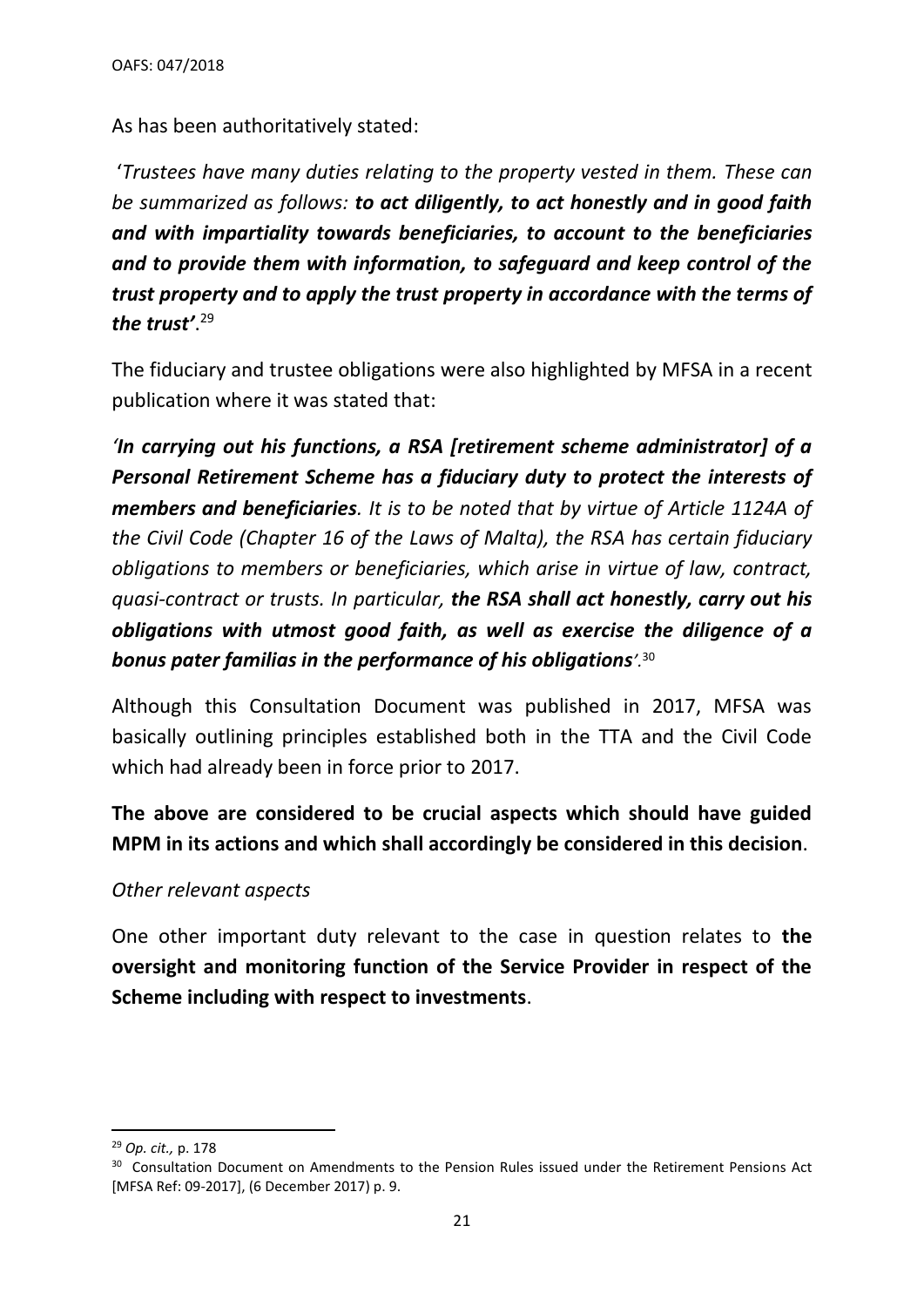As has been authoritatively stated:

'*Trustees have many duties relating to the property vested in them. These can be summarized as follows:* ***to act diligently, to act honestly and in good faith and with impartiality towards beneficiaries, to account to the beneficiaries and to provide them with information, to safeguard and keep control of the trust property and to apply the trust property in accordance with the terms of the trust'***.[29]

The fiduciary and trustee obligations were also highlighted by MFSA in a recent publication where it was stated that:

***'In carrying out his functions, a RSA [retirement scheme administrator] of a Personal Retirement Scheme has a fiduciary duty to protect the interests of members and beneficiaries****. It is to be noted that by virtue of Article 1124A of the Civil Code (Chapter 16 of the Laws of Malta), the RSA has certain fiduciary obligations to members or beneficiaries, which arise in virtue of law, contract, quasi-contract or trusts. In particular,* ***the RSA shall act honestly, carry out his obligations with utmost good faith, as well as exercise the diligence of a bonus pater familias in the performance of his obligations****'.*[30]

Although this Consultation Document was published in 2017, MFSA was basically outlining principles established both in the TTA and the Civil Code which had already been in force prior to 2017.

**The above are considered to be crucial aspects which should have guided MPM in its actions and which shall accordingly be considered in this decision**.

*Other relevant aspects*

One other important duty relevant to the case in question relates to **the oversight and monitoring function of the Service Provider in respect of the Scheme including with respect to investments**.

---

[29] *Op. cit.,* p. 178

[30] Consultation Document on Amendments to the Pension Rules issued under the Retirement Pensions Act [MFSA Ref: 09-2017], (6 December 2017) p. 9.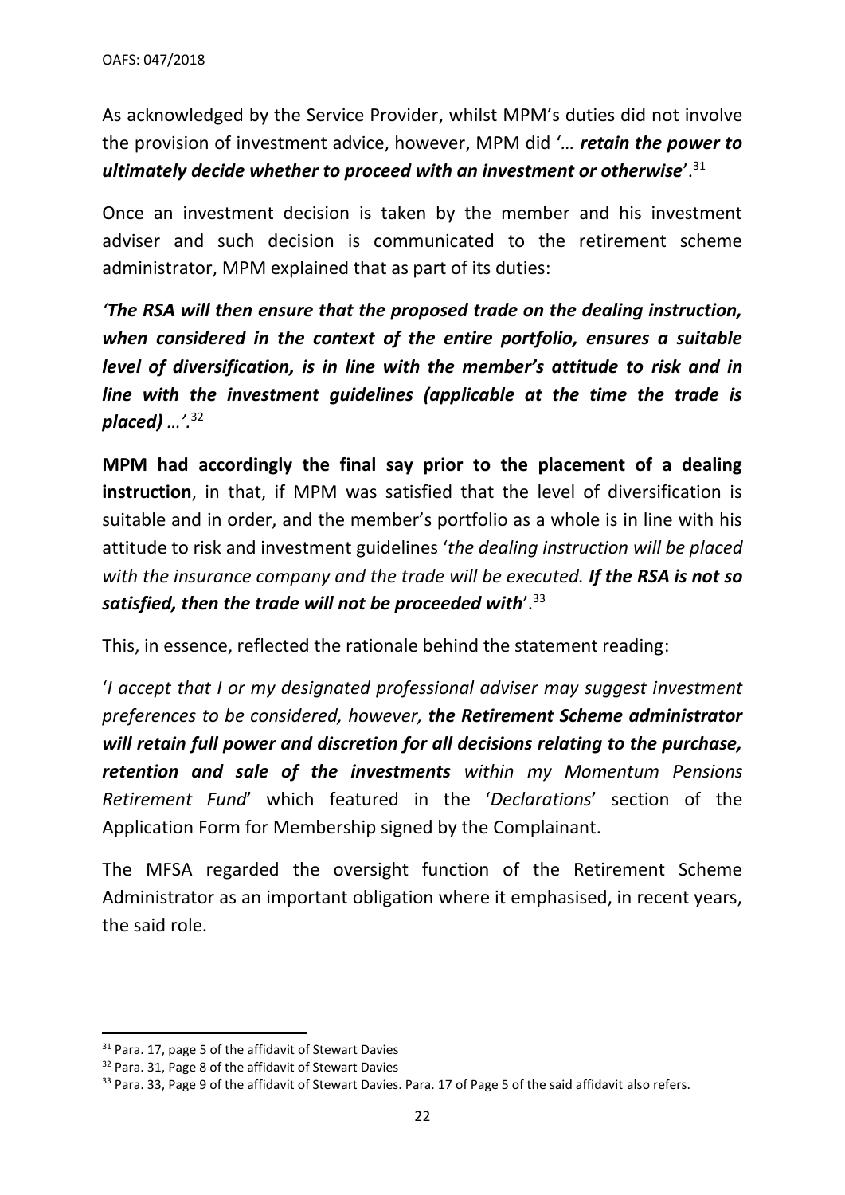As acknowledged by the Service Provider, whilst MPM's duties did not involve the provision of investment advice, however, MPM did '*… **retain the power to ultimately decide whether to proceed with an investment or otherwise***'.[31]

Once an investment decision is taken by the member and his investment adviser and such decision is communicated to the retirement scheme administrator, MPM explained that as part of its duties:

***'The RSA will then ensure that the proposed trade on the dealing instruction, when considered in the context of the entire portfolio, ensures a suitable level of diversification, is in line with the member's attitude to risk and in line with the investment guidelines (applicable at the time the trade is placed) …'.***[32]

**MPM had accordingly the final say prior to the placement of a dealing instruction**, in that, if MPM was satisfied that the level of diversification is suitable and in order, and the member's portfolio as a whole is in line with his attitude to risk and investment guidelines '*the dealing instruction will be placed with the insurance company and the trade will be executed. **If the RSA is not so satisfied, then the trade will not be proceeded with***'.[33]

This, in essence, reflected the rationale behind the statement reading:

'*I accept that I or my designated professional adviser may suggest investment preferences to be considered, however, **the Retirement Scheme administrator will retain full power and discretion for all decisions relating to the purchase, retention and sale of the investments** within my Momentum Pensions Retirement Fund*' which featured in the '*Declarations*' section of the Application Form for Membership signed by the Complainant.

The MFSA regarded the oversight function of the Retirement Scheme Administrator as an important obligation where it emphasised, in recent years, the said role.

---

[31] Para. 17, page 5 of the affidavit of Stewart Davies

[32] Para. 31, Page 8 of the affidavit of Stewart Davies

[33] Para. 33, Page 9 of the affidavit of Stewart Davies. Para. 17 of Page 5 of the said affidavit also refers.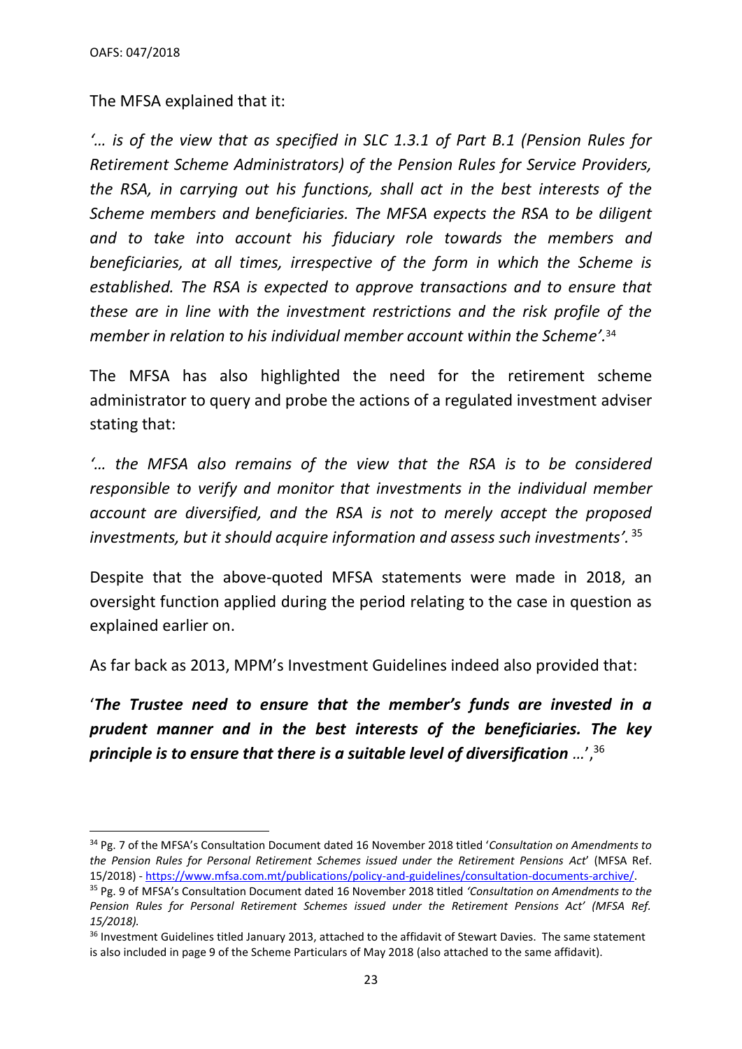The MFSA explained that it:

*'… is of the view that as specified in SLC 1.3.1 of Part B.1 (Pension Rules for Retirement Scheme Administrators) of the Pension Rules for Service Providers, the RSA, in carrying out his functions, shall act in the best interests of the Scheme members and beneficiaries. The MFSA expects the RSA to be diligent and to take into account his fiduciary role towards the members and beneficiaries, at all times, irrespective of the form in which the Scheme is established. The RSA is expected to approve transactions and to ensure that these are in line with the investment restrictions and the risk profile of the member in relation to his individual member account within the Scheme'.*[34]

The MFSA has also highlighted the need for the retirement scheme administrator to query and probe the actions of a regulated investment adviser stating that:

*'… the MFSA also remains of the view that the RSA is to be considered responsible to verify and monitor that investments in the individual member account are diversified, and the RSA is not to merely accept the proposed investments, but it should acquire information and assess such investments'.* [35]

Despite that the above-quoted MFSA statements were made in 2018, an oversight function applied during the period relating to the case in question as explained earlier on.

As far back as 2013, MPM's Investment Guidelines indeed also provided that:

'***The Trustee need to ensure that the member's funds are invested in a prudent manner and in the best interests of the beneficiaries. The key principle is to ensure that there is a suitable level of diversification*** …',[36]

---

[34] Pg. 7 of the MFSA's Consultation Document dated 16 November 2018 titled '*Consultation on Amendments to the Pension Rules for Personal Retirement Schemes issued under the Retirement Pensions Act*' (MFSA Ref. 15/2018) - https://www.mfsa.com.mt/publications/policy-and-guidelines/consultation-documents-archive/.

[35] Pg. 9 of MFSA's Consultation Document dated 16 November 2018 titled *'Consultation on Amendments to the Pension Rules for Personal Retirement Schemes issued under the Retirement Pensions Act' (MFSA Ref. 15/2018).*

[36] Investment Guidelines titled January 2013, attached to the affidavit of Stewart Davies. The same statement is also included in page 9 of the Scheme Particulars of May 2018 (also attached to the same affidavit).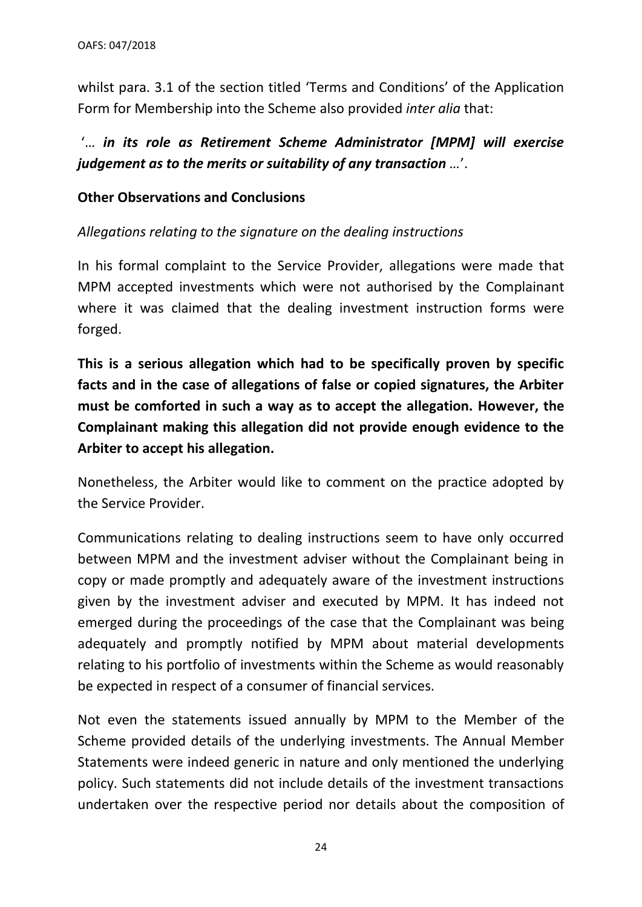whilst para. 3.1 of the section titled 'Terms and Conditions' of the Application Form for Membership into the Scheme also provided *inter alia* that:

'… ***in its role as Retirement Scheme Administrator [MPM] will exercise judgement as to the merits or suitability of any transaction*** …'.

**Other Observations and Conclusions**

*Allegations relating to the signature on the dealing instructions*

In his formal complaint to the Service Provider, allegations were made that MPM accepted investments which were not authorised by the Complainant where it was claimed that the dealing investment instruction forms were forged.

**This is a serious allegation which had to be specifically proven by specific facts and in the case of allegations of false or copied signatures, the Arbiter must be comforted in such a way as to accept the allegation. However, the Complainant making this allegation did not provide enough evidence to the Arbiter to accept his allegation.**

Nonetheless, the Arbiter would like to comment on the practice adopted by the Service Provider.

Communications relating to dealing instructions seem to have only occurred between MPM and the investment adviser without the Complainant being in copy or made promptly and adequately aware of the investment instructions given by the investment adviser and executed by MPM. It has indeed not emerged during the proceedings of the case that the Complainant was being adequately and promptly notified by MPM about material developments relating to his portfolio of investments within the Scheme as would reasonably be expected in respect of a consumer of financial services.

Not even the statements issued annually by MPM to the Member of the Scheme provided details of the underlying investments. The Annual Member Statements were indeed generic in nature and only mentioned the underlying policy. Such statements did not include details of the investment transactions undertaken over the respective period nor details about the composition of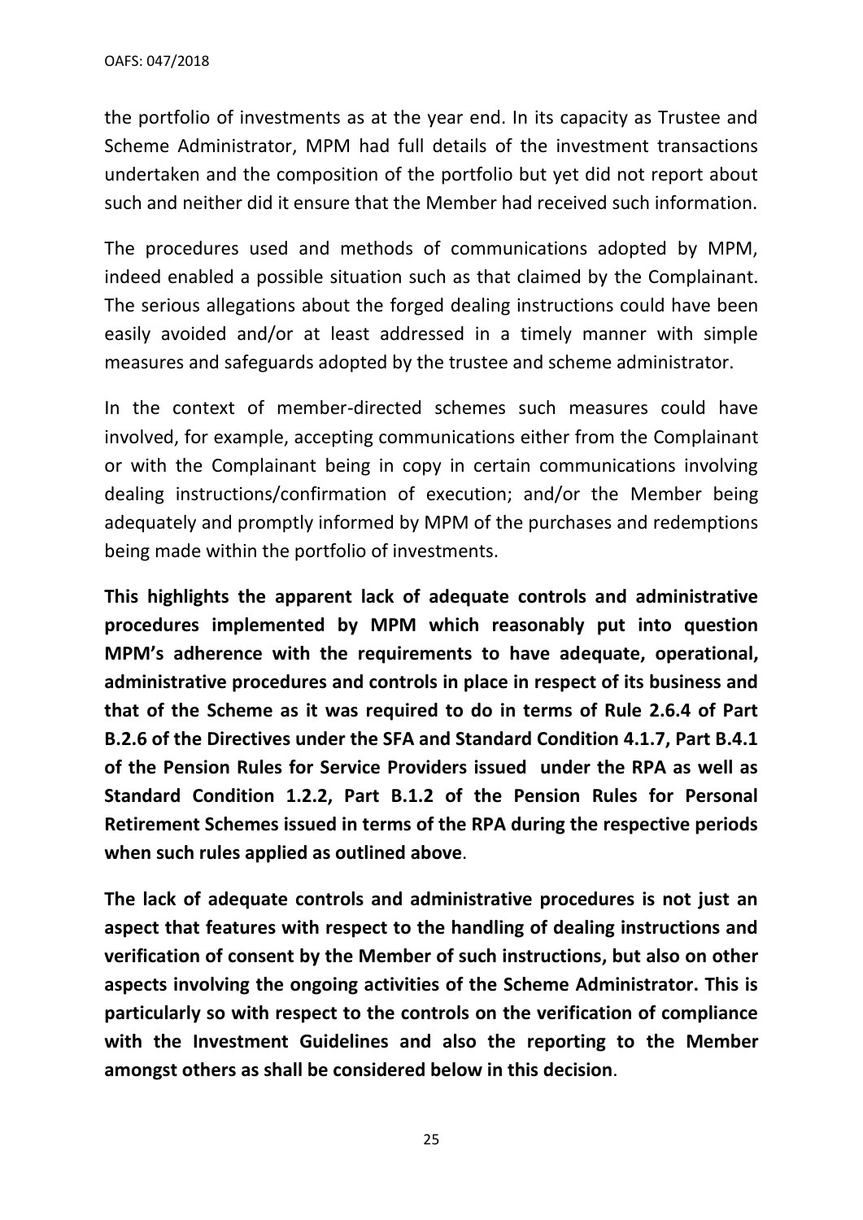the portfolio of investments as at the year end. In its capacity as Trustee and Scheme Administrator, MPM had full details of the investment transactions undertaken and the composition of the portfolio but yet did not report about such and neither did it ensure that the Member had received such information.

The procedures used and methods of communications adopted by MPM, indeed enabled a possible situation such as that claimed by the Complainant. The serious allegations about the forged dealing instructions could have been easily avoided and/or at least addressed in a timely manner with simple measures and safeguards adopted by the trustee and scheme administrator.

In the context of member-directed schemes such measures could have involved, for example, accepting communications either from the Complainant or with the Complainant being in copy in certain communications involving dealing instructions/confirmation of execution; and/or the Member being adequately and promptly informed by MPM of the purchases and redemptions being made within the portfolio of investments.

**This highlights the apparent lack of adequate controls and administrative procedures implemented by MPM which reasonably put into question MPM's adherence with the requirements to have adequate, operational, administrative procedures and controls in place in respect of its business and that of the Scheme as it was required to do in terms of Rule 2.6.4 of Part B.2.6 of the Directives under the SFA and Standard Condition 4.1.7, Part B.4.1 of the Pension Rules for Service Providers issued under the RPA as well as Standard Condition 1.2.2, Part B.1.2 of the Pension Rules for Personal Retirement Schemes issued in terms of the RPA during the respective periods when such rules applied as outlined above**.

**The lack of adequate controls and administrative procedures is not just an aspect that features with respect to the handling of dealing instructions and verification of consent by the Member of such instructions, but also on other aspects involving the ongoing activities of the Scheme Administrator. This is particularly so with respect to the controls on the verification of compliance with the Investment Guidelines and also the reporting to the Member amongst others as shall be considered below in this decision**.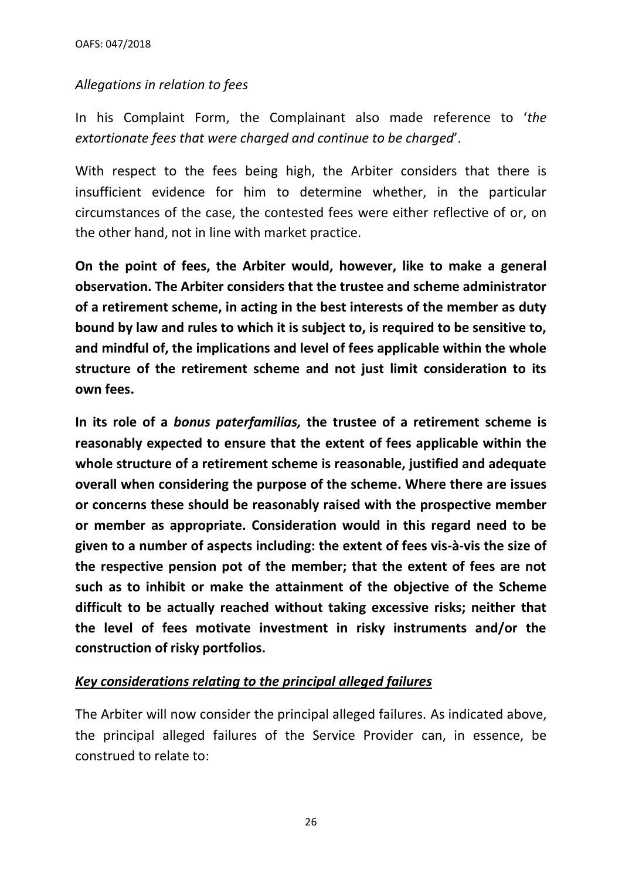*Allegations in relation to fees*

In his Complaint Form, the Complainant also made reference to '*the extortionate fees that were charged and continue to be charged*'.

With respect to the fees being high, the Arbiter considers that there is insufficient evidence for him to determine whether, in the particular circumstances of the case, the contested fees were either reflective of or, on the other hand, not in line with market practice.

**On the point of fees, the Arbiter would, however, like to make a general observation. The Arbiter considers that the trustee and scheme administrator of a retirement scheme, in acting in the best interests of the member as duty bound by law and rules to which it is subject to, is required to be sensitive to, and mindful of, the implications and level of fees applicable within the whole structure of the retirement scheme and not just limit consideration to its own fees.**

**In its role of a *bonus paterfamilias,* the trustee of a retirement scheme is reasonably expected to ensure that the extent of fees applicable within the whole structure of a retirement scheme is reasonable, justified and adequate overall when considering the purpose of the scheme. Where there are issues or concerns these should be reasonably raised with the prospective member or member as appropriate. Consideration would in this regard need to be given to a number of aspects including: the extent of fees vis-à-vis the size of the respective pension pot of the member; that the extent of fees are not such as to inhibit or make the attainment of the objective of the Scheme difficult to be actually reached without taking excessive risks; neither that the level of fees motivate investment in risky instruments and/or the construction of risky portfolios.**

***<u>Key considerations relating to the principal alleged failures</u>***

The Arbiter will now consider the principal alleged failures. As indicated above, the principal alleged failures of the Service Provider can, in essence, be construed to relate to: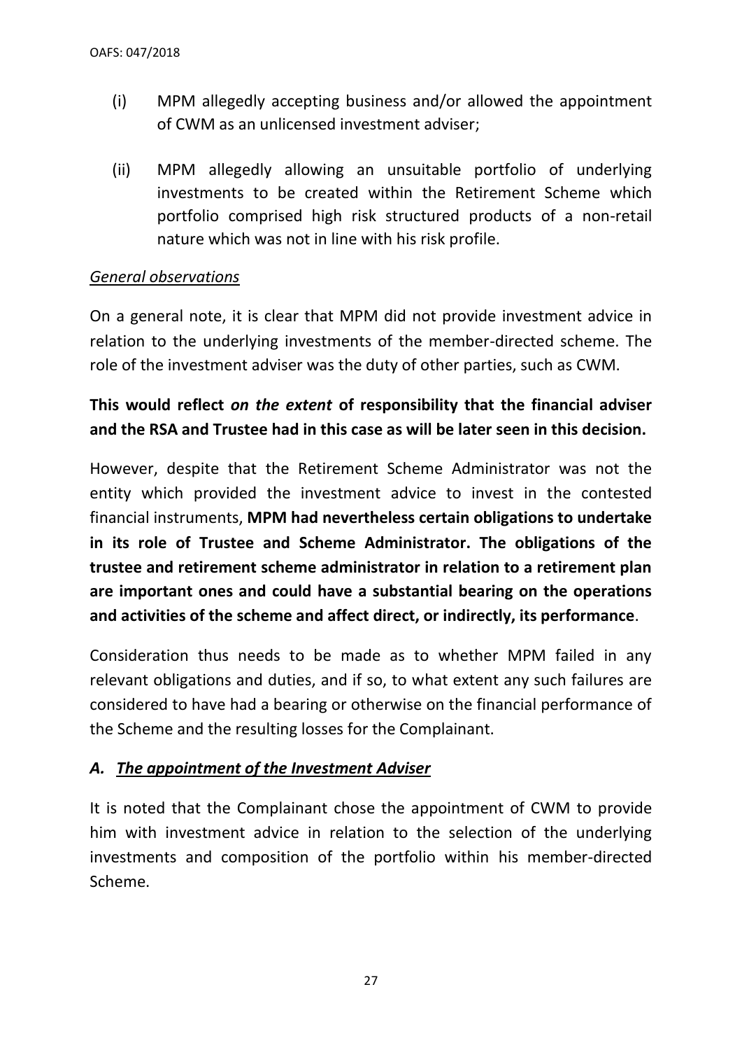(i) MPM allegedly accepting business and/or allowed the appointment of CWM as an unlicensed investment adviser;

(ii) MPM allegedly allowing an unsuitable portfolio of underlying investments to be created within the Retirement Scheme which portfolio comprised high risk structured products of a non-retail nature which was not in line with his risk profile.

*General observations*

On a general note, it is clear that MPM did not provide investment advice in relation to the underlying investments of the member-directed scheme. The role of the investment adviser was the duty of other parties, such as CWM.

**This would reflect *on the extent* of responsibility that the financial adviser and the RSA and Trustee had in this case as will be later seen in this decision.**

However, despite that the Retirement Scheme Administrator was not the entity which provided the investment advice to invest in the contested financial instruments, **MPM had nevertheless certain obligations to undertake in its role of Trustee and Scheme Administrator. The obligations of the trustee and retirement scheme administrator in relation to a retirement plan are important ones and could have a substantial bearing on the operations and activities of the scheme and affect direct, or indirectly, its performance**.

Consideration thus needs to be made as to whether MPM failed in any relevant obligations and duties, and if so, to what extent any such failures are considered to have had a bearing or otherwise on the financial performance of the Scheme and the resulting losses for the Complainant.

### *A. The appointment of the Investment Adviser*

It is noted that the Complainant chose the appointment of CWM to provide him with investment advice in relation to the selection of the underlying investments and composition of the portfolio within his member-directed Scheme.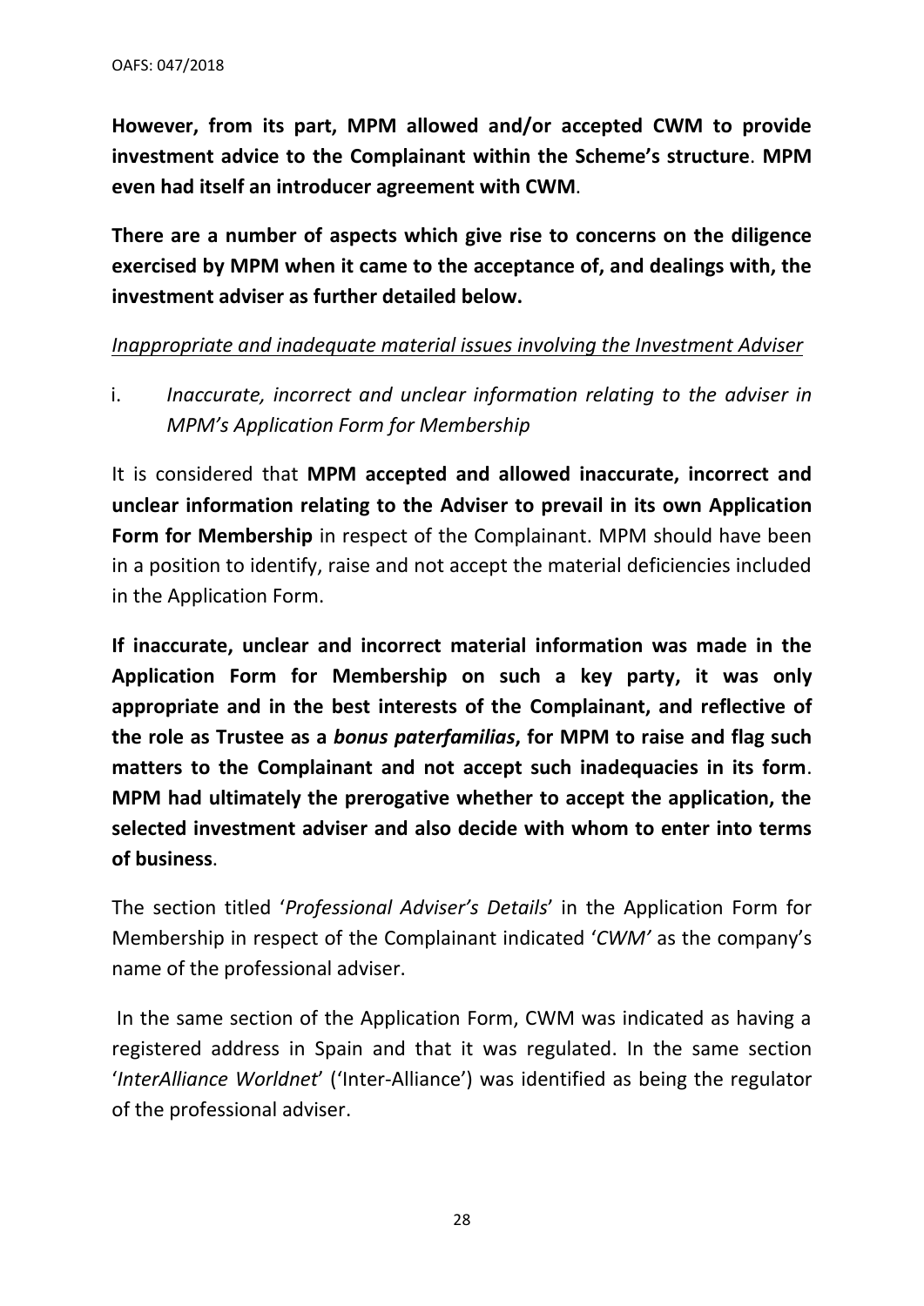**However, from its part, MPM allowed and/or accepted CWM to provide investment advice to the Complainant within the Scheme's structure**. **MPM even had itself an introducer agreement with CWM**.

**There are a number of aspects which give rise to concerns on the diligence exercised by MPM when it came to the acceptance of, and dealings with, the investment adviser as further detailed below.**

*Inappropriate and inadequate material issues involving the Investment Adviser*

i. *Inaccurate, incorrect and unclear information relating to the adviser in MPM's Application Form for Membership*

It is considered that **MPM accepted and allowed inaccurate, incorrect and unclear information relating to the Adviser to prevail in its own Application Form for Membership** in respect of the Complainant. MPM should have been in a position to identify, raise and not accept the material deficiencies included in the Application Form.

**If inaccurate, unclear and incorrect material information was made in the Application Form for Membership on such a key party, it was only appropriate and in the best interests of the Complainant, and reflective of the role as Trustee as a *bonus paterfamilias*, for MPM to raise and flag such matters to the Complainant and not accept such inadequacies in its form**. **MPM had ultimately the prerogative whether to accept the application, the selected investment adviser and also decide with whom to enter into terms of business**.

The section titled '*Professional Adviser's Details*' in the Application Form for Membership in respect of the Complainant indicated '*CWM'* as the company's name of the professional adviser.

In the same section of the Application Form, CWM was indicated as having a registered address in Spain and that it was regulated. In the same section '*InterAlliance Worldnet*' ('Inter-Alliance') was identified as being the regulator of the professional adviser.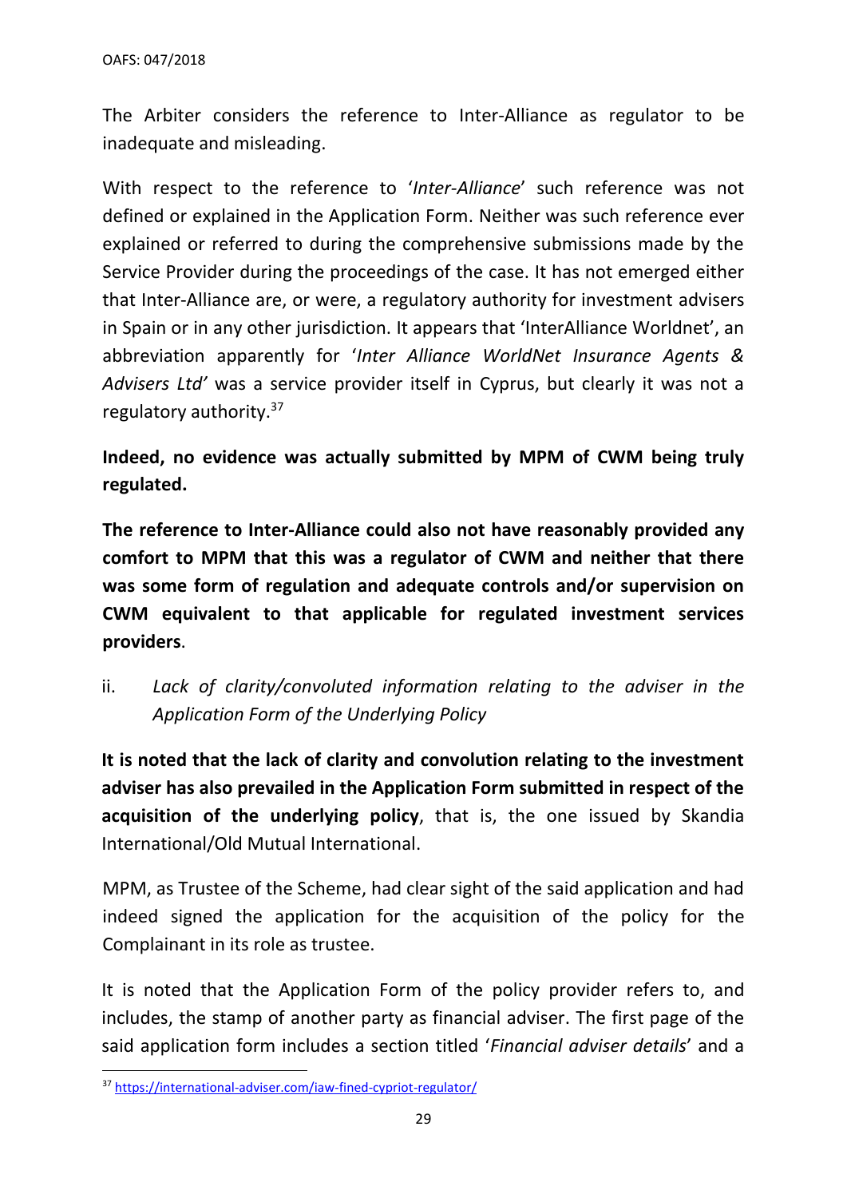The Arbiter considers the reference to Inter-Alliance as regulator to be inadequate and misleading.

With respect to the reference to '*Inter-Alliance*' such reference was not defined or explained in the Application Form. Neither was such reference ever explained or referred to during the comprehensive submissions made by the Service Provider during the proceedings of the case. It has not emerged either that Inter-Alliance are, or were, a regulatory authority for investment advisers in Spain or in any other jurisdiction. It appears that 'InterAlliance Worldnet', an abbreviation apparently for '*Inter Alliance WorldNet Insurance Agents & Advisers Ltd'* was a service provider itself in Cyprus, but clearly it was not a regulatory authority.[37]

**Indeed, no evidence was actually submitted by MPM of CWM being truly regulated.**

**The reference to Inter-Alliance could also not have reasonably provided any comfort to MPM that this was a regulator of CWM and neither that there was some form of regulation and adequate controls and/or supervision on CWM equivalent to that applicable for regulated investment services providers**.

ii. *Lack of clarity/convoluted information relating to the adviser in the Application Form of the Underlying Policy*

**It is noted that the lack of clarity and convolution relating to the investment adviser has also prevailed in the Application Form submitted in respect of the acquisition of the underlying policy**, that is, the one issued by Skandia International/Old Mutual International.

MPM, as Trustee of the Scheme, had clear sight of the said application and had indeed signed the application for the acquisition of the policy for the Complainant in its role as trustee.

It is noted that the Application Form of the policy provider refers to, and includes, the stamp of another party as financial adviser. The first page of the said application form includes a section titled '*Financial adviser details*' and a

[37] https://international-adviser.com/iaw-fined-cypriot-regulator/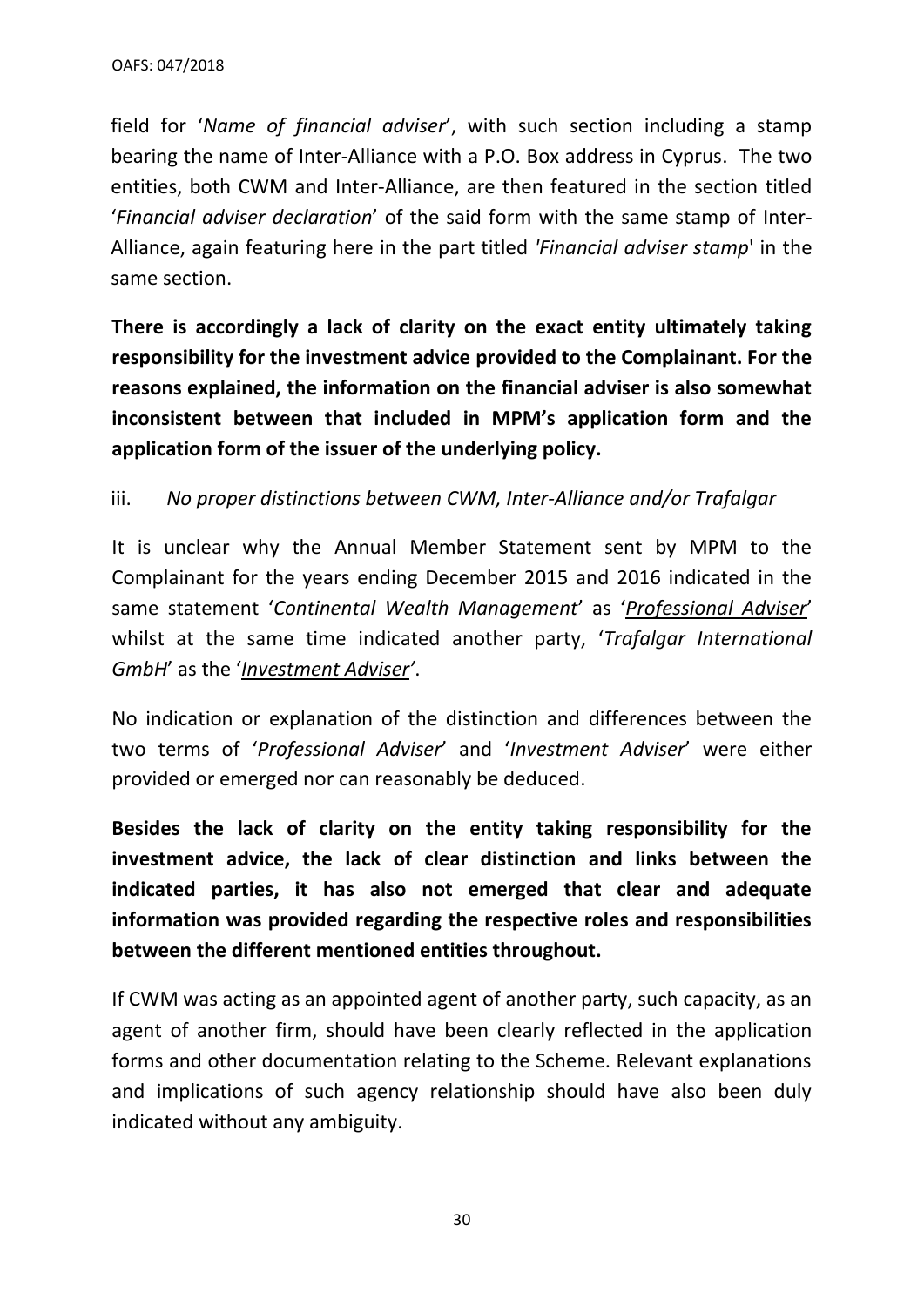field for '*Name of financial adviser*', with such section including a stamp bearing the name of Inter-Alliance with a P.O. Box address in Cyprus. The two entities, both CWM and Inter-Alliance, are then featured in the section titled '*Financial adviser declaration*' of the said form with the same stamp of Inter-Alliance, again featuring here in the part titled *'Financial adviser stamp*' in the same section.

**There is accordingly a lack of clarity on the exact entity ultimately taking responsibility for the investment advice provided to the Complainant. For the reasons explained, the information on the financial adviser is also somewhat inconsistent between that included in MPM's application form and the application form of the issuer of the underlying policy.**

iii. *No proper distinctions between CWM, Inter-Alliance and/or Trafalgar*

It is unclear why the Annual Member Statement sent by MPM to the Complainant for the years ending December 2015 and 2016 indicated in the same statement '*Continental Wealth Management*' as '*<u>Professional Adviser</u>*' whilst at the same time indicated another party, '*Trafalgar International GmbH*' as the '*<u>Investment Adviser</u>'*.

No indication or explanation of the distinction and differences between the two terms of '*Professional Adviser*' and '*Investment Adviser*' were either provided or emerged nor can reasonably be deduced.

**Besides the lack of clarity on the entity taking responsibility for the investment advice, the lack of clear distinction and links between the indicated parties, it has also not emerged that clear and adequate information was provided regarding the respective roles and responsibilities between the different mentioned entities throughout.**

If CWM was acting as an appointed agent of another party, such capacity, as an agent of another firm, should have been clearly reflected in the application forms and other documentation relating to the Scheme. Relevant explanations and implications of such agency relationship should have also been duly indicated without any ambiguity.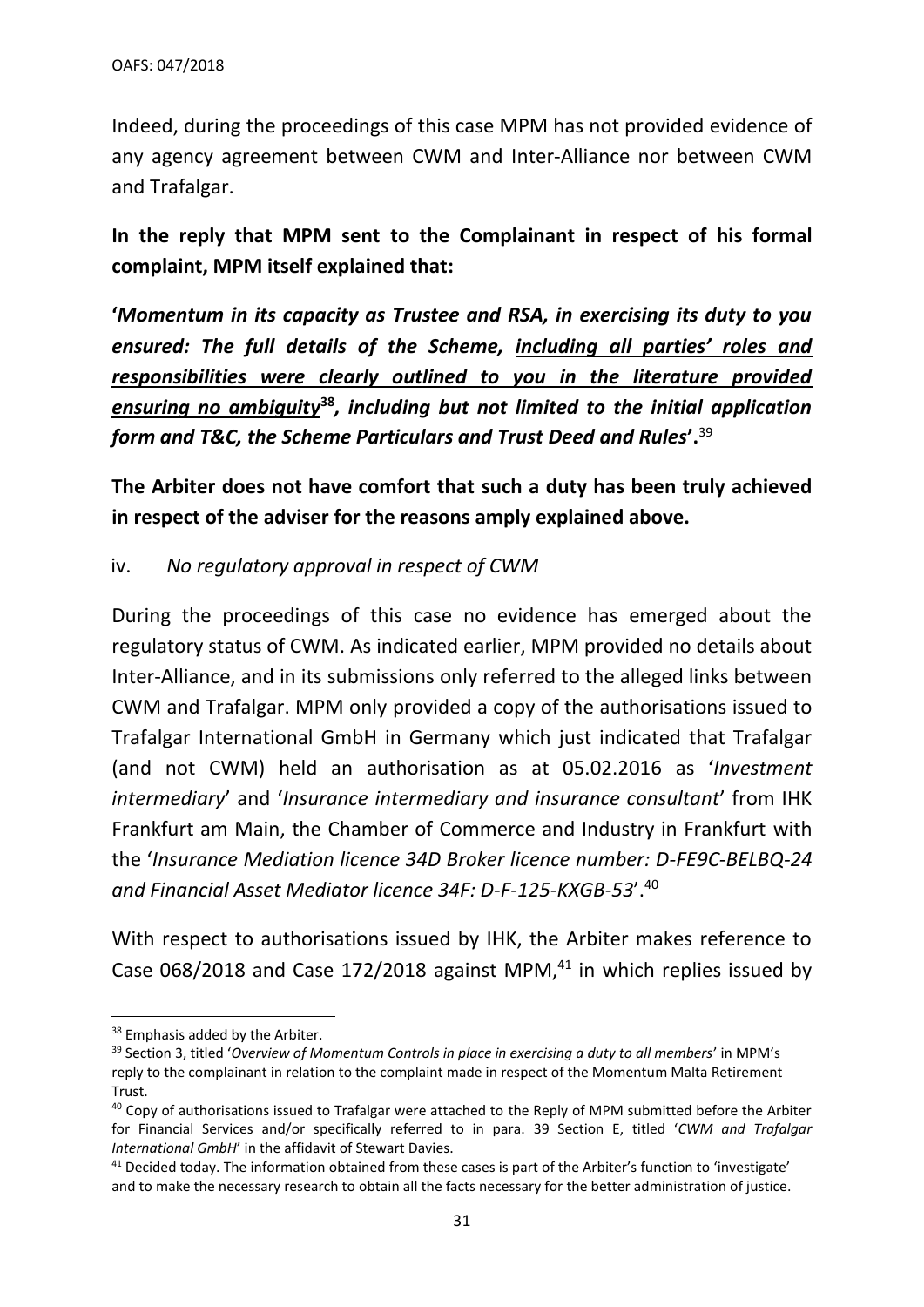Indeed, during the proceedings of this case MPM has not provided evidence of any agency agreement between CWM and Inter-Alliance nor between CWM and Trafalgar.

**In the reply that MPM sent to the Complainant in respect of his formal complaint, MPM itself explained that:**

***'Momentum in its capacity as Trustee and RSA, in exercising its duty to you ensured: The full details of the Scheme, <u>including all parties' roles and responsibilities were clearly outlined to you in the literature provided ensuring no ambiguity</u>[38], including but not limited to the initial application form and T&C, the Scheme Particulars and Trust Deed and Rules'*.**[39]

**The Arbiter does not have comfort that such a duty has been truly achieved in respect of the adviser for the reasons amply explained above.**

iv. *No regulatory approval in respect of CWM*

During the proceedings of this case no evidence has emerged about the regulatory status of CWM. As indicated earlier, MPM provided no details about Inter-Alliance, and in its submissions only referred to the alleged links between CWM and Trafalgar. MPM only provided a copy of the authorisations issued to Trafalgar International GmbH in Germany which just indicated that Trafalgar (and not CWM) held an authorisation as at 05.02.2016 as '*Investment intermediary*' and '*Insurance intermediary and insurance consultant*' from IHK Frankfurt am Main, the Chamber of Commerce and Industry in Frankfurt with the '*Insurance Mediation licence 34D Broker licence number: D-FE9C-BELBQ-24 and Financial Asset Mediator licence 34F: D-F-125-KXGB-53*'.[40]

With respect to authorisations issued by IHK, the Arbiter makes reference to Case 068/2018 and Case 172/2018 against MPM,[41] in which replies issued by

---

[38] Emphasis added by the Arbiter.

[39] Section 3, titled '*Overview of Momentum Controls in place in exercising a duty to all members*' in MPM's reply to the complainant in relation to the complaint made in respect of the Momentum Malta Retirement Trust.

[40] Copy of authorisations issued to Trafalgar were attached to the Reply of MPM submitted before the Arbiter for Financial Services and/or specifically referred to in para. 39 Section E, titled '*CWM and Trafalgar International GmbH*' in the affidavit of Stewart Davies.

[41] Decided today. The information obtained from these cases is part of the Arbiter's function to 'investigate' and to make the necessary research to obtain all the facts necessary for the better administration of justice.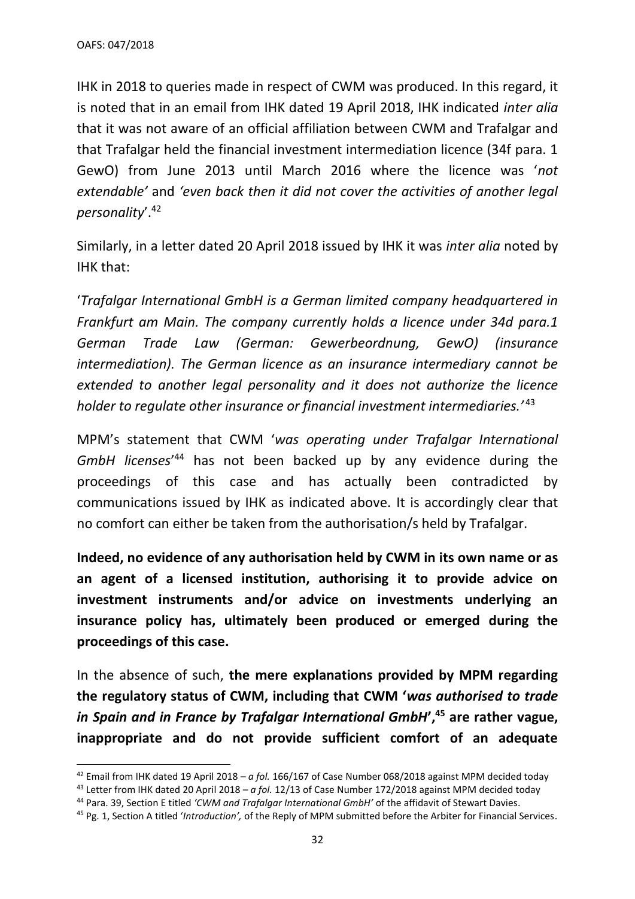IHK in 2018 to queries made in respect of CWM was produced. In this regard, it is noted that in an email from IHK dated 19 April 2018, IHK indicated *inter alia* that it was not aware of an official affiliation between CWM and Trafalgar and that Trafalgar held the financial investment intermediation licence (34f para. 1 GewO) from June 2013 until March 2016 where the licence was '*not extendable'* and *'even back then it did not cover the activities of another legal personality*'.[42]

Similarly, in a letter dated 20 April 2018 issued by IHK it was *inter alia* noted by IHK that:

'*Trafalgar International GmbH is a German limited company headquartered in Frankfurt am Main. The company currently holds a licence under 34d para.1 German Trade Law (German: Gewerbeordnung, GewO) (insurance intermediation). The German licence as an insurance intermediary cannot be extended to another legal personality and it does not authorize the licence holder to regulate other insurance or financial investment intermediaries.'*[43]

MPM's statement that CWM '*was operating under Trafalgar International GmbH licenses*'[44] has not been backed up by any evidence during the proceedings of this case and has actually been contradicted by communications issued by IHK as indicated above. It is accordingly clear that no comfort can either be taken from the authorisation/s held by Trafalgar.

**Indeed, no evidence of any authorisation held by CWM in its own name or as an agent of a licensed institution, authorising it to provide advice on investment instruments and/or advice on investments underlying an insurance policy has, ultimately been produced or emerged during the proceedings of this case.**

In the absence of such, **the mere explanations provided by MPM regarding the regulatory status of CWM, including that CWM '*was authorised to trade in Spain and in France by Trafalgar International GmbH*',[45] are rather vague, inappropriate and do not provide sufficient comfort of an adequate**

---

[42] Email from IHK dated 19 April 2018 – *a fol.* 166/167 of Case Number 068/2018 against MPM decided today

[43] Letter from IHK dated 20 April 2018 – *a fol.* 12/13 of Case Number 172/2018 against MPM decided today

[44] Para. 39, Section E titled *'CWM and Trafalgar International GmbH'* of the affidavit of Stewart Davies.

[45] Pg. 1, Section A titled '*Introduction',* of the Reply of MPM submitted before the Arbiter for Financial Services.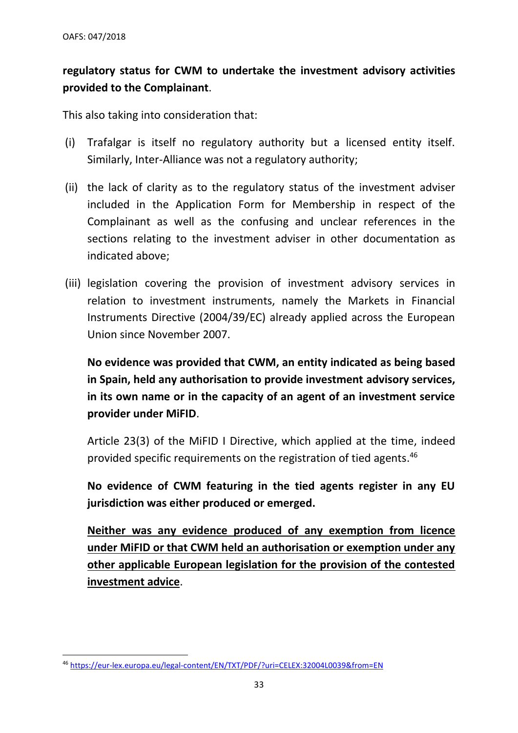**regulatory status for CWM to undertake the investment advisory activities provided to the Complainant**.

This also taking into consideration that:

(i) Trafalgar is itself no regulatory authority but a licensed entity itself. Similarly, Inter-Alliance was not a regulatory authority;

(ii) the lack of clarity as to the regulatory status of the investment adviser included in the Application Form for Membership in respect of the Complainant as well as the confusing and unclear references in the sections relating to the investment adviser in other documentation as indicated above;

(iii) legislation covering the provision of investment advisory services in relation to investment instruments, namely the Markets in Financial Instruments Directive (2004/39/EC) already applied across the European Union since November 2007.

   **No evidence was provided that CWM, an entity indicated as being based in Spain, held any authorisation to provide investment advisory services, in its own name or in the capacity of an agent of an investment service provider under MiFID**.

   Article 23(3) of the MiFID I Directive, which applied at the time, indeed provided specific requirements on the registration of tied agents.[46]

   **No evidence of CWM featuring in the tied agents register in any EU jurisdiction was either produced or emerged.**

   <u>**Neither was any evidence produced of any exemption from licence under MiFID or that CWM held an authorisation or exemption under any other applicable European legislation for the provision of the contested investment advice**</u>.

---

[46] https://eur-lex.europa.eu/legal-content/EN/TXT/PDF/?uri=CELEX:32004L0039&from=EN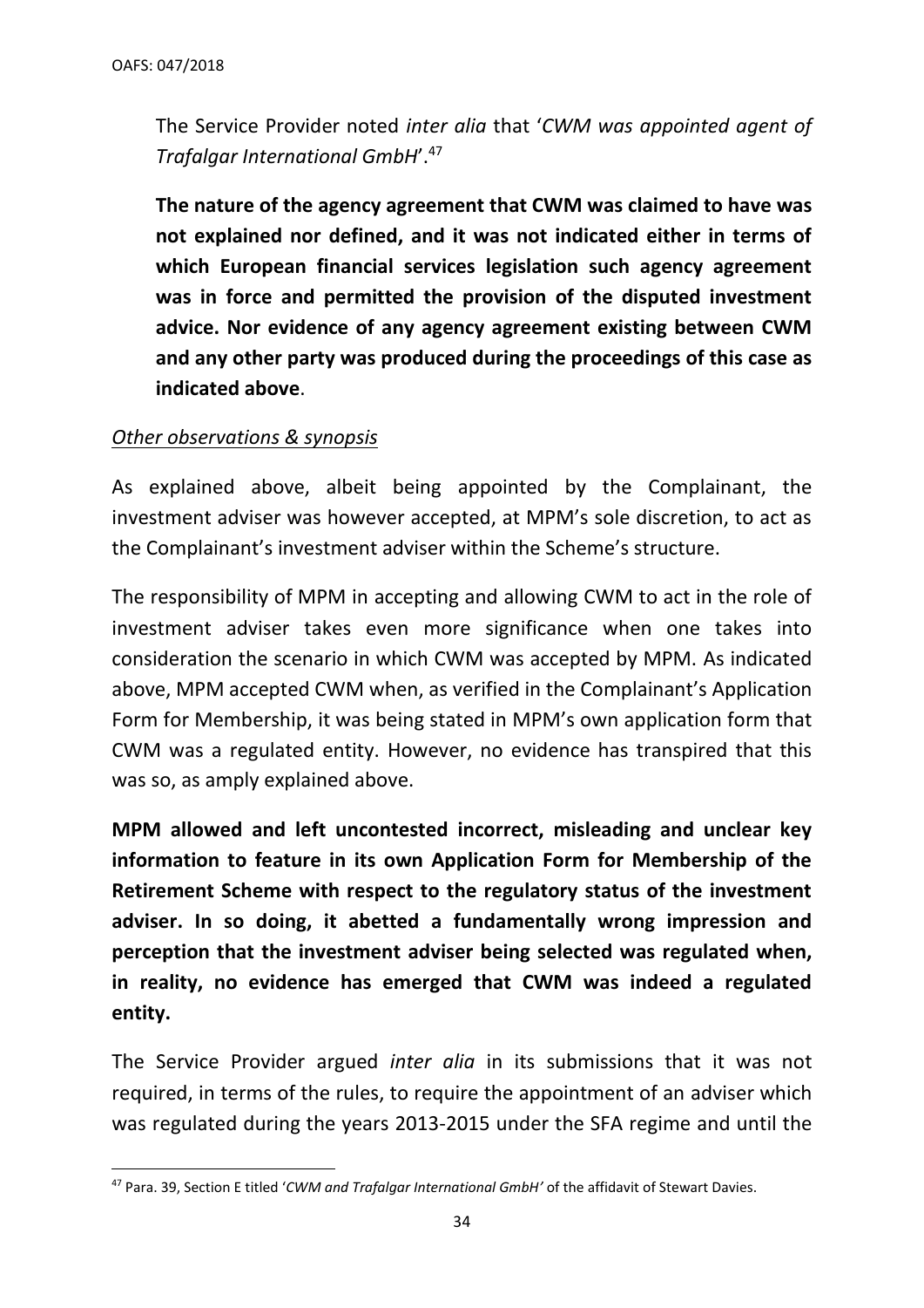The Service Provider noted *inter alia* that '*CWM was appointed agent of Trafalgar International GmbH*'.[47]

**The nature of the agency agreement that CWM was claimed to have was not explained nor defined, and it was not indicated either in terms of which European financial services legislation such agency agreement was in force and permitted the provision of the disputed investment advice. Nor evidence of any agency agreement existing between CWM and any other party was produced during the proceedings of this case as indicated above**.

*Other observations & synopsis*

As explained above, albeit being appointed by the Complainant, the investment adviser was however accepted, at MPM's sole discretion, to act as the Complainant's investment adviser within the Scheme's structure.

The responsibility of MPM in accepting and allowing CWM to act in the role of investment adviser takes even more significance when one takes into consideration the scenario in which CWM was accepted by MPM. As indicated above, MPM accepted CWM when, as verified in the Complainant's Application Form for Membership, it was being stated in MPM's own application form that CWM was a regulated entity. However, no evidence has transpired that this was so, as amply explained above.

**MPM allowed and left uncontested incorrect, misleading and unclear key information to feature in its own Application Form for Membership of the Retirement Scheme with respect to the regulatory status of the investment adviser. In so doing, it abetted a fundamentally wrong impression and perception that the investment adviser being selected was regulated when, in reality, no evidence has emerged that CWM was indeed a regulated entity.**

The Service Provider argued *inter alia* in its submissions that it was not required, in terms of the rules, to require the appointment of an adviser which was regulated during the years 2013-2015 under the SFA regime and until the

[47] Para. 39, Section E titled '*CWM and Trafalgar International GmbH'* of the affidavit of Stewart Davies.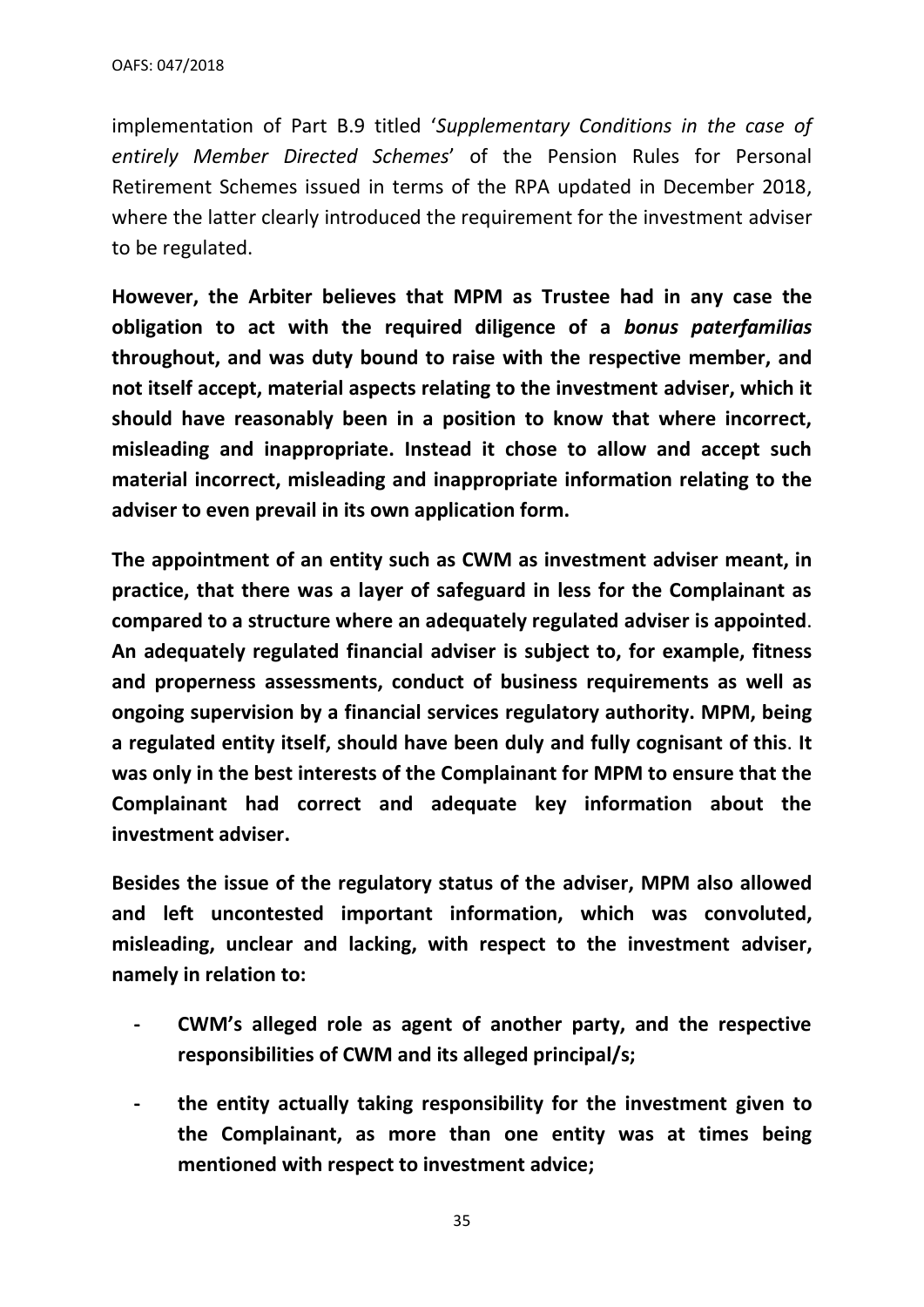implementation of Part B.9 titled '*Supplementary Conditions in the case of entirely Member Directed Schemes*' of the Pension Rules for Personal Retirement Schemes issued in terms of the RPA updated in December 2018, where the latter clearly introduced the requirement for the investment adviser to be regulated.

**However, the Arbiter believes that MPM as Trustee had in any case the obligation to act with the required diligence of a *bonus paterfamilias* throughout, and was duty bound to raise with the respective member, and not itself accept, material aspects relating to the investment adviser, which it should have reasonably been in a position to know that where incorrect, misleading and inappropriate. Instead it chose to allow and accept such material incorrect, misleading and inappropriate information relating to the adviser to even prevail in its own application form.**

**The appointment of an entity such as CWM as investment adviser meant, in practice, that there was a layer of safeguard in less for the Complainant as compared to a structure where an adequately regulated adviser is appointed**. **An adequately regulated financial adviser is subject to, for example, fitness and properness assessments, conduct of business requirements as well as ongoing supervision by a financial services regulatory authority. MPM, being a regulated entity itself, should have been duly and fully cognisant of this**. **It was only in the best interests of the Complainant for MPM to ensure that the Complainant had correct and adequate key information about the investment adviser.**

**Besides the issue of the regulatory status of the adviser, MPM also allowed and left uncontested important information, which was convoluted, misleading, unclear and lacking, with respect to the investment adviser, namely in relation to:**

- **CWM's alleged role as agent of another party, and the respective responsibilities of CWM and its alleged principal/s;**
- **the entity actually taking responsibility for the investment given to the Complainant, as more than one entity was at times being mentioned with respect to investment advice;**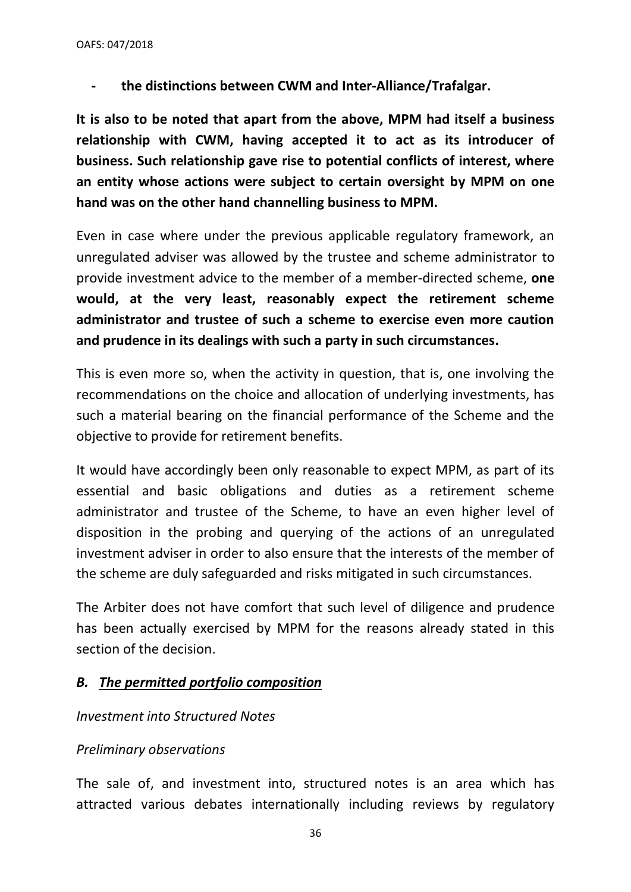- **the distinctions between CWM and Inter-Alliance/Trafalgar.**

**It is also to be noted that apart from the above, MPM had itself a business relationship with CWM, having accepted it to act as its introducer of business. Such relationship gave rise to potential conflicts of interest, where an entity whose actions were subject to certain oversight by MPM on one hand was on the other hand channelling business to MPM.**

Even in case where under the previous applicable regulatory framework, an unregulated adviser was allowed by the trustee and scheme administrator to provide investment advice to the member of a member-directed scheme, **one would, at the very least, reasonably expect the retirement scheme administrator and trustee of such a scheme to exercise even more caution and prudence in its dealings with such a party in such circumstances.**

This is even more so, when the activity in question, that is, one involving the recommendations on the choice and allocation of underlying investments, has such a material bearing on the financial performance of the Scheme and the objective to provide for retirement benefits.

It would have accordingly been only reasonable to expect MPM, as part of its essential and basic obligations and duties as a retirement scheme administrator and trustee of the Scheme, to have an even higher level of disposition in the probing and querying of the actions of an unregulated investment adviser in order to also ensure that the interests of the member of the scheme are duly safeguarded and risks mitigated in such circumstances.

The Arbiter does not have comfort that such level of diligence and prudence has been actually exercised by MPM for the reasons already stated in this section of the decision.

### *B. The permitted portfolio composition*

*Investment into Structured Notes*

*Preliminary observations*

The sale of, and investment into, structured notes is an area which has attracted various debates internationally including reviews by regulatory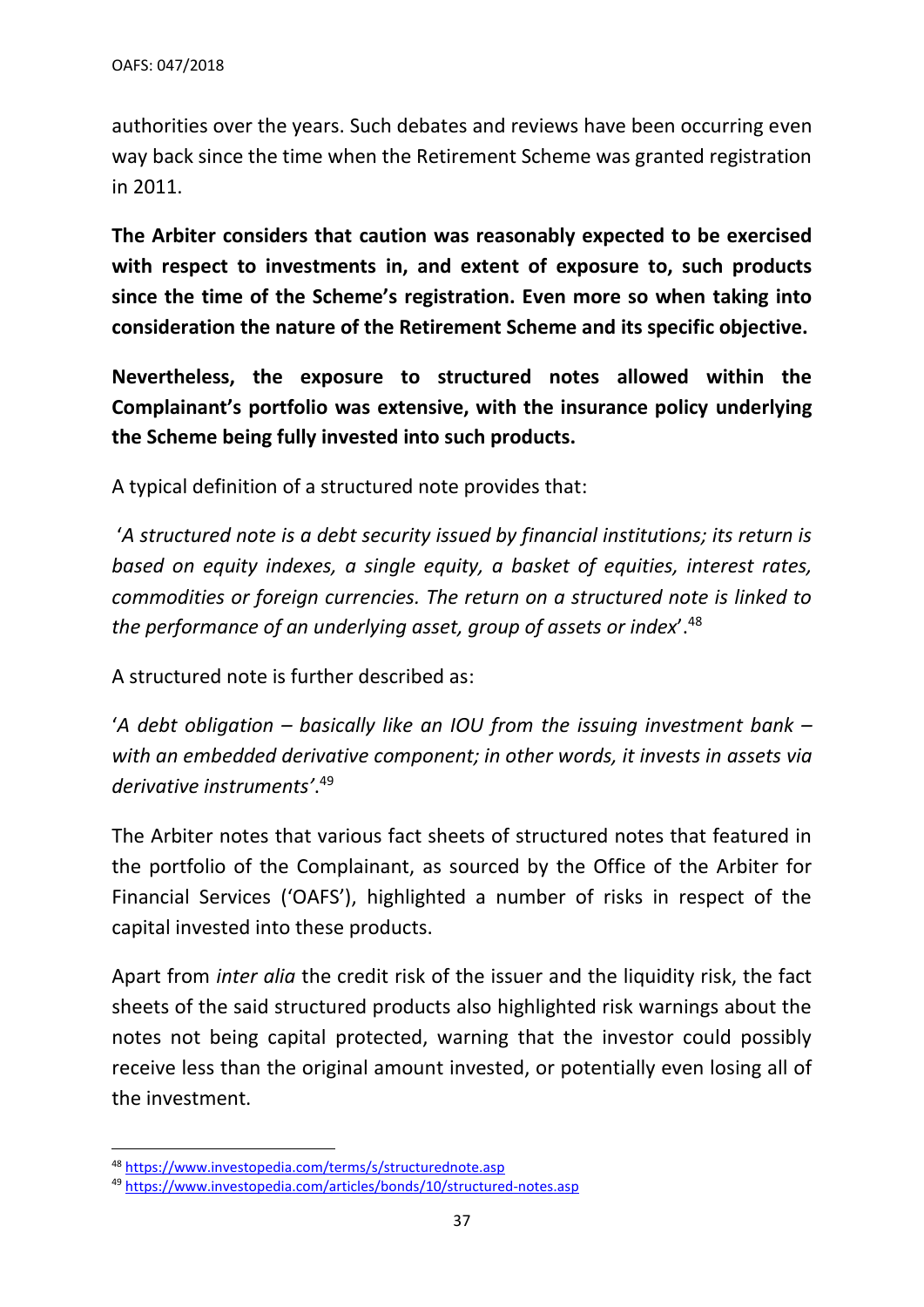authorities over the years. Such debates and reviews have been occurring even way back since the time when the Retirement Scheme was granted registration in 2011.

**The Arbiter considers that caution was reasonably expected to be exercised with respect to investments in, and extent of exposure to, such products since the time of the Scheme's registration. Even more so when taking into consideration the nature of the Retirement Scheme and its specific objective.**

**Nevertheless, the exposure to structured notes allowed within the Complainant's portfolio was extensive, with the insurance policy underlying the Scheme being fully invested into such products.**

A typical definition of a structured note provides that:

'*A structured note is a debt security issued by financial institutions; its return is based on equity indexes, a single equity, a basket of equities, interest rates, commodities or foreign currencies. The return on a structured note is linked to the performance of an underlying asset, group of assets or index*'.[48]

A structured note is further described as:

'*A debt obligation – basically like an IOU from the issuing investment bank – with an embedded derivative component; in other words, it invests in assets via derivative instruments'*.[49]

The Arbiter notes that various fact sheets of structured notes that featured in the portfolio of the Complainant, as sourced by the Office of the Arbiter for Financial Services ('OAFS'), highlighted a number of risks in respect of the capital invested into these products.

Apart from *inter alia* the credit risk of the issuer and the liquidity risk, the fact sheets of the said structured products also highlighted risk warnings about the notes not being capital protected, warning that the investor could possibly receive less than the original amount invested, or potentially even losing all of the investment.

---

[48] https://www.investopedia.com/terms/s/structurednote.asp

[49] https://www.investopedia.com/articles/bonds/10/structured-notes.asp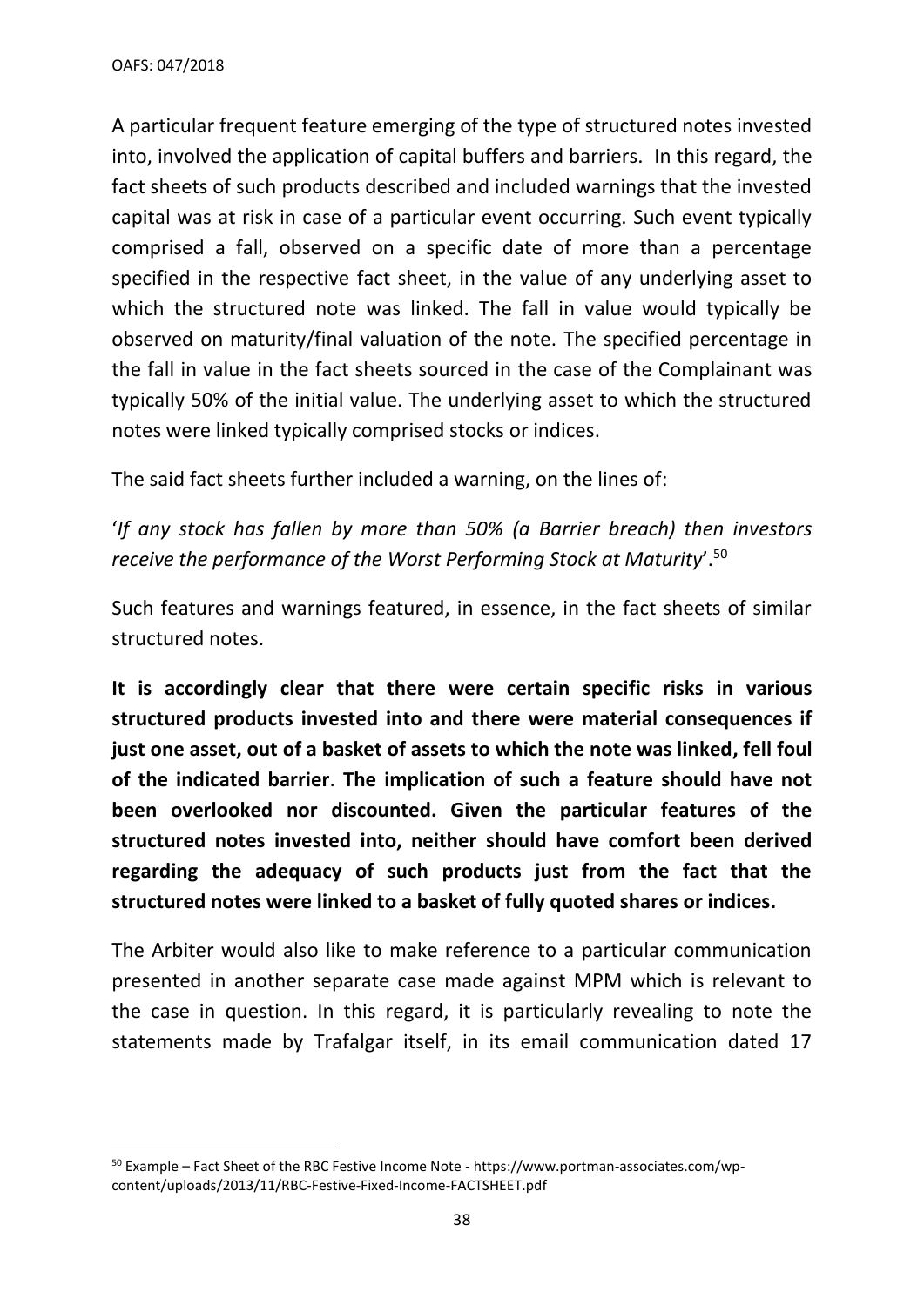A particular frequent feature emerging of the type of structured notes invested into, involved the application of capital buffers and barriers. In this regard, the fact sheets of such products described and included warnings that the invested capital was at risk in case of a particular event occurring. Such event typically comprised a fall, observed on a specific date of more than a percentage specified in the respective fact sheet, in the value of any underlying asset to which the structured note was linked. The fall in value would typically be observed on maturity/final valuation of the note. The specified percentage in the fall in value in the fact sheets sourced in the case of the Complainant was typically 50% of the initial value. The underlying asset to which the structured notes were linked typically comprised stocks or indices.

The said fact sheets further included a warning, on the lines of:

'*If any stock has fallen by more than 50% (a Barrier breach) then investors receive the performance of the Worst Performing Stock at Maturity*'.[50]

Such features and warnings featured, in essence, in the fact sheets of similar structured notes.

**It is accordingly clear that there were certain specific risks in various structured products invested into and there were material consequences if just one asset, out of a basket of assets to which the note was linked, fell foul of the indicated barrier**. **The implication of such a feature should have not been overlooked nor discounted. Given the particular features of the structured notes invested into, neither should have comfort been derived regarding the adequacy of such products just from the fact that the structured notes were linked to a basket of fully quoted shares or indices.**

The Arbiter would also like to make reference to a particular communication presented in another separate case made against MPM which is relevant to the case in question. In this regard, it is particularly revealing to note the statements made by Trafalgar itself, in its email communication dated 17

---

[50] Example – Fact Sheet of the RBC Festive Income Note - https://www.portman-associates.com/wp-content/uploads/2013/11/RBC-Festive-Fixed-Income-FACTSHEET.pdf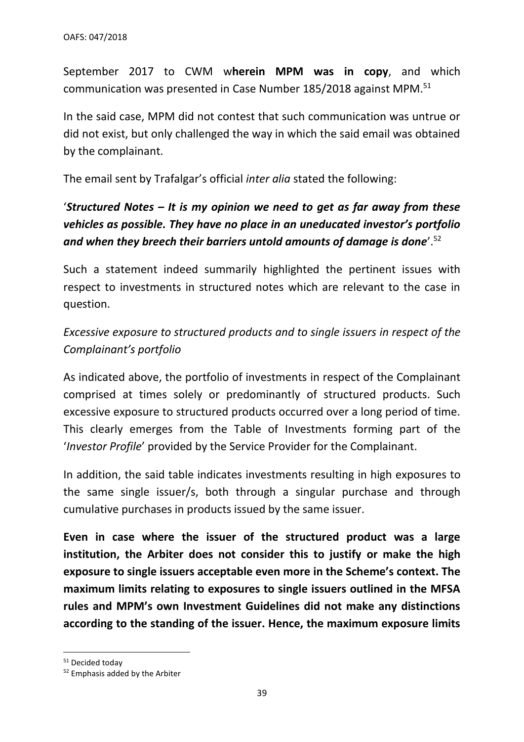September 2017 to CWM w**herein MPM was in copy**, and which communication was presented in Case Number 185/2018 against MPM.[51]

In the said case, MPM did not contest that such communication was untrue or did not exist, but only challenged the way in which the said email was obtained by the complainant.

The email sent by Trafalgar's official *inter alia* stated the following:

'***Structured Notes – It is my opinion we need to get as far away from these vehicles as possible. They have no place in an uneducated investor's portfolio and when they breech their barriers untold amounts of damage is done***'.[52]

Such a statement indeed summarily highlighted the pertinent issues with respect to investments in structured notes which are relevant to the case in question.

*Excessive exposure to structured products and to single issuers in respect of the Complainant's portfolio*

As indicated above, the portfolio of investments in respect of the Complainant comprised at times solely or predominantly of structured products. Such excessive exposure to structured products occurred over a long period of time. This clearly emerges from the Table of Investments forming part of the '*Investor Profile*' provided by the Service Provider for the Complainant.

In addition, the said table indicates investments resulting in high exposures to the same single issuer/s, both through a singular purchase and through cumulative purchases in products issued by the same issuer.

**Even in case where the issuer of the structured product was a large institution, the Arbiter does not consider this to justify or make the high exposure to single issuers acceptable even more in the Scheme's context. The maximum limits relating to exposures to single issuers outlined in the MFSA rules and MPM's own Investment Guidelines did not make any distinctions according to the standing of the issuer. Hence, the maximum exposure limits**

[51] Decided today

[52] Emphasis added by the Arbiter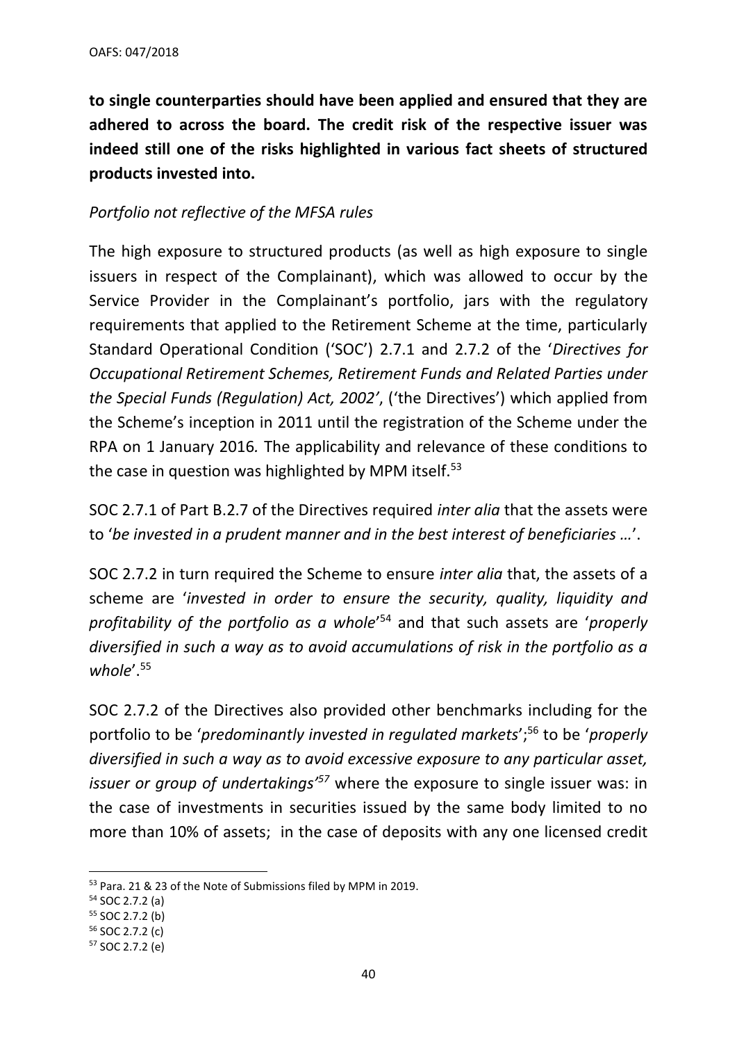**to single counterparties should have been applied and ensured that they are adhered to across the board. The credit risk of the respective issuer was indeed still one of the risks highlighted in various fact sheets of structured products invested into.**

*Portfolio not reflective of the MFSA rules*

The high exposure to structured products (as well as high exposure to single issuers in respect of the Complainant), which was allowed to occur by the Service Provider in the Complainant's portfolio, jars with the regulatory requirements that applied to the Retirement Scheme at the time, particularly Standard Operational Condition ('SOC') 2.7.1 and 2.7.2 of the '*Directives for Occupational Retirement Schemes, Retirement Funds and Related Parties under the Special Funds (Regulation) Act, 2002*', ('the Directives') which applied from the Scheme's inception in 2011 until the registration of the Scheme under the RPA on 1 January 2016. The applicability and relevance of these conditions to the case in question was highlighted by MPM itself.[53]

SOC 2.7.1 of Part B.2.7 of the Directives required *inter alia* that the assets were to '*be invested in a prudent manner and in the best interest of beneficiaries …*'.

SOC 2.7.2 in turn required the Scheme to ensure *inter alia* that, the assets of a scheme are '*invested in order to ensure the security, quality, liquidity and profitability of the portfolio as a whole*'[54] and that such assets are '*properly diversified in such a way as to avoid accumulations of risk in the portfolio as a whole*'.[55]

SOC 2.7.2 of the Directives also provided other benchmarks including for the portfolio to be '*predominantly invested in regulated markets*';[56] to be '*properly diversified in such a way as to avoid excessive exposure to any particular asset, issuer or group of undertakings'*[57] where the exposure to single issuer was: in the case of investments in securities issued by the same body limited to no more than 10% of assets; in the case of deposits with any one licensed credit

---

[53] Para. 21 & 23 of the Note of Submissions filed by MPM in 2019.

[54] SOC 2.7.2 (a)

[55] SOC 2.7.2 (b)

[56] SOC 2.7.2 (c)

[57] SOC 2.7.2 (e)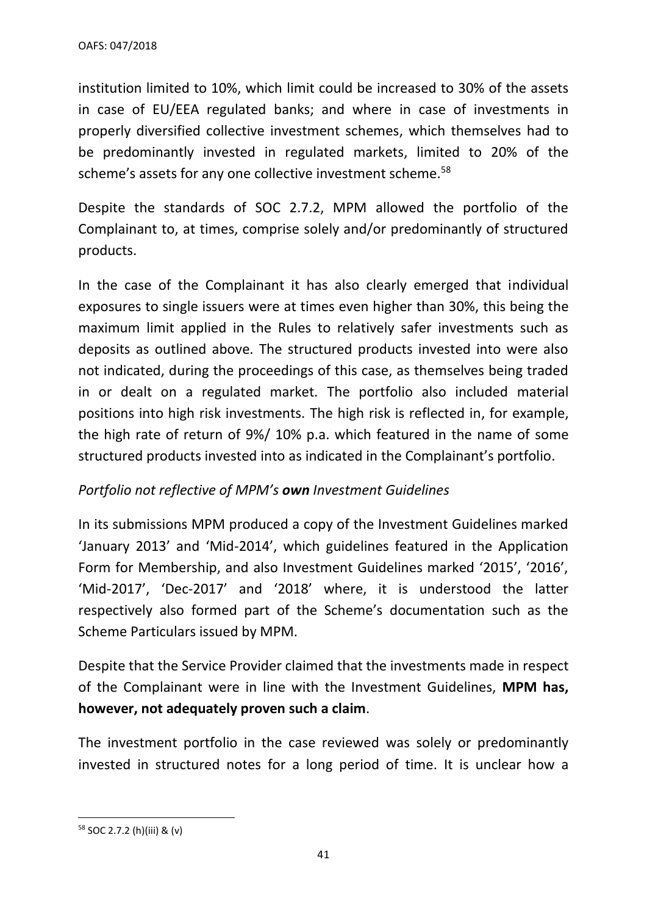institution limited to 10%, which limit could be increased to 30% of the assets in case of EU/EEA regulated banks; and where in case of investments in properly diversified collective investment schemes, which themselves had to be predominantly invested in regulated markets, limited to 20% of the scheme's assets for any one collective investment scheme.[58]

Despite the standards of SOC 2.7.2, MPM allowed the portfolio of the Complainant to, at times, comprise solely and/or predominantly of structured products.

In the case of the Complainant it has also clearly emerged that individual exposures to single issuers were at times even higher than 30%, this being the maximum limit applied in the Rules to relatively safer investments such as deposits as outlined above. The structured products invested into were also not indicated, during the proceedings of this case, as themselves being traded in or dealt on a regulated market. The portfolio also included material positions into high risk investments. The high risk is reflected in, for example, the high rate of return of 9%/ 10% p.a. which featured in the name of some structured products invested into as indicated in the Complainant's portfolio.

*Portfolio not reflective of MPM's **own** Investment Guidelines*

In its submissions MPM produced a copy of the Investment Guidelines marked 'January 2013' and 'Mid-2014', which guidelines featured in the Application Form for Membership, and also Investment Guidelines marked '2015', '2016', 'Mid-2017', 'Dec-2017' and '2018' where, it is understood the latter respectively also formed part of the Scheme's documentation such as the Scheme Particulars issued by MPM.

Despite that the Service Provider claimed that the investments made in respect of the Complainant were in line with the Investment Guidelines, **MPM has, however, not adequately proven such a claim**.

The investment portfolio in the case reviewed was solely or predominantly invested in structured notes for a long period of time. It is unclear how a

[58] SOC 2.7.2 (h)(iii) & (v)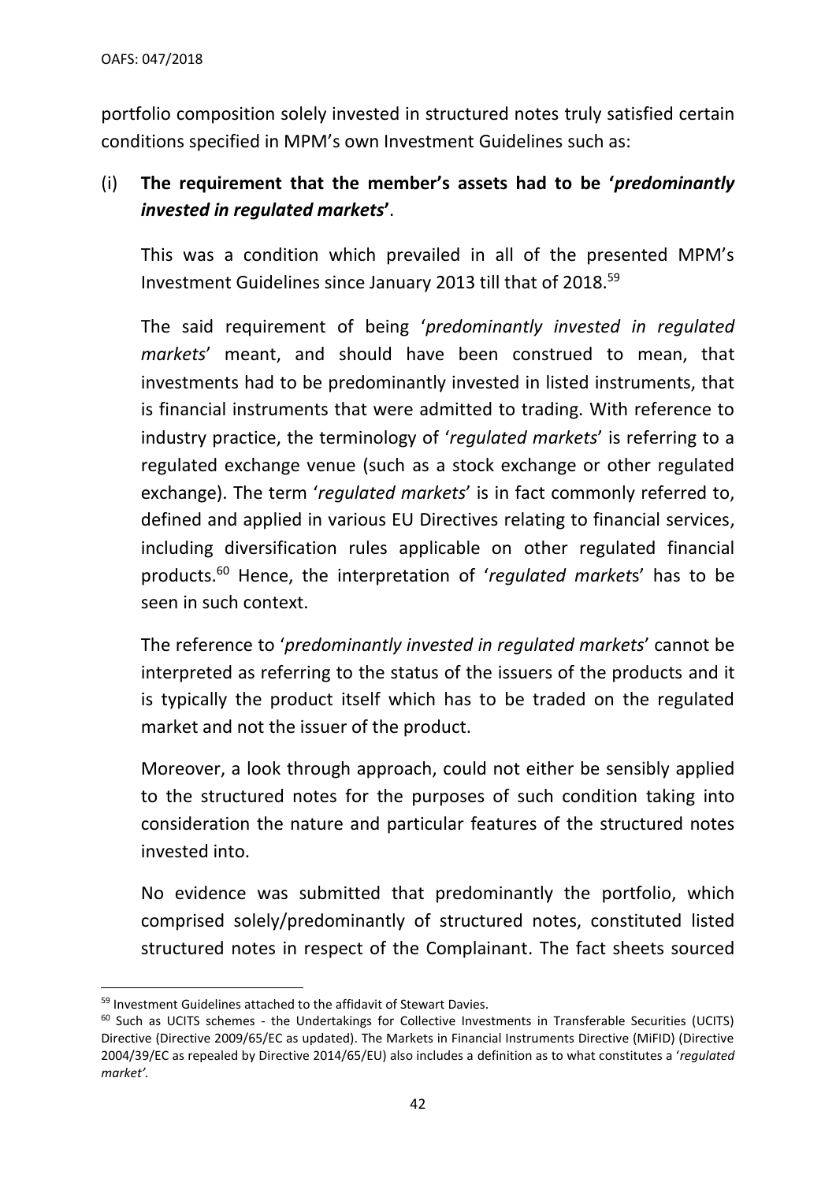portfolio composition solely invested in structured notes truly satisfied certain conditions specified in MPM's own Investment Guidelines such as:

(i) **The requirement that the member's assets had to be '*predominantly invested in regulated markets*'**.

This was a condition which prevailed in all of the presented MPM's Investment Guidelines since January 2013 till that of 2018.[59]

The said requirement of being '*predominantly invested in regulated markets*' meant, and should have been construed to mean, that investments had to be predominantly invested in listed instruments, that is financial instruments that were admitted to trading. With reference to industry practice, the terminology of '*regulated markets*' is referring to a regulated exchange venue (such as a stock exchange or other regulated exchange). The term '*regulated markets*' is in fact commonly referred to, defined and applied in various EU Directives relating to financial services, including diversification rules applicable on other regulated financial products.[60] Hence, the interpretation of '*regulated markets*' has to be seen in such context.

The reference to '*predominantly invested in regulated markets*' cannot be interpreted as referring to the status of the issuers of the products and it is typically the product itself which has to be traded on the regulated market and not the issuer of the product.

Moreover, a look through approach, could not either be sensibly applied to the structured notes for the purposes of such condition taking into consideration the nature and particular features of the structured notes invested into.

No evidence was submitted that predominantly the portfolio, which comprised solely/predominantly of structured notes, constituted listed structured notes in respect of the Complainant. The fact sheets sourced

---

[59] Investment Guidelines attached to the affidavit of Stewart Davies.

[60] Such as UCITS schemes - the Undertakings for Collective Investments in Transferable Securities (UCITS) Directive (Directive 2009/65/EC as updated). The Markets in Financial Instruments Directive (MiFID) (Directive 2004/39/EC as repealed by Directive 2014/65/EU) also includes a definition as to what constitutes a '*regulated market'*.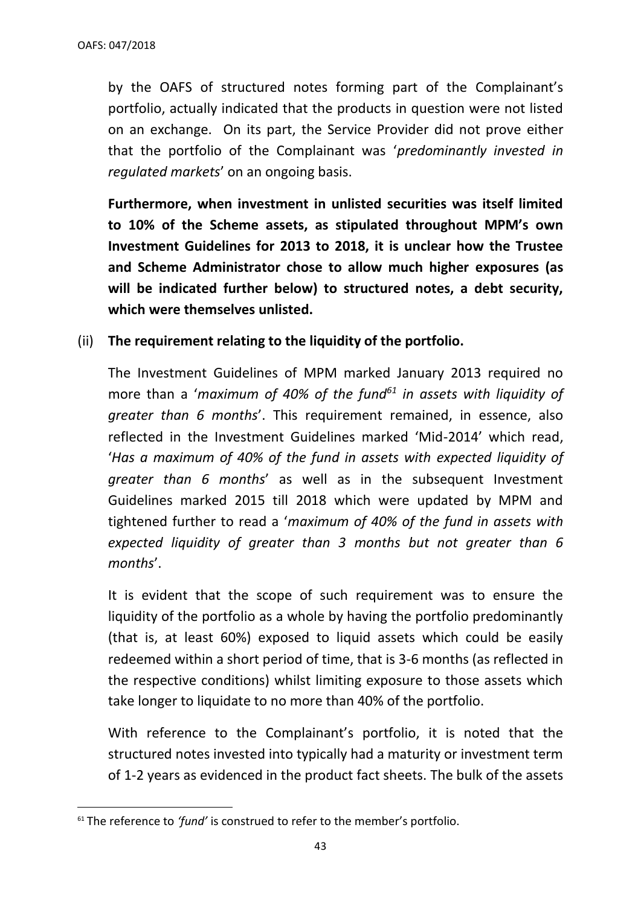by the OAFS of structured notes forming part of the Complainant's portfolio, actually indicated that the products in question were not listed on an exchange. On its part, the Service Provider did not prove either that the portfolio of the Complainant was '*predominantly invested in regulated markets*' on an ongoing basis.

**Furthermore, when investment in unlisted securities was itself limited to 10% of the Scheme assets, as stipulated throughout MPM's own Investment Guidelines for 2013 to 2018, it is unclear how the Trustee and Scheme Administrator chose to allow much higher exposures (as will be indicated further below) to structured notes, a debt security, which were themselves unlisted.**

(ii) **The requirement relating to the liquidity of the portfolio.**

The Investment Guidelines of MPM marked January 2013 required no more than a '*maximum of 40% of the fund*[61] *in assets with liquidity of greater than 6 months*'. This requirement remained, in essence, also reflected in the Investment Guidelines marked 'Mid-2014' which read, '*Has a maximum of 40% of the fund in assets with expected liquidity of greater than 6 months*' as well as in the subsequent Investment Guidelines marked 2015 till 2018 which were updated by MPM and tightened further to read a '*maximum of 40% of the fund in assets with expected liquidity of greater than 3 months but not greater than 6 months*'.

It is evident that the scope of such requirement was to ensure the liquidity of the portfolio as a whole by having the portfolio predominantly (that is, at least 60%) exposed to liquid assets which could be easily redeemed within a short period of time, that is 3-6 months (as reflected in the respective conditions) whilst limiting exposure to those assets which take longer to liquidate to no more than 40% of the portfolio.

With reference to the Complainant's portfolio, it is noted that the structured notes invested into typically had a maturity or investment term of 1-2 years as evidenced in the product fact sheets. The bulk of the assets

[61] The reference to *'fund'* is construed to refer to the member's portfolio.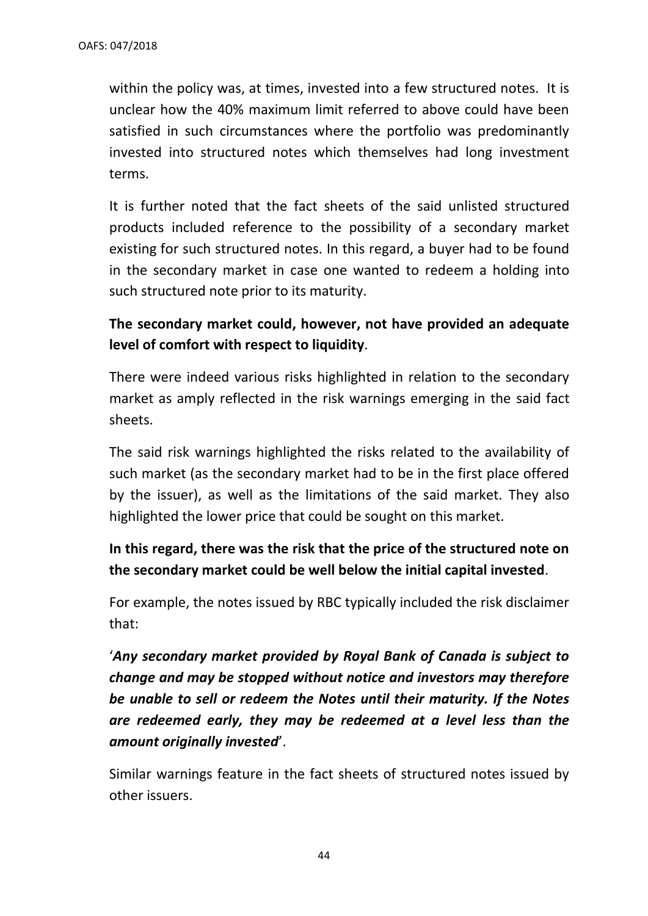within the policy was, at times, invested into a few structured notes. It is unclear how the 40% maximum limit referred to above could have been satisfied in such circumstances where the portfolio was predominantly invested into structured notes which themselves had long investment terms.

It is further noted that the fact sheets of the said unlisted structured products included reference to the possibility of a secondary market existing for such structured notes. In this regard, a buyer had to be found in the secondary market in case one wanted to redeem a holding into such structured note prior to its maturity.

**The secondary market could, however, not have provided an adequate level of comfort with respect to liquidity**.

There were indeed various risks highlighted in relation to the secondary market as amply reflected in the risk warnings emerging in the said fact sheets.

The said risk warnings highlighted the risks related to the availability of such market (as the secondary market had to be in the first place offered by the issuer), as well as the limitations of the said market. They also highlighted the lower price that could be sought on this market.

**In this regard, there was the risk that the price of the structured note on the secondary market could be well below the initial capital invested**.

For example, the notes issued by RBC typically included the risk disclaimer that:

'***Any secondary market provided by Royal Bank of Canada is subject to change and may be stopped without notice and investors may therefore be unable to sell or redeem the Notes until their maturity. If the Notes are redeemed early, they may be redeemed at a level less than the amount originally invested***'.

Similar warnings feature in the fact sheets of structured notes issued by other issuers.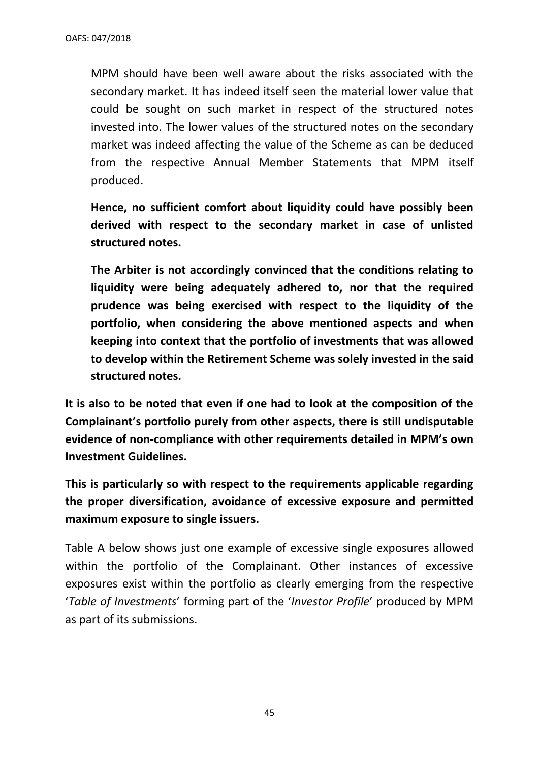MPM should have been well aware about the risks associated with the secondary market. It has indeed itself seen the material lower value that could be sought on such market in respect of the structured notes invested into. The lower values of the structured notes on the secondary market was indeed affecting the value of the Scheme as can be deduced from the respective Annual Member Statements that MPM itself produced.

**Hence, no sufficient comfort about liquidity could have possibly been derived with respect to the secondary market in case of unlisted structured notes.**

**The Arbiter is not accordingly convinced that the conditions relating to liquidity were being adequately adhered to, nor that the required prudence was being exercised with respect to the liquidity of the portfolio, when considering the above mentioned aspects and when keeping into context that the portfolio of investments that was allowed to develop within the Retirement Scheme was solely invested in the said structured notes.**

**It is also to be noted that even if one had to look at the composition of the Complainant's portfolio purely from other aspects, there is still undisputable evidence of non-compliance with other requirements detailed in MPM's own Investment Guidelines.**

**This is particularly so with respect to the requirements applicable regarding the proper diversification, avoidance of excessive exposure and permitted maximum exposure to single issuers.**

Table A below shows just one example of excessive single exposures allowed within the portfolio of the Complainant. Other instances of excessive exposures exist within the portfolio as clearly emerging from the respective '*Table of Investments*' forming part of the '*Investor Profile*' produced by MPM as part of its submissions.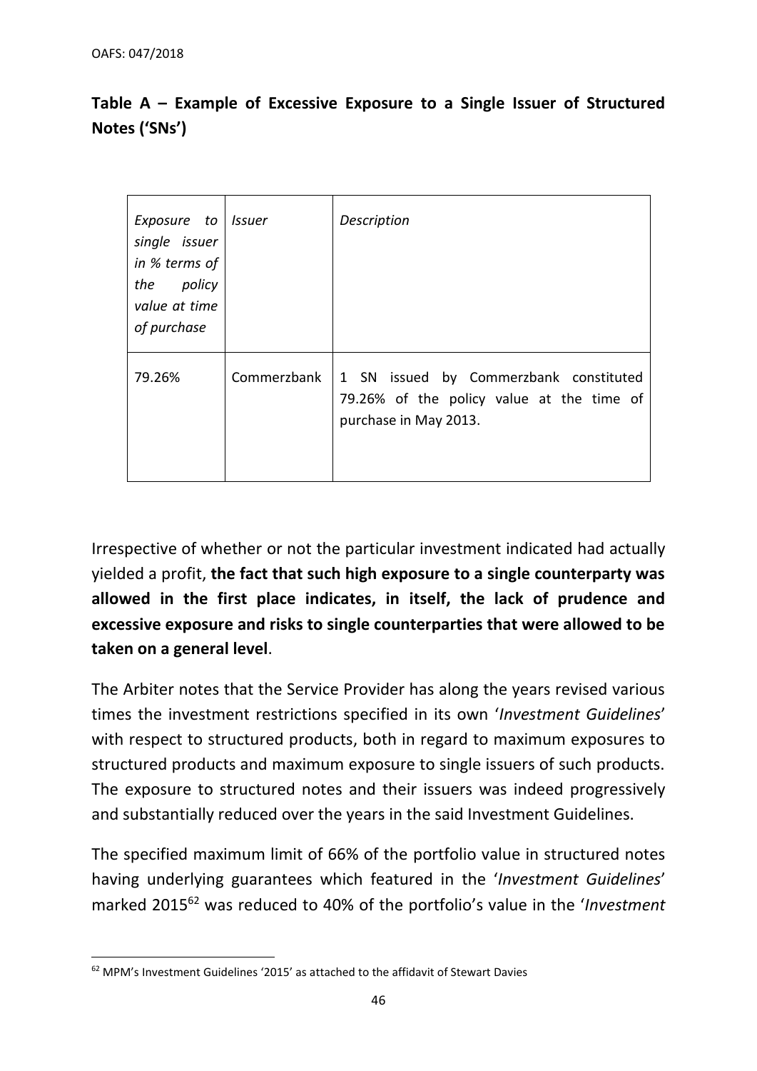**Table A – Example of Excessive Exposure to a Single Issuer of Structured Notes ('SNs')**

| *Exposure to single issuer in % terms of the policy value at time of purchase* | *Issuer* | *Description* |
|---|---|---|
| 79.26% | Commerzbank | 1 SN issued by Commerzbank constituted 79.26% of the policy value at the time of purchase in May 2013. |

Irrespective of whether or not the particular investment indicated had actually yielded a profit, **the fact that such high exposure to a single counterparty was allowed in the first place indicates, in itself, the lack of prudence and excessive exposure and risks to single counterparties that were allowed to be taken on a general level**.

The Arbiter notes that the Service Provider has along the years revised various times the investment restrictions specified in its own '*Investment Guidelines*' with respect to structured products, both in regard to maximum exposures to structured products and maximum exposure to single issuers of such products. The exposure to structured notes and their issuers was indeed progressively and substantially reduced over the years in the said Investment Guidelines.

The specified maximum limit of 66% of the portfolio value in structured notes having underlying guarantees which featured in the '*Investment Guidelines*' marked 2015[62] was reduced to 40% of the portfolio's value in the '*Investment*

[62] MPM's Investment Guidelines '2015' as attached to the affidavit of Stewart Davies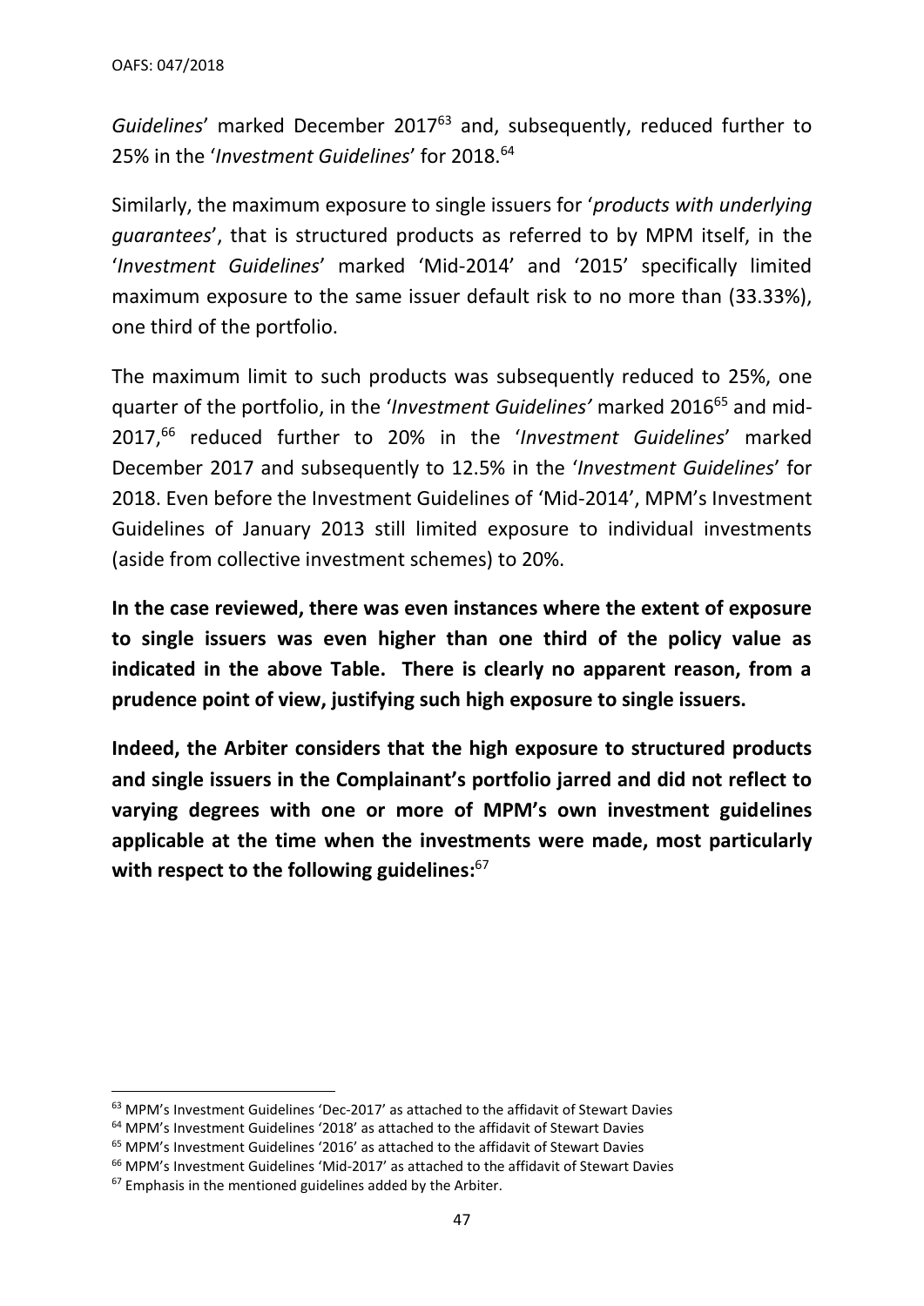*Guidelines*' marked December 2017[63] and, subsequently, reduced further to 25% in the '*Investment Guidelines*' for 2018.[64]

Similarly, the maximum exposure to single issuers for '*products with underlying guarantees*', that is structured products as referred to by MPM itself, in the '*Investment Guidelines*' marked 'Mid-2014' and '2015' specifically limited maximum exposure to the same issuer default risk to no more than (33.33%), one third of the portfolio.

The maximum limit to such products was subsequently reduced to 25%, one quarter of the portfolio, in the '*Investment Guidelines'* marked 2016[65] and mid-2017,[66] reduced further to 20% in the '*Investment Guidelines*' marked December 2017 and subsequently to 12.5% in the '*Investment Guidelines*' for 2018. Even before the Investment Guidelines of 'Mid-2014', MPM's Investment Guidelines of January 2013 still limited exposure to individual investments (aside from collective investment schemes) to 20%.

**In the case reviewed, there was even instances where the extent of exposure to single issuers was even higher than one third of the policy value as indicated in the above Table. There is clearly no apparent reason, from a prudence point of view, justifying such high exposure to single issuers.**

**Indeed, the Arbiter considers that the high exposure to structured products and single issuers in the Complainant's portfolio jarred and did not reflect to varying degrees with one or more of MPM's own investment guidelines applicable at the time when the investments were made, most particularly with respect to the following guidelines:**[67]

---

[63] MPM's Investment Guidelines 'Dec-2017' as attached to the affidavit of Stewart Davies

[64] MPM's Investment Guidelines '2018' as attached to the affidavit of Stewart Davies

[65] MPM's Investment Guidelines '2016' as attached to the affidavit of Stewart Davies

[66] MPM's Investment Guidelines 'Mid-2017' as attached to the affidavit of Stewart Davies

[67] Emphasis in the mentioned guidelines added by the Arbiter.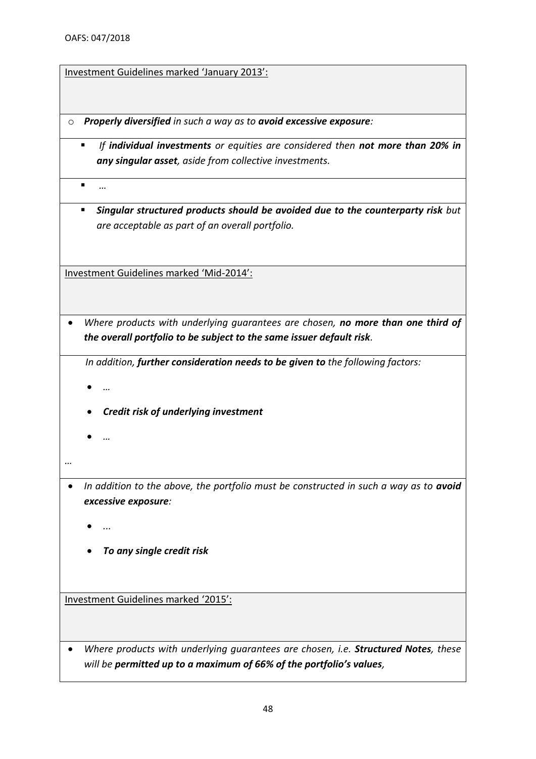| Investment Guidelines marked 'January 2013': |
|---|
| ○ ***Properly diversified*** *in such a way as to* ***avoid excessive exposure****:* |
| ▪ *If* ***individual investments*** *or equities are considered then* ***not more than 20% in any singular asset****, aside from collective investments.* |
| ▪ *…* |
| ▪ ***Singular structured products should be avoided due to the counterparty risk*** *but are acceptable as part of an overall portfolio.* |
| Investment Guidelines marked 'Mid-2014': |
| • *Where products with underlying guarantees are chosen,* ***no more than one third of the overall portfolio to be subject to the same issuer default risk****.* |
| *In addition,* ***further consideration needs to be given to*** *the following factors:*<br>• *…*<br>• ***Credit risk of underlying investment***<br>• *…*<br>*…* |
| • *In addition to the above, the portfolio must be constructed in such a way as to* ***avoid excessive exposure****:*<br>• *...*<br>• ***To any single credit risk*** |
| Investment Guidelines marked '2015': |
| • *Where products with underlying guarantees are chosen, i.e.* ***Structured Notes****, these will be* ***permitted up to a maximum of 66% of the portfolio's values****,* |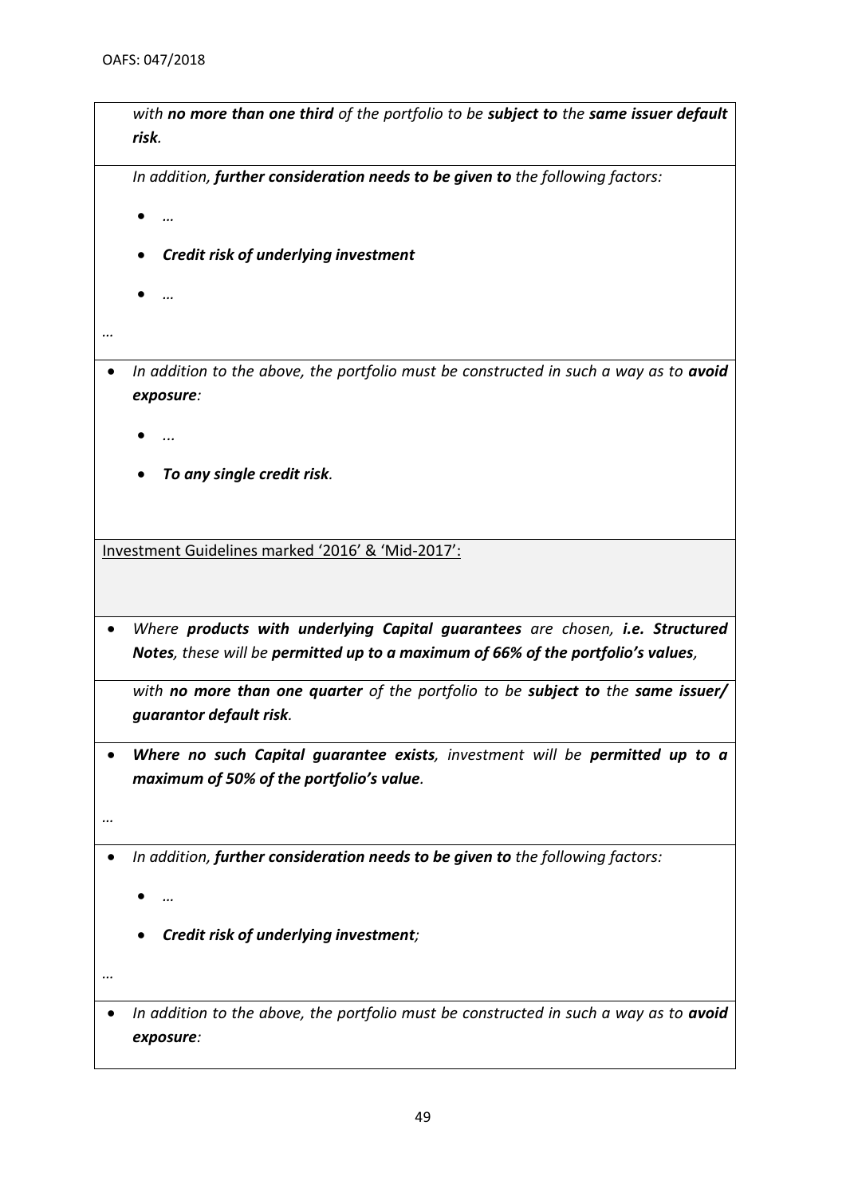*with **no more than one third** of the portfolio to be **subject to** the **same issuer default risk**.*

*In addition, **further consideration needs to be given to** the following factors:*

- *…*
- ***Credit risk of underlying investment***
- *…*

*…*

- *In addition to the above, the portfolio must be constructed in such a way as to **avoid exposure**:*
  - *...*
  - ***To any single credit risk**.*

Investment Guidelines marked '2016' & 'Mid-2017':

- *Where **products with underlying Capital guarantees** are chosen, **i.e. Structured Notes**, these will be **permitted up to a maximum of 66% of the portfolio's values**,*

*with **no more than one quarter** of the portfolio to be **subject to** the **same issuer/ guarantor default risk**.*

- ***Where no such Capital guarantee exists**, investment will be **permitted up to a maximum of 50% of the portfolio's value**.*

*…*

- *In addition, **further consideration needs to be given to** the following factors:*
  - *…*
  - ***Credit risk of underlying investment**;*

*…*

- *In addition to the above, the portfolio must be constructed in such a way as to **avoid exposure**:*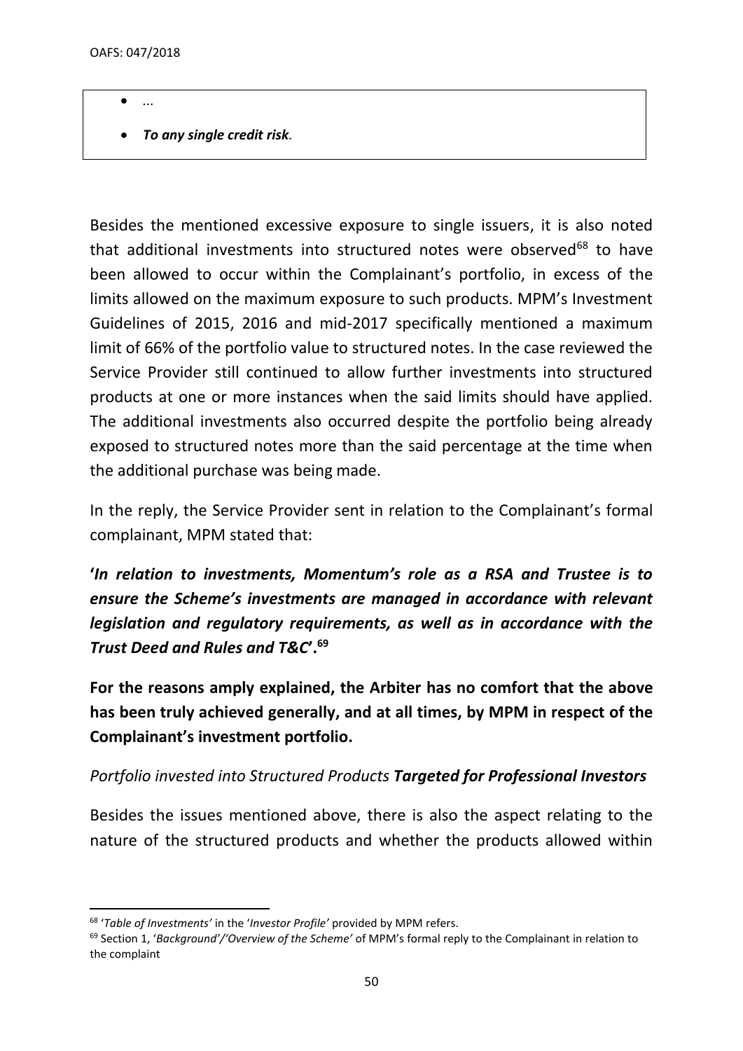- ...
- ***To any single credit risk*.**

Besides the mentioned excessive exposure to single issuers, it is also noted that additional investments into structured notes were observed[68] to have been allowed to occur within the Complainant's portfolio, in excess of the limits allowed on the maximum exposure to such products. MPM's Investment Guidelines of 2015, 2016 and mid-2017 specifically mentioned a maximum limit of 66% of the portfolio value to structured notes. In the case reviewed the Service Provider still continued to allow further investments into structured products at one or more instances when the said limits should have applied. The additional investments also occurred despite the portfolio being already exposed to structured notes more than the said percentage at the time when the additional purchase was being made.

In the reply, the Service Provider sent in relation to the Complainant's formal complainant, MPM stated that:

**'*In relation to investments, Momentum's role as a RSA and Trustee is to ensure the Scheme's investments are managed in accordance with relevant legislation and regulatory requirements, as well as in accordance with the Trust Deed and Rules and T&C*'.[69]**

**For the reasons amply explained, the Arbiter has no comfort that the above has been truly achieved generally, and at all times, by MPM in respect of the Complainant's investment portfolio.**

*Portfolio invested into Structured Products **Targeted for Professional Investors***

Besides the issues mentioned above, there is also the aspect relating to the nature of the structured products and whether the products allowed within

[68] '*Table of Investments'* in the '*Investor Profile'* provided by MPM refers.

[69] Section 1, '*Background'/'Overview of the Scheme'* of MPM's formal reply to the Complainant in relation to the complaint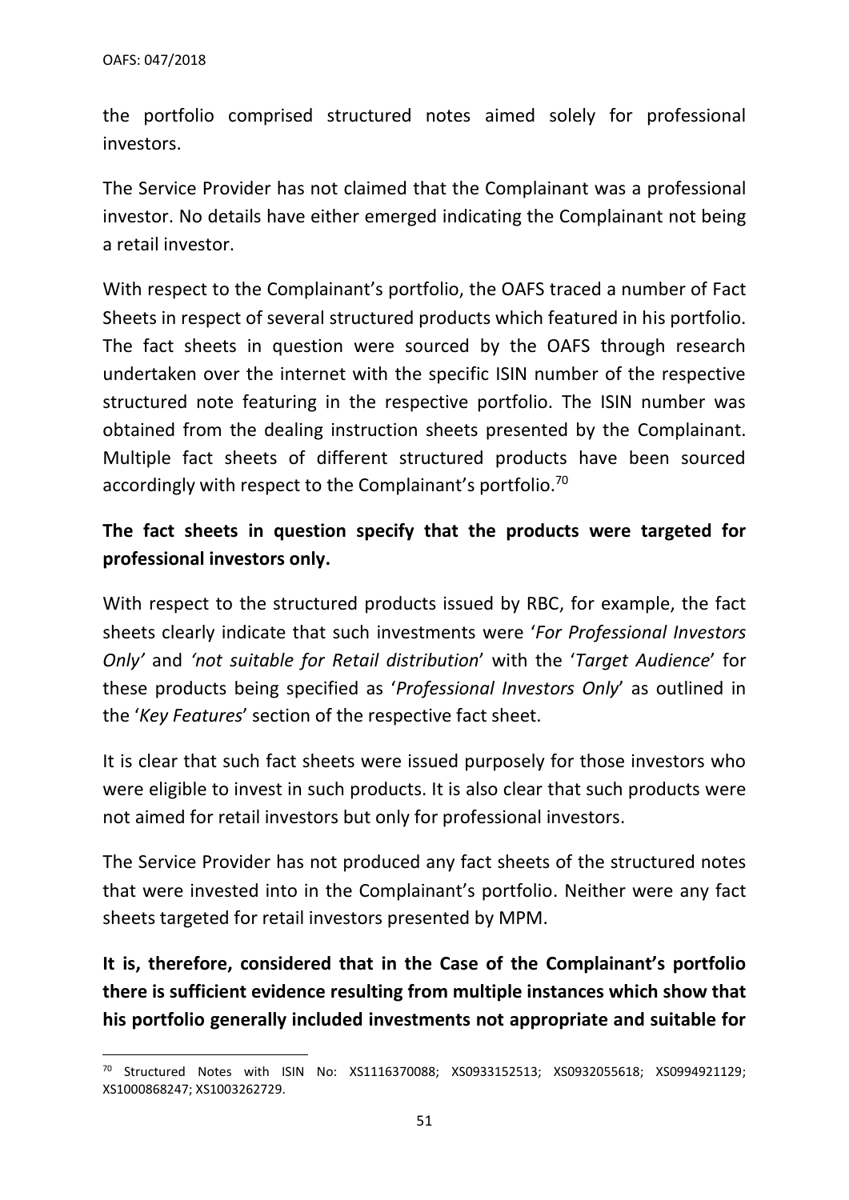the portfolio comprised structured notes aimed solely for professional investors.

The Service Provider has not claimed that the Complainant was a professional investor. No details have either emerged indicating the Complainant not being a retail investor.

With respect to the Complainant's portfolio, the OAFS traced a number of Fact Sheets in respect of several structured products which featured in his portfolio. The fact sheets in question were sourced by the OAFS through research undertaken over the internet with the specific ISIN number of the respective structured note featuring in the respective portfolio. The ISIN number was obtained from the dealing instruction sheets presented by the Complainant. Multiple fact sheets of different structured products have been sourced accordingly with respect to the Complainant's portfolio.[70]

**The fact sheets in question specify that the products were targeted for professional investors only.**

With respect to the structured products issued by RBC, for example, the fact sheets clearly indicate that such investments were '*For Professional Investors Only'* and *'not suitable for Retail distribution*' with the '*Target Audience*' for these products being specified as '*Professional Investors Only*' as outlined in the '*Key Features*' section of the respective fact sheet.

It is clear that such fact sheets were issued purposely for those investors who were eligible to invest in such products. It is also clear that such products were not aimed for retail investors but only for professional investors.

The Service Provider has not produced any fact sheets of the structured notes that were invested into in the Complainant's portfolio. Neither were any fact sheets targeted for retail investors presented by MPM.

**It is, therefore, considered that in the Case of the Complainant's portfolio there is sufficient evidence resulting from multiple instances which show that his portfolio generally included investments not appropriate and suitable for**

---

[70] Structured Notes with ISIN No: XS1116370088; XS0933152513; XS0932055618; XS0994921129; XS1000868247; XS1003262729.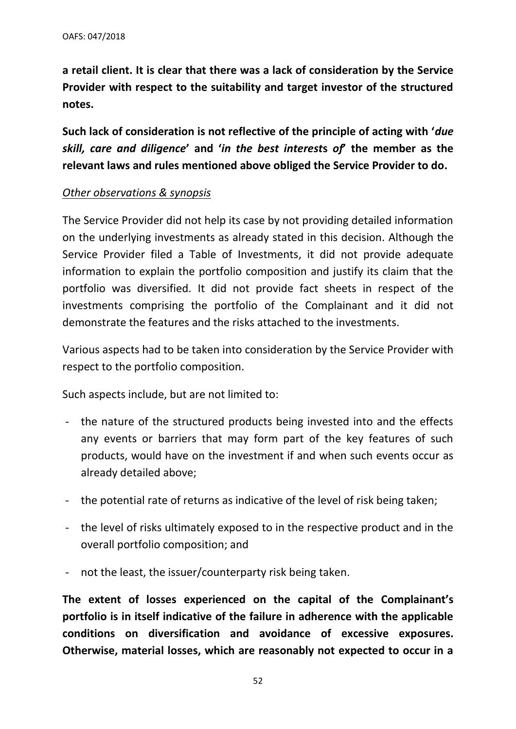**a retail client. It is clear that there was a lack of consideration by the Service Provider with respect to the suitability and target investor of the structured notes.**

**Such lack of consideration is not reflective of the principle of acting with '*due skill, care and diligence*' and '*in the best interests of*' the member as the relevant laws and rules mentioned above obliged the Service Provider to do.**

*Other observations & synopsis*

The Service Provider did not help its case by not providing detailed information on the underlying investments as already stated in this decision. Although the Service Provider filed a Table of Investments, it did not provide adequate information to explain the portfolio composition and justify its claim that the portfolio was diversified. It did not provide fact sheets in respect of the investments comprising the portfolio of the Complainant and it did not demonstrate the features and the risks attached to the investments.

Various aspects had to be taken into consideration by the Service Provider with respect to the portfolio composition.

Such aspects include, but are not limited to:

- the nature of the structured products being invested into and the effects any events or barriers that may form part of the key features of such products, would have on the investment if and when such events occur as already detailed above;
- the potential rate of returns as indicative of the level of risk being taken;
- the level of risks ultimately exposed to in the respective product and in the overall portfolio composition; and
- not the least, the issuer/counterparty risk being taken.

**The extent of losses experienced on the capital of the Complainant's portfolio is in itself indicative of the failure in adherence with the applicable conditions on diversification and avoidance of excessive exposures. Otherwise, material losses, which are reasonably not expected to occur in a**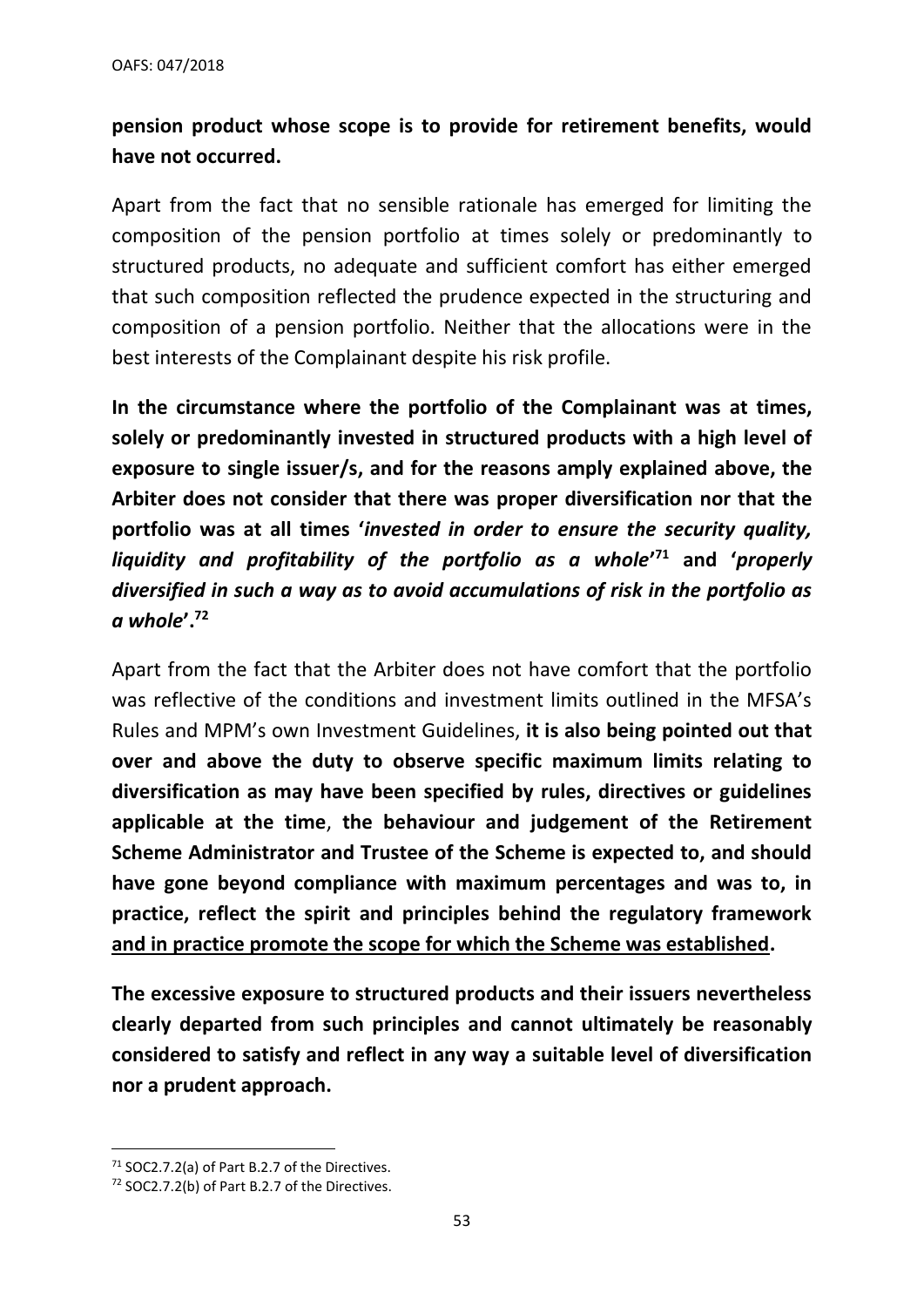**pension product whose scope is to provide for retirement benefits, would have not occurred.**

Apart from the fact that no sensible rationale has emerged for limiting the composition of the pension portfolio at times solely or predominantly to structured products, no adequate and sufficient comfort has either emerged that such composition reflected the prudence expected in the structuring and composition of a pension portfolio. Neither that the allocations were in the best interests of the Complainant despite his risk profile.

**In the circumstance where the portfolio of the Complainant was at times, solely or predominantly invested in structured products with a high level of exposure to single issuer/s, and for the reasons amply explained above, the Arbiter does not consider that there was proper diversification nor that the portfolio was at all times '*invested in order to ensure the security quality, liquidity and profitability of the portfolio as a whole*'[71] and '*properly diversified in such a way as to avoid accumulations of risk in the portfolio as a whole*'.[72]**

Apart from the fact that the Arbiter does not have comfort that the portfolio was reflective of the conditions and investment limits outlined in the MFSA's Rules and MPM's own Investment Guidelines, **it is also being pointed out that over and above the duty to observe specific maximum limits relating to diversification as may have been specified by rules, directives or guidelines applicable at the time**, **the behaviour and judgement of the Retirement Scheme Administrator and Trustee of the Scheme is expected to, and should have gone beyond compliance with maximum percentages and was to, in practice, reflect the spirit and principles behind the regulatory framework <u>and in practice promote the scope for which the Scheme was established</u>.**

**The excessive exposure to structured products and their issuers nevertheless clearly departed from such principles and cannot ultimately be reasonably considered to satisfy and reflect in any way a suitable level of diversification nor a prudent approach.**

---

[71] SOC2.7.2(a) of Part B.2.7 of the Directives.

[72] SOC2.7.2(b) of Part B.2.7 of the Directives.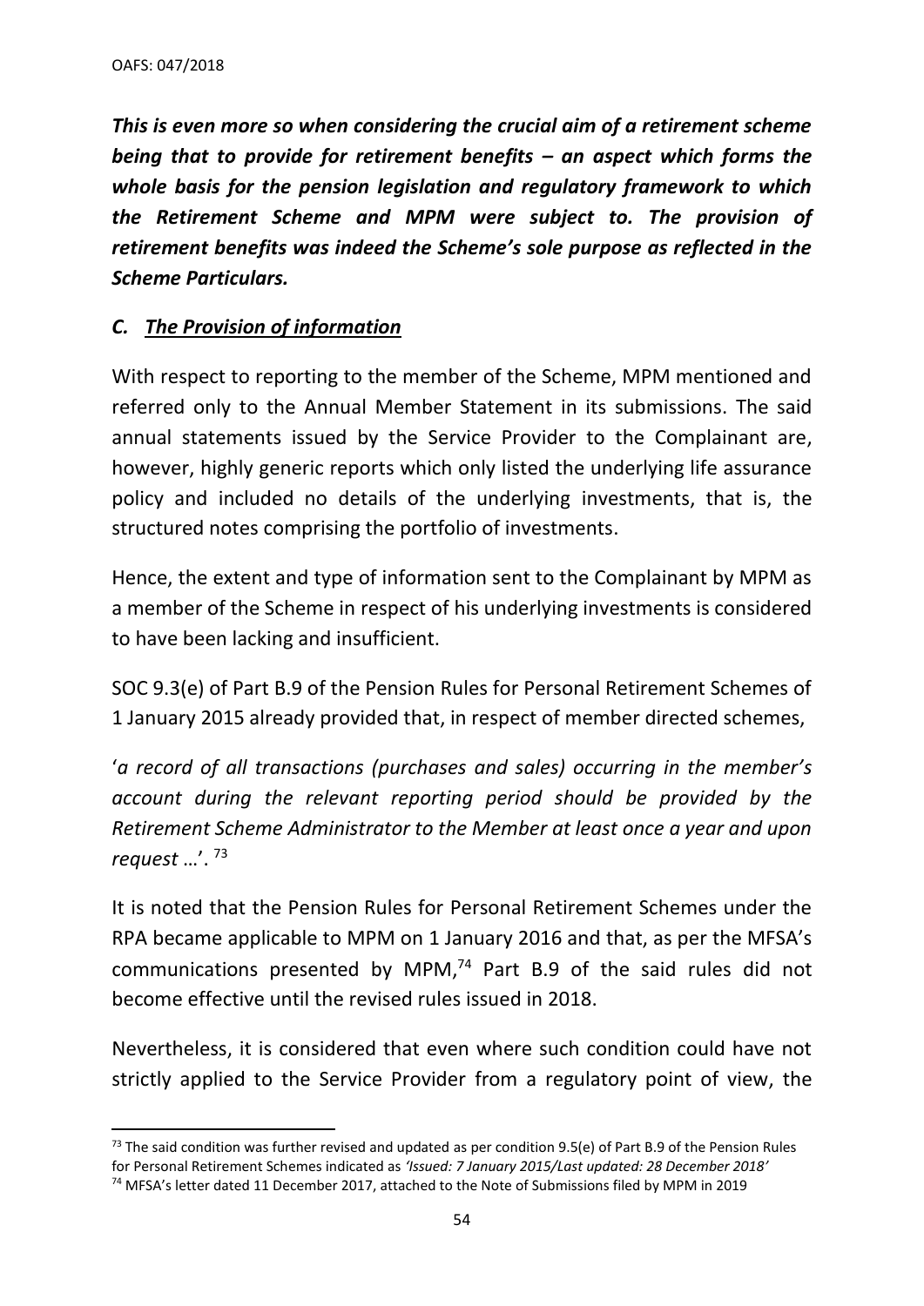***This is even more so when considering the crucial aim of a retirement scheme being that to provide for retirement benefits – an aspect which forms the whole basis for the pension legislation and regulatory framework to which the Retirement Scheme and MPM were subject to. The provision of retirement benefits was indeed the Scheme's sole purpose as reflected in the Scheme Particulars.***

### *C. The Provision of information*

With respect to reporting to the member of the Scheme, MPM mentioned and referred only to the Annual Member Statement in its submissions. The said annual statements issued by the Service Provider to the Complainant are, however, highly generic reports which only listed the underlying life assurance policy and included no details of the underlying investments, that is, the structured notes comprising the portfolio of investments.

Hence, the extent and type of information sent to the Complainant by MPM as a member of the Scheme in respect of his underlying investments is considered to have been lacking and insufficient.

SOC 9.3(e) of Part B.9 of the Pension Rules for Personal Retirement Schemes of 1 January 2015 already provided that, in respect of member directed schemes,

'*a record of all transactions (purchases and sales) occurring in the member's account during the relevant reporting period should be provided by the Retirement Scheme Administrator to the Member at least once a year and upon request* …'. [73]

It is noted that the Pension Rules for Personal Retirement Schemes under the RPA became applicable to MPM on 1 January 2016 and that, as per the MFSA's communications presented by MPM,[74] Part B.9 of the said rules did not become effective until the revised rules issued in 2018.

Nevertheless, it is considered that even where such condition could have not strictly applied to the Service Provider from a regulatory point of view, the

[73] The said condition was further revised and updated as per condition 9.5(e) of Part B.9 of the Pension Rules for Personal Retirement Schemes indicated as *'Issued: 7 January 2015/Last updated: 28 December 2018'*

[74] MFSA's letter dated 11 December 2017, attached to the Note of Submissions filed by MPM in 2019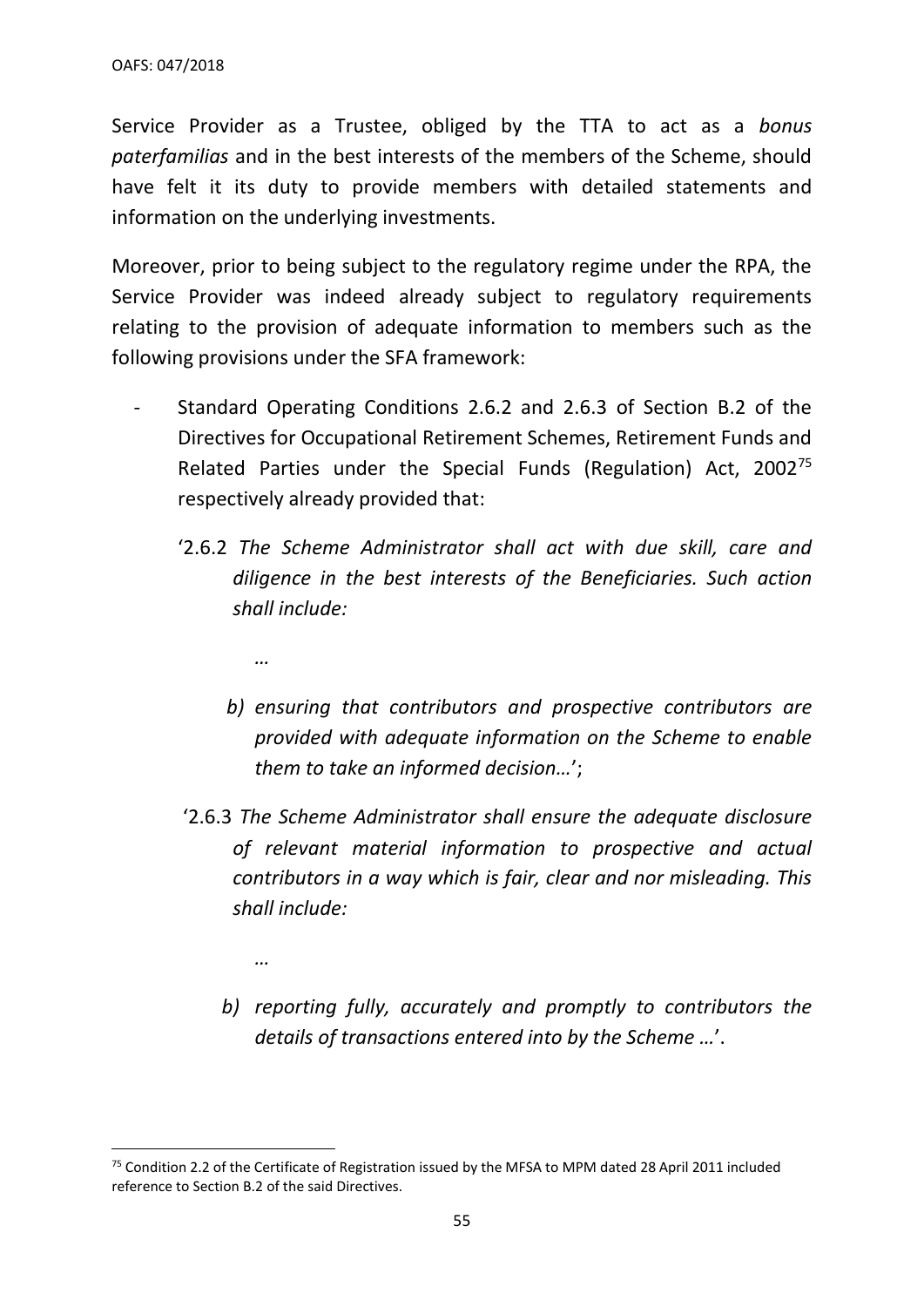Service Provider as a Trustee, obliged by the TTA to act as a *bonus paterfamilias* and in the best interests of the members of the Scheme, should have felt it its duty to provide members with detailed statements and information on the underlying investments.

Moreover, prior to being subject to the regulatory regime under the RPA, the Service Provider was indeed already subject to regulatory requirements relating to the provision of adequate information to members such as the following provisions under the SFA framework:

- Standard Operating Conditions 2.6.2 and 2.6.3 of Section B.2 of the Directives for Occupational Retirement Schemes, Retirement Funds and Related Parties under the Special Funds (Regulation) Act, 2002[75] respectively already provided that:

  '2.6.2 *The Scheme Administrator shall act with due skill, care and diligence in the best interests of the Beneficiaries. Such action shall include:*

  *…*

  *b) ensuring that contributors and prospective contributors are provided with adequate information on the Scheme to enable them to take an informed decision…*';

  '2.6.3 *The Scheme Administrator shall ensure the adequate disclosure of relevant material information to prospective and actual contributors in a way which is fair, clear and nor misleading. This shall include:*

  *…*

  *b) reporting fully, accurately and promptly to contributors the details of transactions entered into by the Scheme …*'.

[75] Condition 2.2 of the Certificate of Registration issued by the MFSA to MPM dated 28 April 2011 included reference to Section B.2 of the said Directives.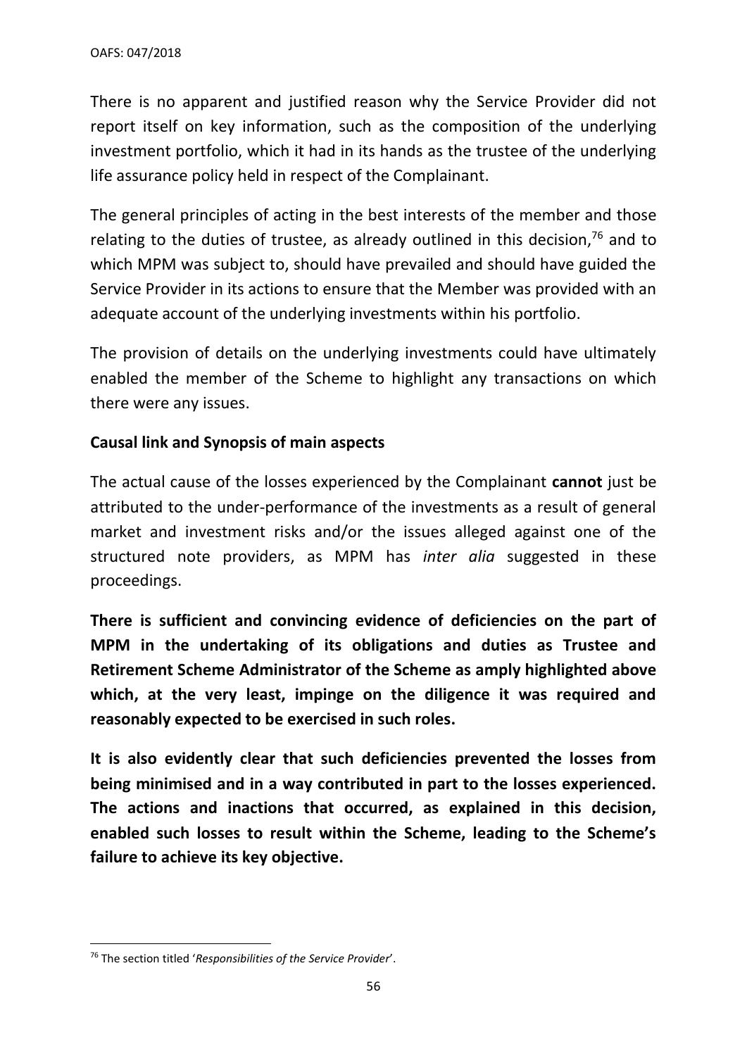There is no apparent and justified reason why the Service Provider did not report itself on key information, such as the composition of the underlying investment portfolio, which it had in its hands as the trustee of the underlying life assurance policy held in respect of the Complainant.

The general principles of acting in the best interests of the member and those relating to the duties of trustee, as already outlined in this decision,[76] and to which MPM was subject to, should have prevailed and should have guided the Service Provider in its actions to ensure that the Member was provided with an adequate account of the underlying investments within his portfolio.

The provision of details on the underlying investments could have ultimately enabled the member of the Scheme to highlight any transactions on which there were any issues.

**Causal link and Synopsis of main aspects**

The actual cause of the losses experienced by the Complainant **cannot** just be attributed to the under-performance of the investments as a result of general market and investment risks and/or the issues alleged against one of the structured note providers, as MPM has *inter alia* suggested in these proceedings.

**There is sufficient and convincing evidence of deficiencies on the part of MPM in the undertaking of its obligations and duties as Trustee and Retirement Scheme Administrator of the Scheme as amply highlighted above which, at the very least, impinge on the diligence it was required and reasonably expected to be exercised in such roles.**

**It is also evidently clear that such deficiencies prevented the losses from being minimised and in a way contributed in part to the losses experienced. The actions and inactions that occurred, as explained in this decision, enabled such losses to result within the Scheme, leading to the Scheme's failure to achieve its key objective.**

[76] The section titled '*Responsibilities of the Service Provider*'.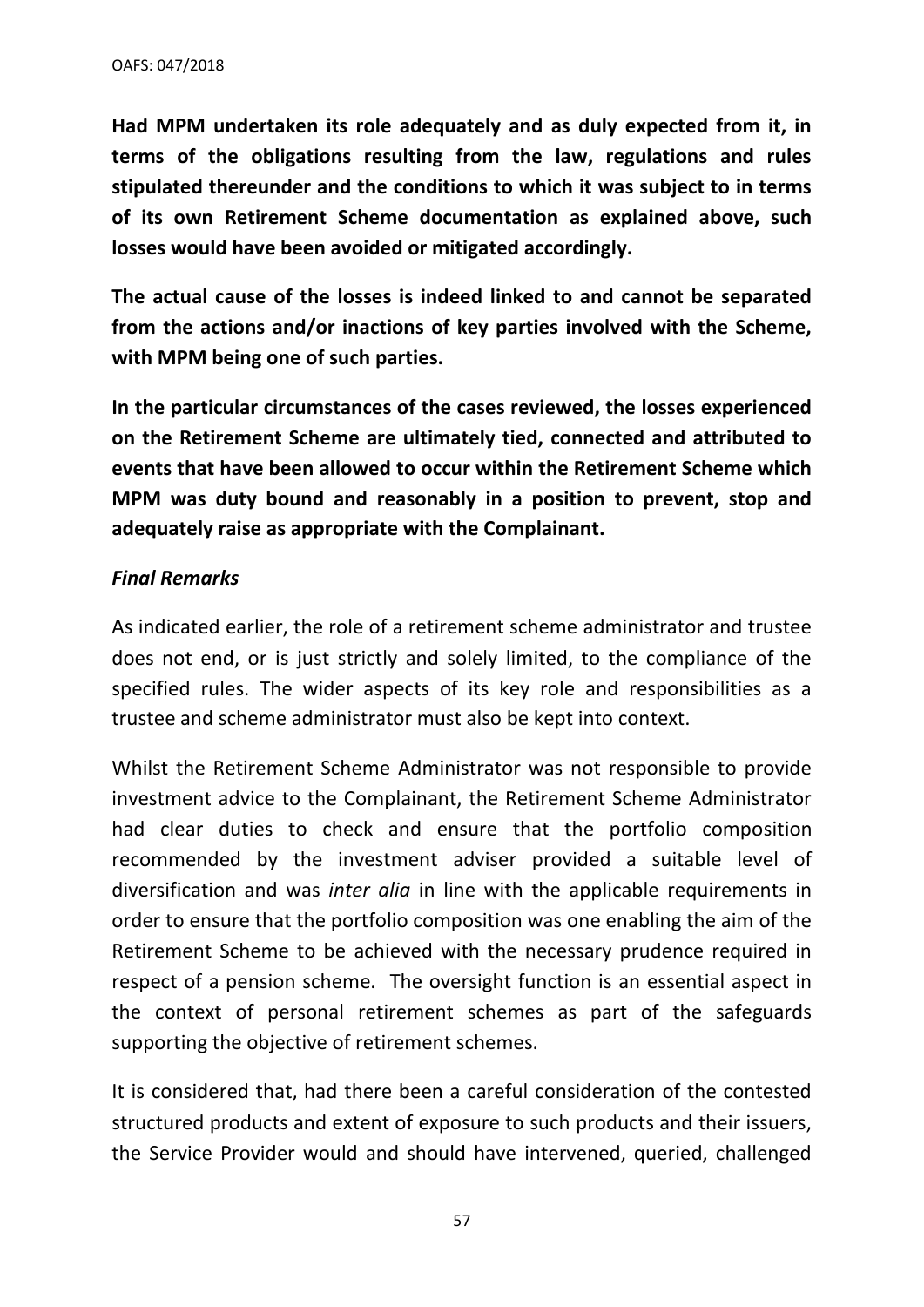**Had MPM undertaken its role adequately and as duly expected from it, in terms of the obligations resulting from the law, regulations and rules stipulated thereunder and the conditions to which it was subject to in terms of its own Retirement Scheme documentation as explained above, such losses would have been avoided or mitigated accordingly.**

**The actual cause of the losses is indeed linked to and cannot be separated from the actions and/or inactions of key parties involved with the Scheme, with MPM being one of such parties.**

**In the particular circumstances of the cases reviewed, the losses experienced on the Retirement Scheme are ultimately tied, connected and attributed to events that have been allowed to occur within the Retirement Scheme which MPM was duty bound and reasonably in a position to prevent, stop and adequately raise as appropriate with the Complainant.**

***Final Remarks***

As indicated earlier, the role of a retirement scheme administrator and trustee does not end, or is just strictly and solely limited, to the compliance of the specified rules. The wider aspects of its key role and responsibilities as a trustee and scheme administrator must also be kept into context.

Whilst the Retirement Scheme Administrator was not responsible to provide investment advice to the Complainant, the Retirement Scheme Administrator had clear duties to check and ensure that the portfolio composition recommended by the investment adviser provided a suitable level of diversification and was *inter alia* in line with the applicable requirements in order to ensure that the portfolio composition was one enabling the aim of the Retirement Scheme to be achieved with the necessary prudence required in respect of a pension scheme. The oversight function is an essential aspect in the context of personal retirement schemes as part of the safeguards supporting the objective of retirement schemes.

It is considered that, had there been a careful consideration of the contested structured products and extent of exposure to such products and their issuers, the Service Provider would and should have intervened, queried, challenged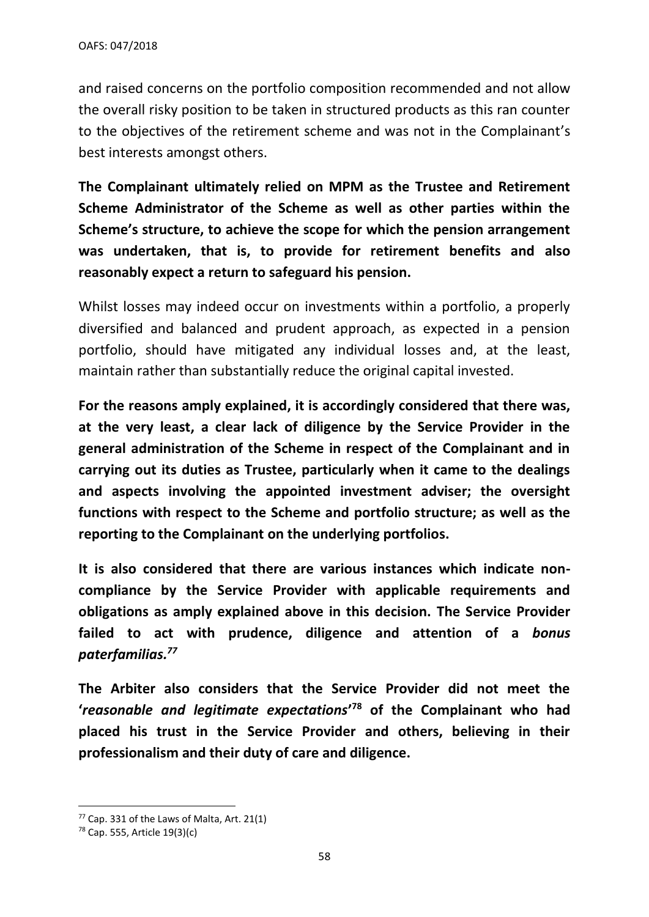and raised concerns on the portfolio composition recommended and not allow the overall risky position to be taken in structured products as this ran counter to the objectives of the retirement scheme and was not in the Complainant's best interests amongst others.

**The Complainant ultimately relied on MPM as the Trustee and Retirement Scheme Administrator of the Scheme as well as other parties within the Scheme's structure, to achieve the scope for which the pension arrangement was undertaken, that is, to provide for retirement benefits and also reasonably expect a return to safeguard his pension.**

Whilst losses may indeed occur on investments within a portfolio, a properly diversified and balanced and prudent approach, as expected in a pension portfolio, should have mitigated any individual losses and, at the least, maintain rather than substantially reduce the original capital invested.

**For the reasons amply explained, it is accordingly considered that there was, at the very least, a clear lack of diligence by the Service Provider in the general administration of the Scheme in respect of the Complainant and in carrying out its duties as Trustee, particularly when it came to the dealings and aspects involving the appointed investment adviser; the oversight functions with respect to the Scheme and portfolio structure; as well as the reporting to the Complainant on the underlying portfolios.**

**It is also considered that there are various instances which indicate non-compliance by the Service Provider with applicable requirements and obligations as amply explained above in this decision. The Service Provider failed to act with prudence, diligence and attention of a *bonus paterfamilias*.[77]**

**The Arbiter also considers that the Service Provider did not meet the '*reasonable and legitimate expectations*'[78] of the Complainant who had placed his trust in the Service Provider and others, believing in their professionalism and their duty of care and diligence.**

---

[77] Cap. 331 of the Laws of Malta, Art. 21(1)

[78] Cap. 555, Article 19(3)(c)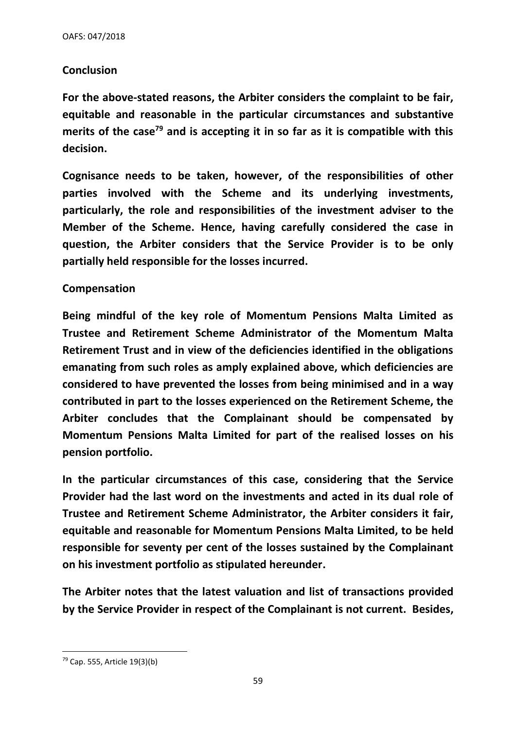## Conclusion

**For the above-stated reasons, the Arbiter considers the complaint to be fair, equitable and reasonable in the particular circumstances and substantive merits of the case[79] and is accepting it in so far as it is compatible with this decision.**

**Cognisance needs to be taken, however, of the responsibilities of other parties involved with the Scheme and its underlying investments, particularly, the role and responsibilities of the investment adviser to the Member of the Scheme. Hence, having carefully considered the case in question, the Arbiter considers that the Service Provider is to be only partially held responsible for the losses incurred.**

## Compensation

**Being mindful of the key role of Momentum Pensions Malta Limited as Trustee and Retirement Scheme Administrator of the Momentum Malta Retirement Trust and in view of the deficiencies identified in the obligations emanating from such roles as amply explained above, which deficiencies are considered to have prevented the losses from being minimised and in a way contributed in part to the losses experienced on the Retirement Scheme, the Arbiter concludes that the Complainant should be compensated by Momentum Pensions Malta Limited for part of the realised losses on his pension portfolio.**

**In the particular circumstances of this case, considering that the Service Provider had the last word on the investments and acted in its dual role of Trustee and Retirement Scheme Administrator, the Arbiter considers it fair, equitable and reasonable for Momentum Pensions Malta Limited, to be held responsible for seventy per cent of the losses sustained by the Complainant on his investment portfolio as stipulated hereunder.**

**The Arbiter notes that the latest valuation and list of transactions provided by the Service Provider in respect of the Complainant is not current. Besides,**

[79] Cap. 555, Article 19(3)(b)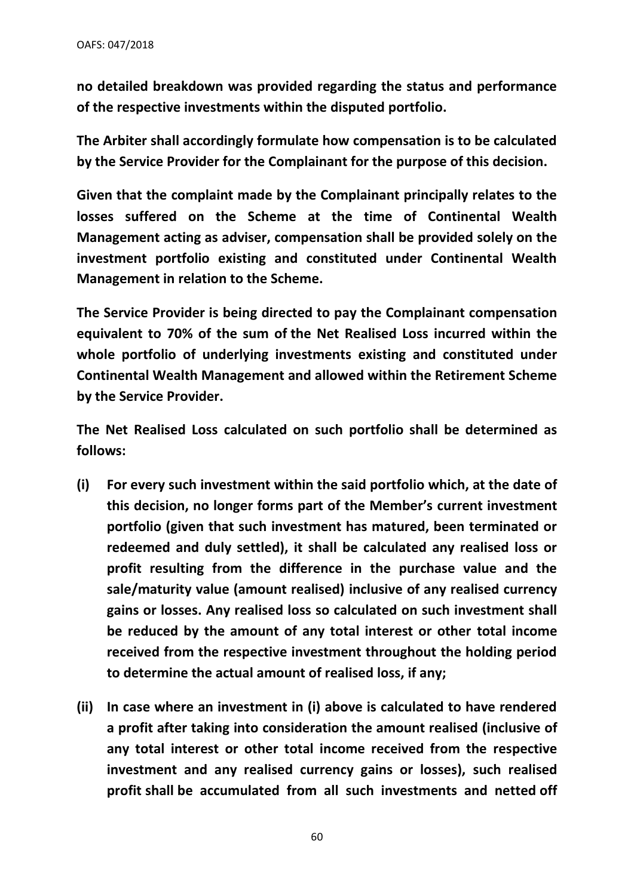**no detailed breakdown was provided regarding the status and performance of the respective investments within the disputed portfolio.**

**The Arbiter shall accordingly formulate how compensation is to be calculated by the Service Provider for the Complainant for the purpose of this decision.**

**Given that the complaint made by the Complainant principally relates to the losses suffered on the Scheme at the time of Continental Wealth Management acting as adviser, compensation shall be provided solely on the investment portfolio existing and constituted under Continental Wealth Management in relation to the Scheme.**

**The Service Provider is being directed to pay the Complainant compensation equivalent to 70% of the sum of the Net Realised Loss incurred within the whole portfolio of underlying investments existing and constituted under Continental Wealth Management and allowed within the Retirement Scheme by the Service Provider.**

**The Net Realised Loss calculated on such portfolio shall be determined as follows:**

- **(i) For every such investment within the said portfolio which, at the date of this decision, no longer forms part of the Member's current investment portfolio (given that such investment has matured, been terminated or redeemed and duly settled), it shall be calculated any realised loss or profit resulting from the difference in the purchase value and the sale/maturity value (amount realised) inclusive of any realised currency gains or losses. Any realised loss so calculated on such investment shall be reduced by the amount of any total interest or other total income received from the respective investment throughout the holding period to determine the actual amount of realised loss, if any;**

- **(ii) In case where an investment in (i) above is calculated to have rendered a profit after taking into consideration the amount realised (inclusive of any total interest or other total income received from the respective investment and any realised currency gains or losses), such realised profit shall be accumulated from all such investments and netted off**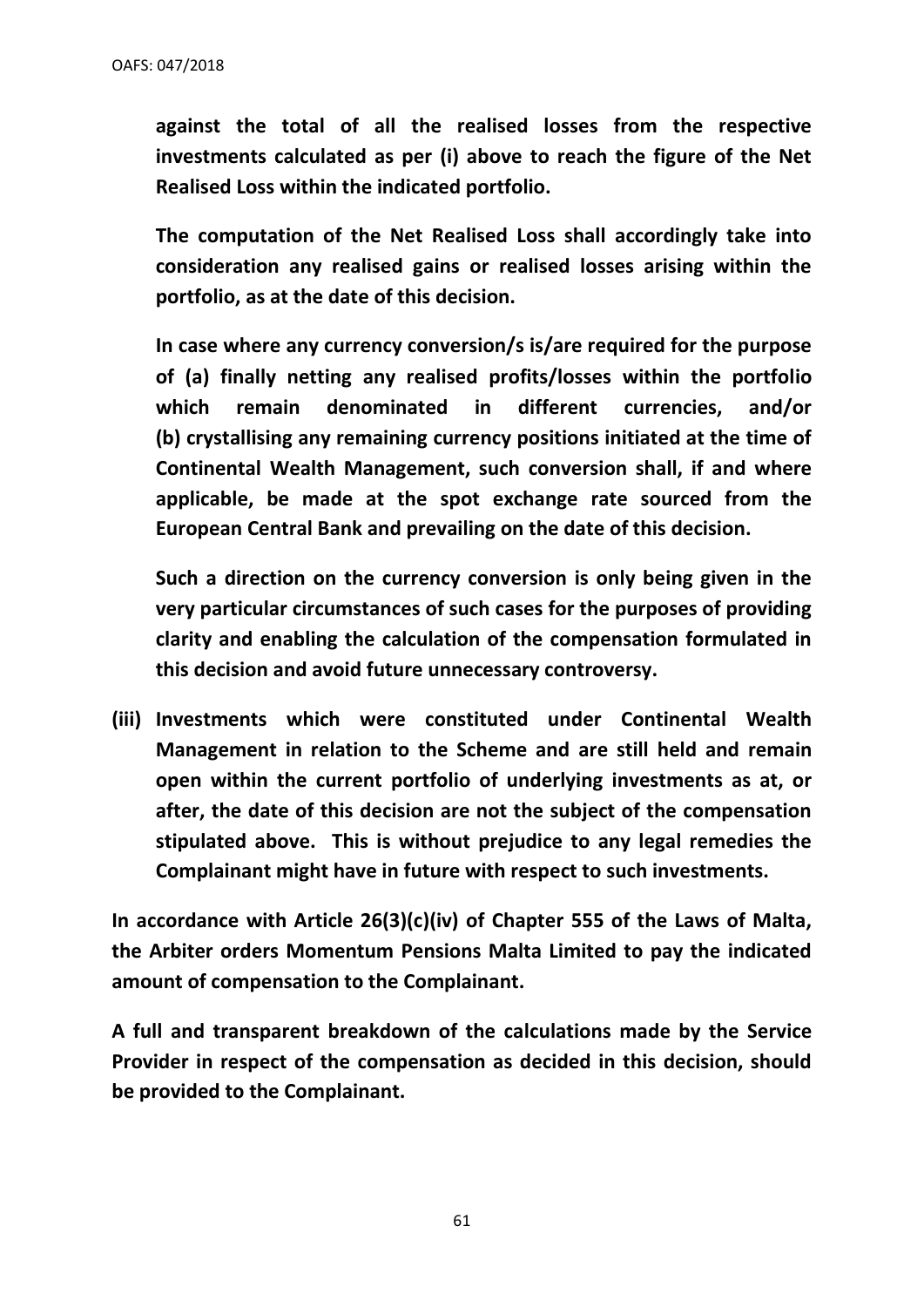**against the total of all the realised losses from the respective investments calculated as per (i) above to reach the figure of the Net Realised Loss within the indicated portfolio.**

**The computation of the Net Realised Loss shall accordingly take into consideration any realised gains or realised losses arising within the portfolio, as at the date of this decision.**

**In case where any currency conversion/s is/are required for the purpose of (a) finally netting any realised profits/losses within the portfolio which remain denominated in different currencies, and/or (b) crystallising any remaining currency positions initiated at the time of Continental Wealth Management, such conversion shall, if and where applicable, be made at the spot exchange rate sourced from the European Central Bank and prevailing on the date of this decision.**

**Such a direction on the currency conversion is only being given in the very particular circumstances of such cases for the purposes of providing clarity and enabling the calculation of the compensation formulated in this decision and avoid future unnecessary controversy.**

**(iii) Investments which were constituted under Continental Wealth Management in relation to the Scheme and are still held and remain open within the current portfolio of underlying investments as at, or after, the date of this decision are not the subject of the compensation stipulated above. This is without prejudice to any legal remedies the Complainant might have in future with respect to such investments.**

**In accordance with Article 26(3)(c)(iv) of Chapter 555 of the Laws of Malta, the Arbiter orders Momentum Pensions Malta Limited to pay the indicated amount of compensation to the Complainant.**

**A full and transparent breakdown of the calculations made by the Service Provider in respect of the compensation as decided in this decision, should be provided to the Complainant.**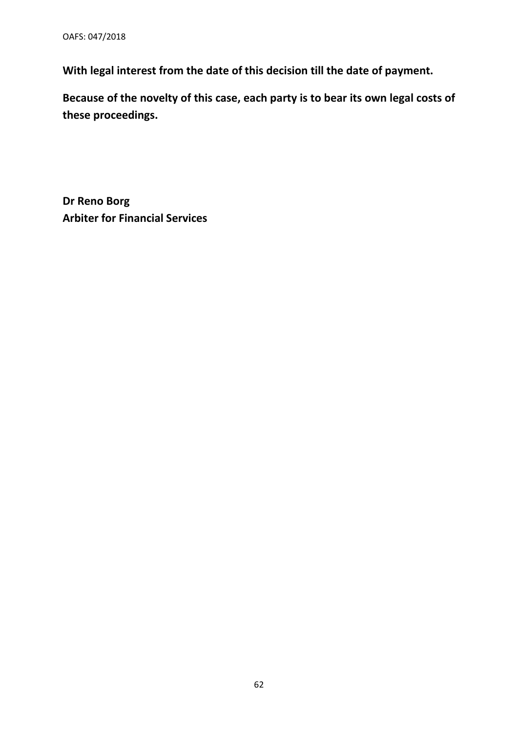**With legal interest from the date of this decision till the date of payment.**

**Because of the novelty of this case, each party is to bear its own legal costs of these proceedings.**

**Dr Reno Borg**
**Arbiter for Financial Services**